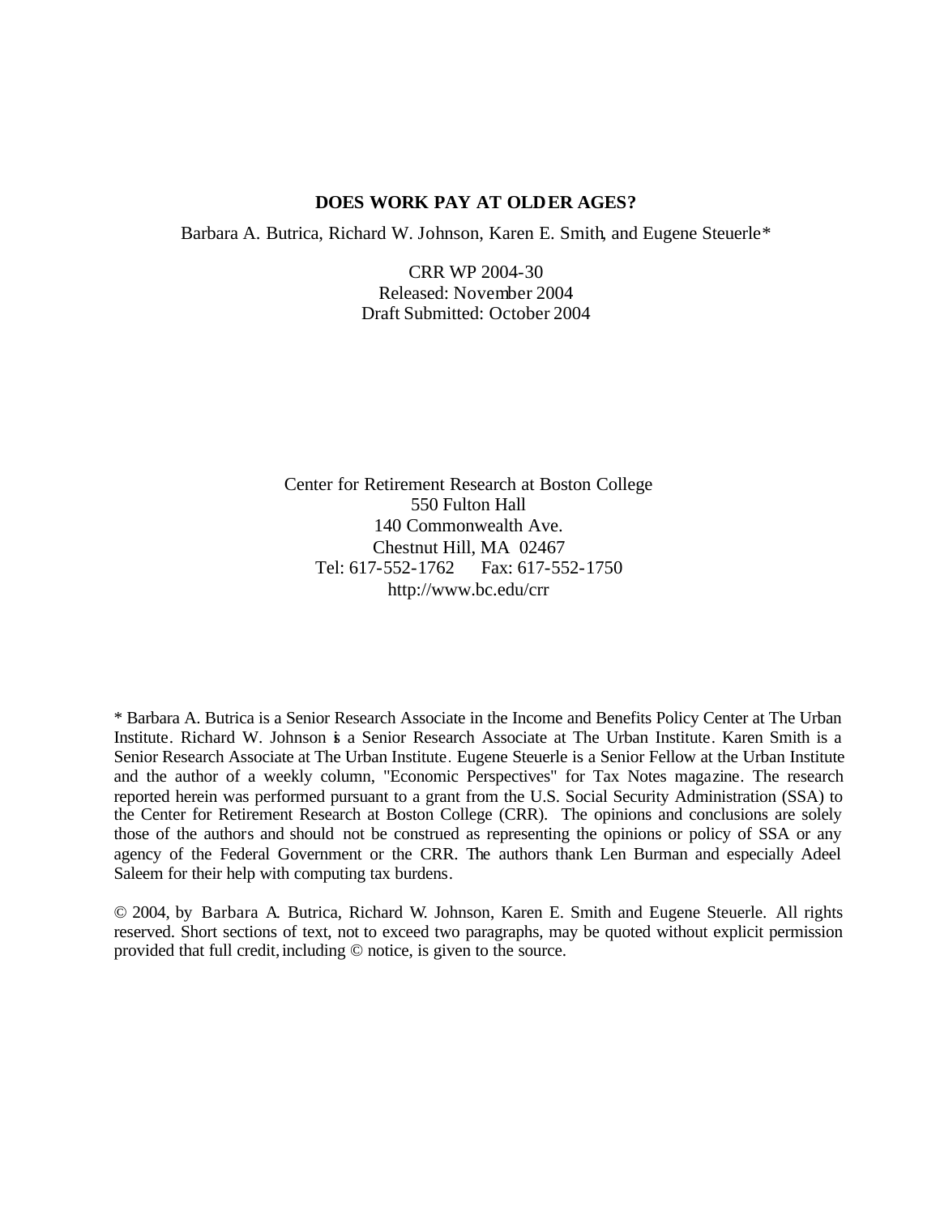# DOES WORK PAY AT OLDER AGES?

Barbara A. Butrica, Richard W. Johnson, Karen E. Smith, and Eugene Steuerle*

CRR WP 2004-30
Released: November 2004
Draft Submitted: October 2004

Center for Retirement Research at Boston College
550 Fulton Hall
140 Commonwealth Ave.
Chestnut Hill, MA 02467
Tel: 617-552-1762 Fax: 617-552-1750
http://www.bc.edu/crr

* Barbara A. Butrica is a Senior Research Associate in the Income and Benefits Policy Center at The Urban Institute. Richard W. Johnson is a Senior Research Associate at The Urban Institute. Karen Smith is a Senior Research Associate at The Urban Institute. Eugene Steuerle is a Senior Fellow at the Urban Institute and the author of a weekly column, "Economic Perspectives" for Tax Notes magazine. The research reported herein was performed pursuant to a grant from the U.S. Social Security Administration (SSA) to the Center for Retirement Research at Boston College (CRR). The opinions and conclusions are solely those of the authors and should not be construed as representing the opinions or policy of SSA or any agency of the Federal Government or the CRR. The authors thank Len Burman and especially Adeel Saleem for their help with computing tax burdens.

© 2004, by Barbara A. Butrica, Richard W. Johnson, Karen E. Smith and Eugene Steuerle. All rights reserved. Short sections of text, not to exceed two paragraphs, may be quoted without explicit permission provided that full credit, including © notice, is given to the source.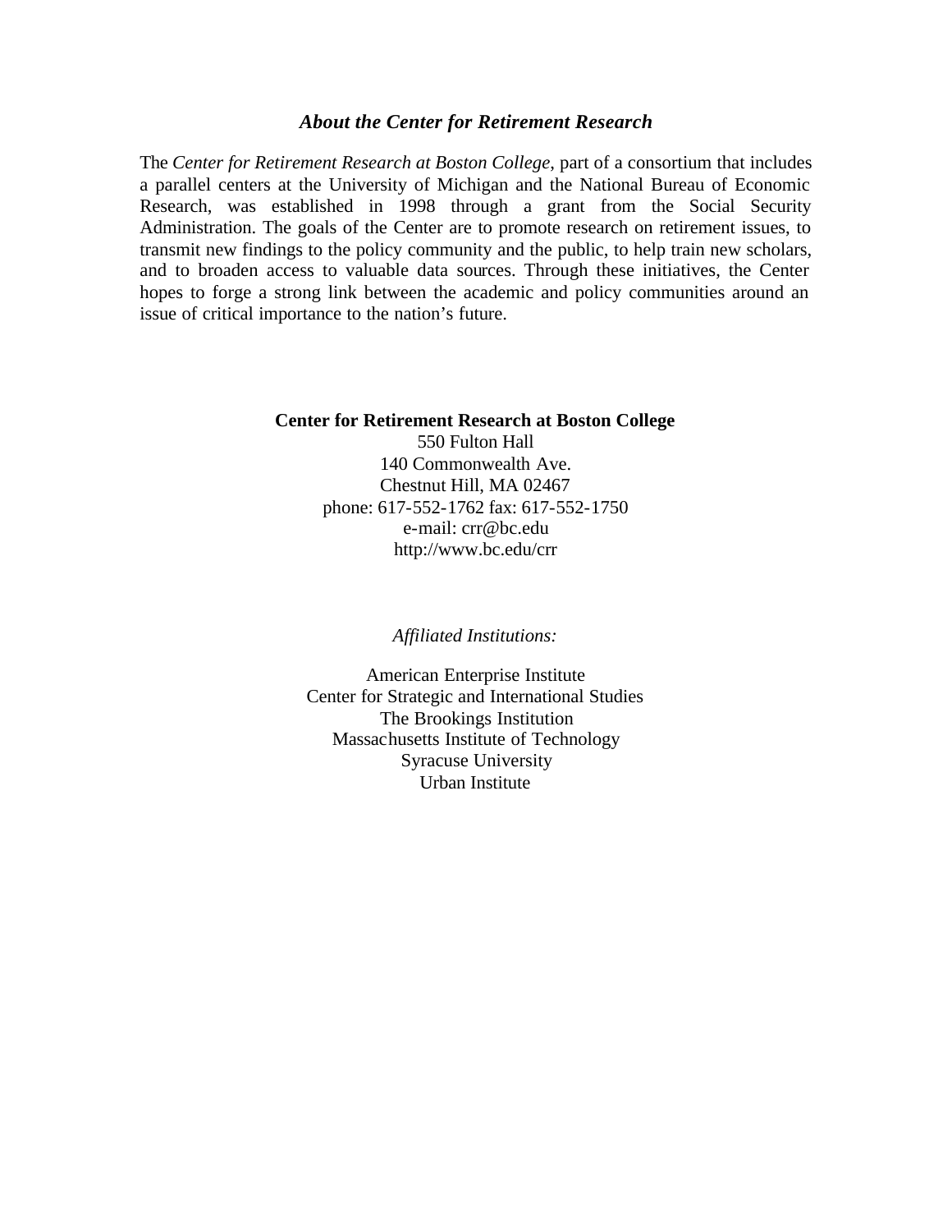### *About the Center for Retirement Research*

The *Center for Retirement Research at Boston College*, part of a consortium that includes a parallel centers at the University of Michigan and the National Bureau of Economic Research, was established in 1998 through a grant from the Social Security Administration. The goals of the Center are to promote research on retirement issues, to transmit new findings to the policy community and the public, to help train new scholars, and to broaden access to valuable data sources. Through these initiatives, the Center hopes to forge a strong link between the academic and policy communities around an issue of critical importance to the nation's future.

**Center for Retirement Research at Boston College**
550 Fulton Hall
140 Commonwealth Ave.
Chestnut Hill, MA 02467
phone: 617-552-1762 fax: 617-552-1750
e-mail: crr@bc.edu
http://www.bc.edu/crr

*Affiliated Institutions:*

American Enterprise Institute
Center for Strategic and International Studies
The Brookings Institution
Massachusetts Institute of Technology
Syracuse University
Urban Institute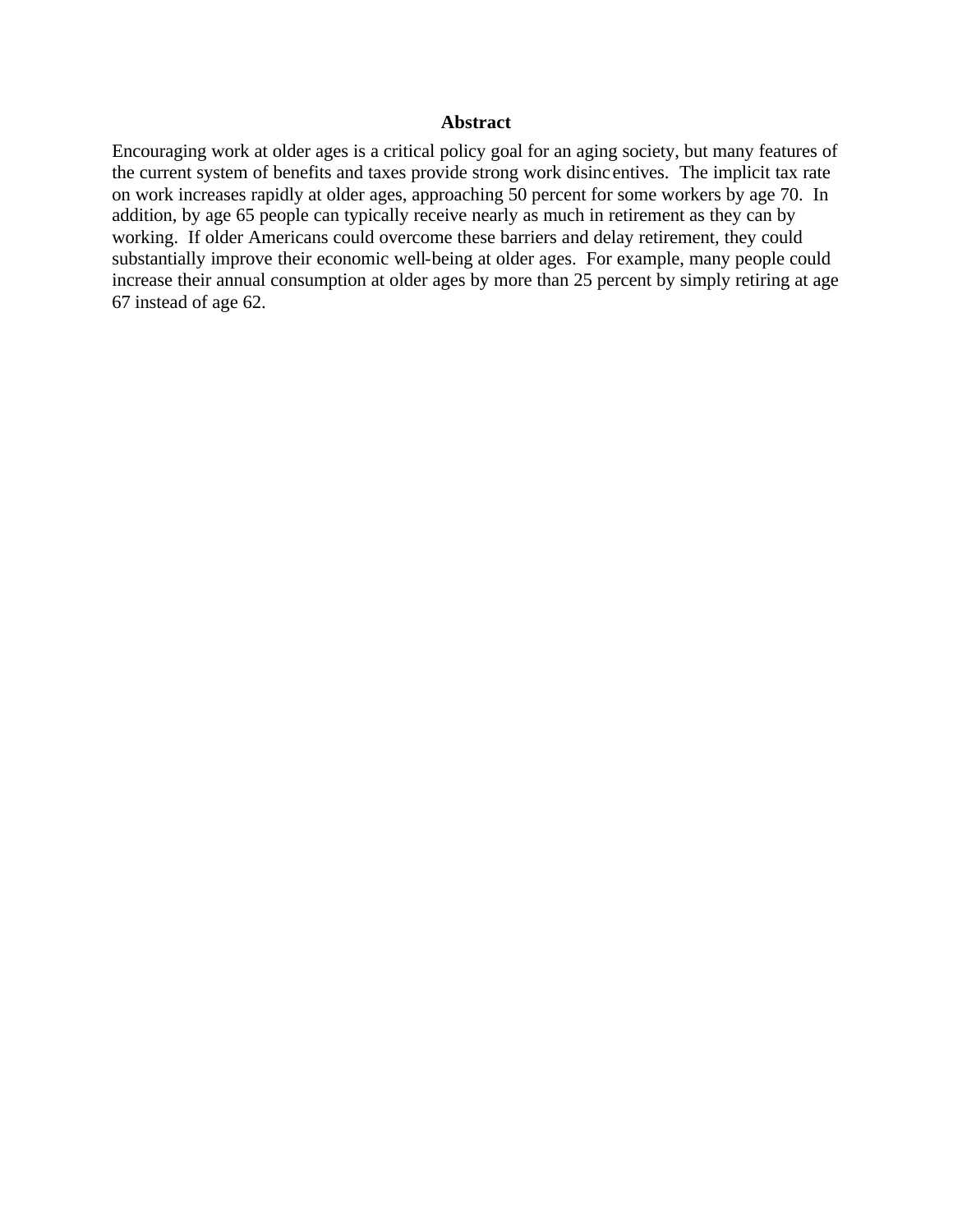# Abstract

Encouraging work at older ages is a critical policy goal for an aging society, but many features of the current system of benefits and taxes provide strong work disincentives. The implicit tax rate on work increases rapidly at older ages, approaching 50 percent for some workers by age 70. In addition, by age 65 people can typically receive nearly as much in retirement as they can by working. If older Americans could overcome these barriers and delay retirement, they could substantially improve their economic well-being at older ages. For example, many people could increase their annual consumption at older ages by more than 25 percent by simply retiring at age 67 instead of age 62.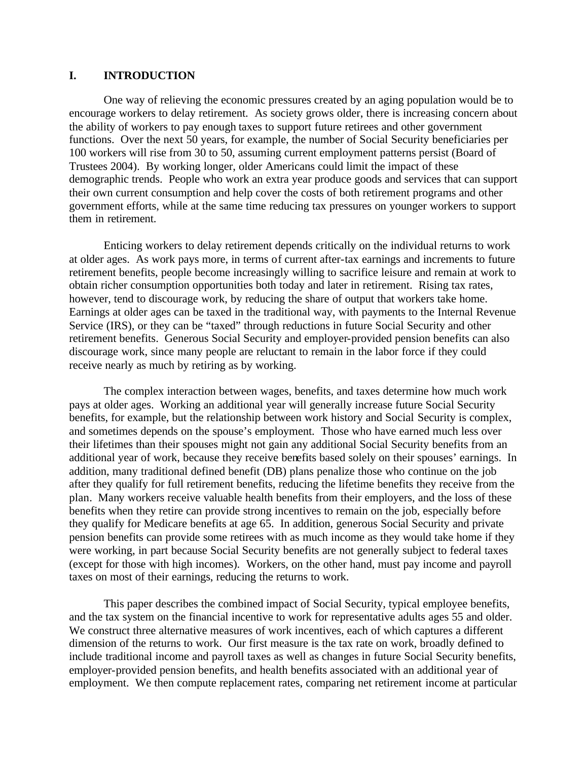## I. INTRODUCTION

One way of relieving the economic pressures created by an aging population would be to encourage workers to delay retirement. As society grows older, there is increasing concern about the ability of workers to pay enough taxes to support future retirees and other government functions. Over the next 50 years, for example, the number of Social Security beneficiaries per 100 workers will rise from 30 to 50, assuming current employment patterns persist (Board of Trustees 2004). By working longer, older Americans could limit the impact of these demographic trends. People who work an extra year produce goods and services that can support their own current consumption and help cover the costs of both retirement programs and other government efforts, while at the same time reducing tax pressures on younger workers to support them in retirement.

Enticing workers to delay retirement depends critically on the individual returns to work at older ages. As work pays more, in terms of current after-tax earnings and increments to future retirement benefits, people become increasingly willing to sacrifice leisure and remain at work to obtain richer consumption opportunities both today and later in retirement. Rising tax rates, however, tend to discourage work, by reducing the share of output that workers take home. Earnings at older ages can be taxed in the traditional way, with payments to the Internal Revenue Service (IRS), or they can be "taxed" through reductions in future Social Security and other retirement benefits. Generous Social Security and employer-provided pension benefits can also discourage work, since many people are reluctant to remain in the labor force if they could receive nearly as much by retiring as by working.

The complex interaction between wages, benefits, and taxes determine how much work pays at older ages. Working an additional year will generally increase future Social Security benefits, for example, but the relationship between work history and Social Security is complex, and sometimes depends on the spouse's employment. Those who have earned much less over their lifetimes than their spouses might not gain any additional Social Security benefits from an additional year of work, because they receive benefits based solely on their spouses' earnings. In addition, many traditional defined benefit (DB) plans penalize those who continue on the job after they qualify for full retirement benefits, reducing the lifetime benefits they receive from the plan. Many workers receive valuable health benefits from their employers, and the loss of these benefits when they retire can provide strong incentives to remain on the job, especially before they qualify for Medicare benefits at age 65. In addition, generous Social Security and private pension benefits can provide some retirees with as much income as they would take home if they were working, in part because Social Security benefits are not generally subject to federal taxes (except for those with high incomes). Workers, on the other hand, must pay income and payroll taxes on most of their earnings, reducing the returns to work.

This paper describes the combined impact of Social Security, typical employee benefits, and the tax system on the financial incentive to work for representative adults ages 55 and older. We construct three alternative measures of work incentives, each of which captures a different dimension of the returns to work. Our first measure is the tax rate on work, broadly defined to include traditional income and payroll taxes as well as changes in future Social Security benefits, employer-provided pension benefits, and health benefits associated with an additional year of employment. We then compute replacement rates, comparing net retirement income at particular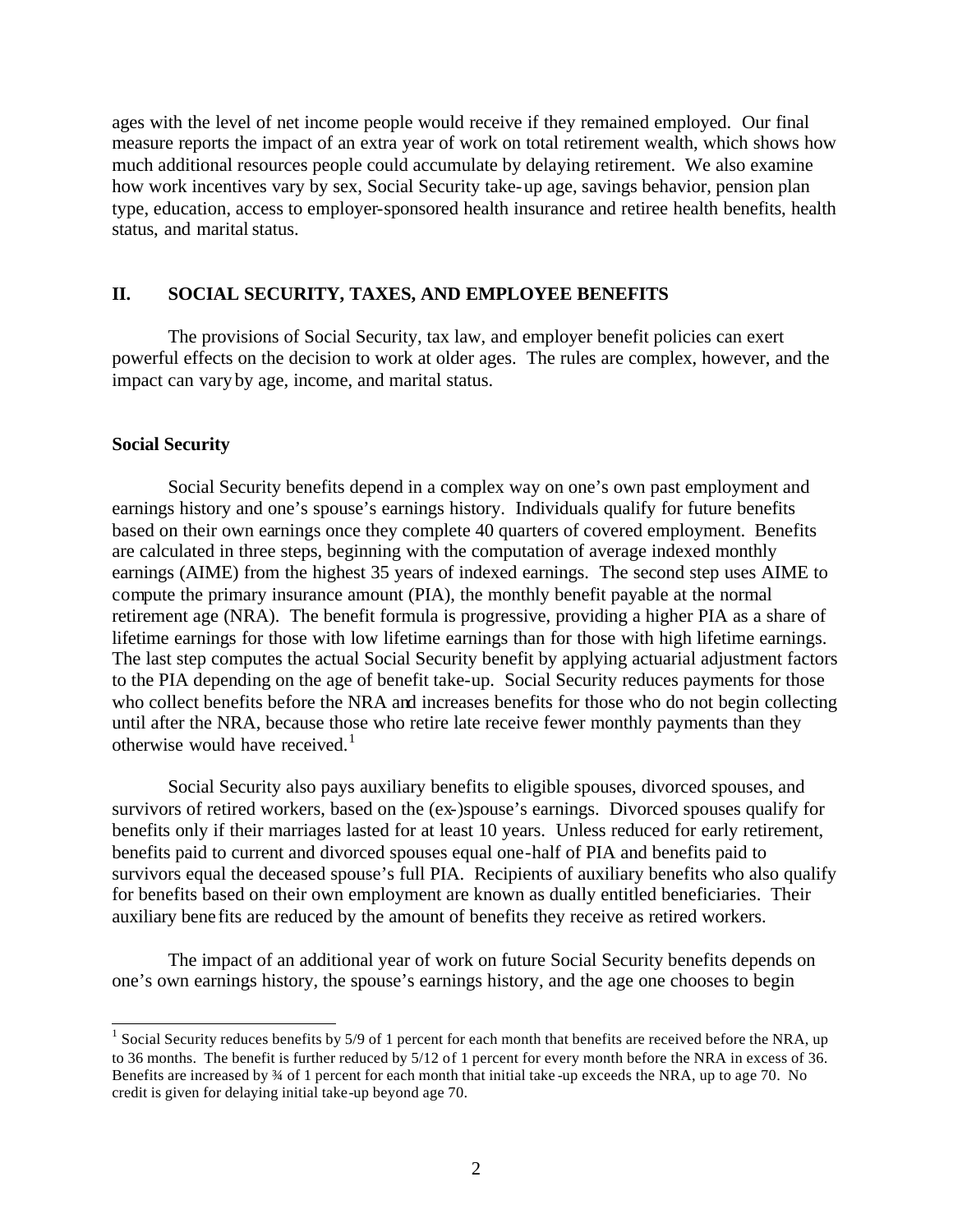ages with the level of net income people would receive if they remained employed. Our final measure reports the impact of an extra year of work on total retirement wealth, which shows how much additional resources people could accumulate by delaying retirement. We also examine how work incentives vary by sex, Social Security take-up age, savings behavior, pension plan type, education, access to employer-sponsored health insurance and retiree health benefits, health status, and marital status.

## II. SOCIAL SECURITY, TAXES, AND EMPLOYEE BENEFITS

The provisions of Social Security, tax law, and employer benefit policies can exert powerful effects on the decision to work at older ages. The rules are complex, however, and the impact can vary by age, income, and marital status.

### Social Security

Social Security benefits depend in a complex way on one's own past employment and earnings history and one's spouse's earnings history. Individuals qualify for future benefits based on their own earnings once they complete 40 quarters of covered employment. Benefits are calculated in three steps, beginning with the computation of average indexed monthly earnings (AIME) from the highest 35 years of indexed earnings. The second step uses AIME to compute the primary insurance amount (PIA), the monthly benefit payable at the normal retirement age (NRA). The benefit formula is progressive, providing a higher PIA as a share of lifetime earnings for those with low lifetime earnings than for those with high lifetime earnings. The last step computes the actual Social Security benefit by applying actuarial adjustment factors to the PIA depending on the age of benefit take-up. Social Security reduces payments for those who collect benefits before the NRA and increases benefits for those who do not begin collecting until after the NRA, because those who retire late receive fewer monthly payments than they otherwise would have received.[1]

Social Security also pays auxiliary benefits to eligible spouses, divorced spouses, and survivors of retired workers, based on the (ex-)spouse's earnings. Divorced spouses qualify for benefits only if their marriages lasted for at least 10 years. Unless reduced for early retirement, benefits paid to current and divorced spouses equal one-half of PIA and benefits paid to survivors equal the deceased spouse's full PIA. Recipients of auxiliary benefits who also qualify for benefits based on their own employment are known as dually entitled beneficiaries. Their auxiliary benefits are reduced by the amount of benefits they receive as retired workers.

The impact of an additional year of work on future Social Security benefits depends on one's own earnings history, the spouse's earnings history, and the age one chooses to begin

---

[1] Social Security reduces benefits by 5/9 of 1 percent for each month that benefits are received before the NRA, up to 36 months. The benefit is further reduced by 5/12 of 1 percent for every month before the NRA in excess of 36. Benefits are increased by ¾ of 1 percent for each month that initial take-up exceeds the NRA, up to age 70. No credit is given for delaying initial take-up beyond age 70.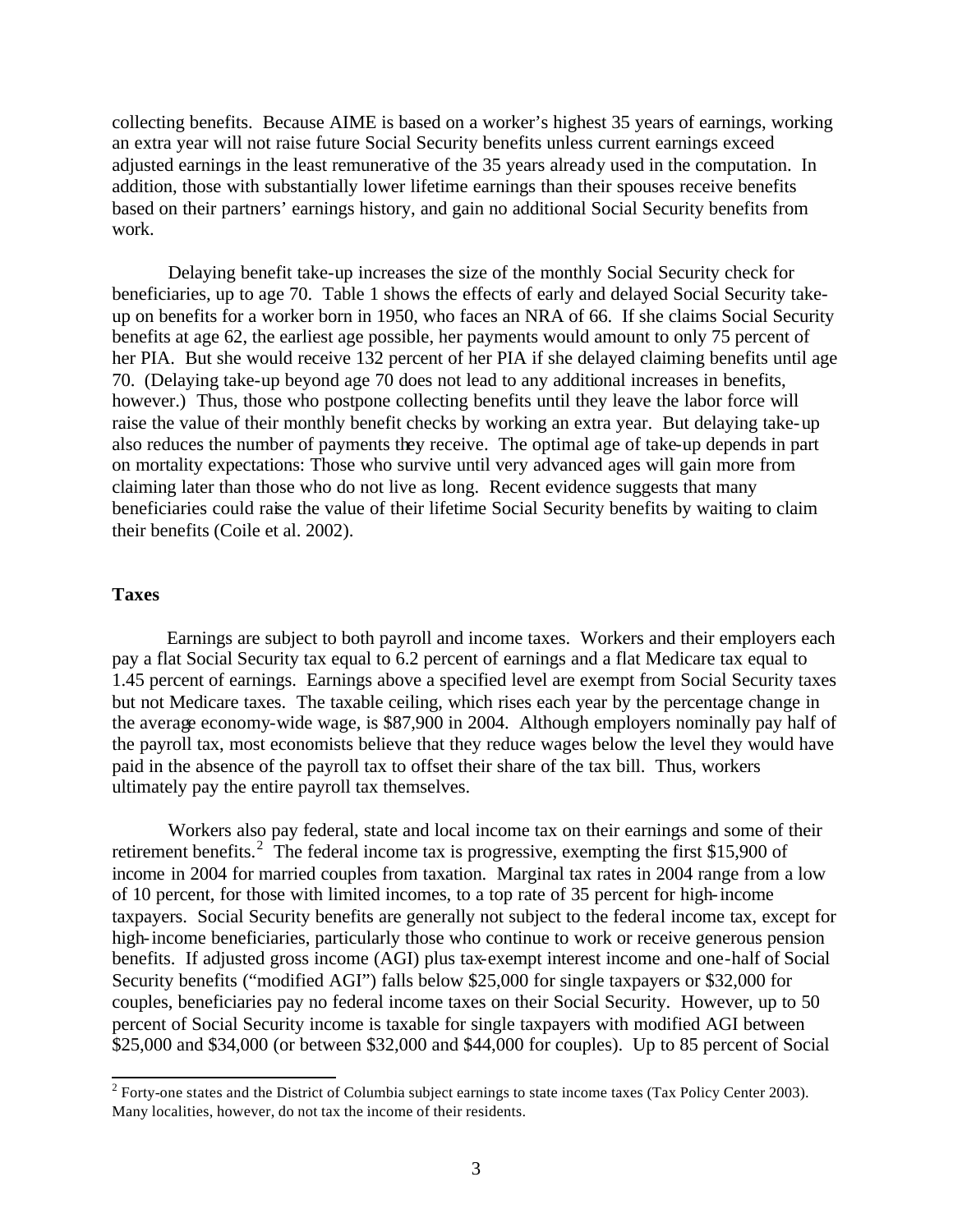collecting benefits. Because AIME is based on a worker's highest 35 years of earnings, working an extra year will not raise future Social Security benefits unless current earnings exceed adjusted earnings in the least remunerative of the 35 years already used in the computation. In addition, those with substantially lower lifetime earnings than their spouses receive benefits based on their partners' earnings history, and gain no additional Social Security benefits from work.

Delaying benefit take-up increases the size of the monthly Social Security check for beneficiaries, up to age 70. Table 1 shows the effects of early and delayed Social Security take-up on benefits for a worker born in 1950, who faces an NRA of 66. If she claims Social Security benefits at age 62, the earliest age possible, her payments would amount to only 75 percent of her PIA. But she would receive 132 percent of her PIA if she delayed claiming benefits until age 70. (Delaying take-up beyond age 70 does not lead to any additional increases in benefits, however.) Thus, those who postpone collecting benefits until they leave the labor force will raise the value of their monthly benefit checks by working an extra year. But delaying take-up also reduces the number of payments they receive. The optimal age of take-up depends in part on mortality expectations: Those who survive until very advanced ages will gain more from claiming later than those who do not live as long. Recent evidence suggests that many beneficiaries could raise the value of their lifetime Social Security benefits by waiting to claim their benefits (Coile et al. 2002).

### Taxes

Earnings are subject to both payroll and income taxes. Workers and their employers each pay a flat Social Security tax equal to 6.2 percent of earnings and a flat Medicare tax equal to 1.45 percent of earnings. Earnings above a specified level are exempt from Social Security taxes but not Medicare taxes. The taxable ceiling, which rises each year by the percentage change in the average economy-wide wage, is $87,900 in 2004. Although employers nominally pay half of the payroll tax, most economists believe that they reduce wages below the level they would have paid in the absence of the payroll tax to offset their share of the tax bill. Thus, workers ultimately pay the entire payroll tax themselves.

Workers also pay federal, state and local income tax on their earnings and some of their retirement benefits.[2] The federal income tax is progressive, exempting the first $15,900 of income in 2004 for married couples from taxation. Marginal tax rates in 2004 range from a low of 10 percent, for those with limited incomes, to a top rate of 35 percent for high-income taxpayers. Social Security benefits are generally not subject to the federal income tax, except for high-income beneficiaries, particularly those who continue to work or receive generous pension benefits. If adjusted gross income (AGI) plus tax-exempt interest income and one-half of Social Security benefits ("modified AGI") falls below $25,000 for single taxpayers or $32,000 for couples, beneficiaries pay no federal income taxes on their Social Security. However, up to 50 percent of Social Security income is taxable for single taxpayers with modified AGI between $25,000 and $34,000 (or between $32,000 and $44,000 for couples). Up to 85 percent of Social

[2] Forty-one states and the District of Columbia subject earnings to state income taxes (Tax Policy Center 2003). Many localities, however, do not tax the income of their residents.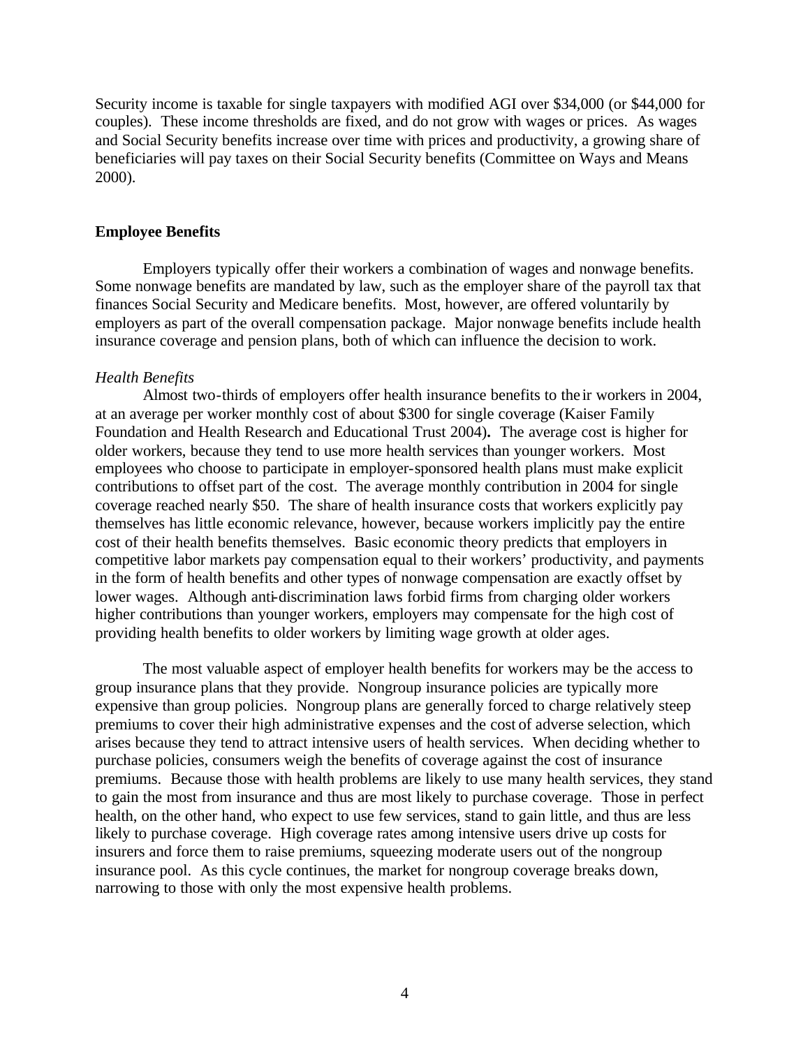Security income is taxable for single taxpayers with modified AGI over $34,000 (or $44,000 for couples). These income thresholds are fixed, and do not grow with wages or prices. As wages and Social Security benefits increase over time with prices and productivity, a growing share of beneficiaries will pay taxes on their Social Security benefits (Committee on Ways and Means 2000).

## Employee Benefits

Employers typically offer their workers a combination of wages and nonwage benefits. Some nonwage benefits are mandated by law, such as the employer share of the payroll tax that finances Social Security and Medicare benefits. Most, however, are offered voluntarily by employers as part of the overall compensation package. Major nonwage benefits include health insurance coverage and pension plans, both of which can influence the decision to work.

### *Health Benefits*

Almost two-thirds of employers offer health insurance benefits to their workers in 2004, at an average per worker monthly cost of about $300 for single coverage (Kaiser Family Foundation and Health Research and Educational Trust 2004). The average cost is higher for older workers, because they tend to use more health services than younger workers. Most employees who choose to participate in employer-sponsored health plans must make explicit contributions to offset part of the cost. The average monthly contribution in 2004 for single coverage reached nearly $50. The share of health insurance costs that workers explicitly pay themselves has little economic relevance, however, because workers implicitly pay the entire cost of their health benefits themselves. Basic economic theory predicts that employers in competitive labor markets pay compensation equal to their workers' productivity, and payments in the form of health benefits and other types of nonwage compensation are exactly offset by lower wages. Although anti-discrimination laws forbid firms from charging older workers higher contributions than younger workers, employers may compensate for the high cost of providing health benefits to older workers by limiting wage growth at older ages.

The most valuable aspect of employer health benefits for workers may be the access to group insurance plans that they provide. Nongroup insurance policies are typically more expensive than group policies. Nongroup plans are generally forced to charge relatively steep premiums to cover their high administrative expenses and the cost of adverse selection, which arises because they tend to attract intensive users of health services. When deciding whether to purchase policies, consumers weigh the benefits of coverage against the cost of insurance premiums. Because those with health problems are likely to use many health services, they stand to gain the most from insurance and thus are most likely to purchase coverage. Those in perfect health, on the other hand, who expect to use few services, stand to gain little, and thus are less likely to purchase coverage. High coverage rates among intensive users drive up costs for insurers and force them to raise premiums, squeezing moderate users out of the nongroup insurance pool. As this cycle continues, the market for nongroup coverage breaks down, narrowing to those with only the most expensive health problems.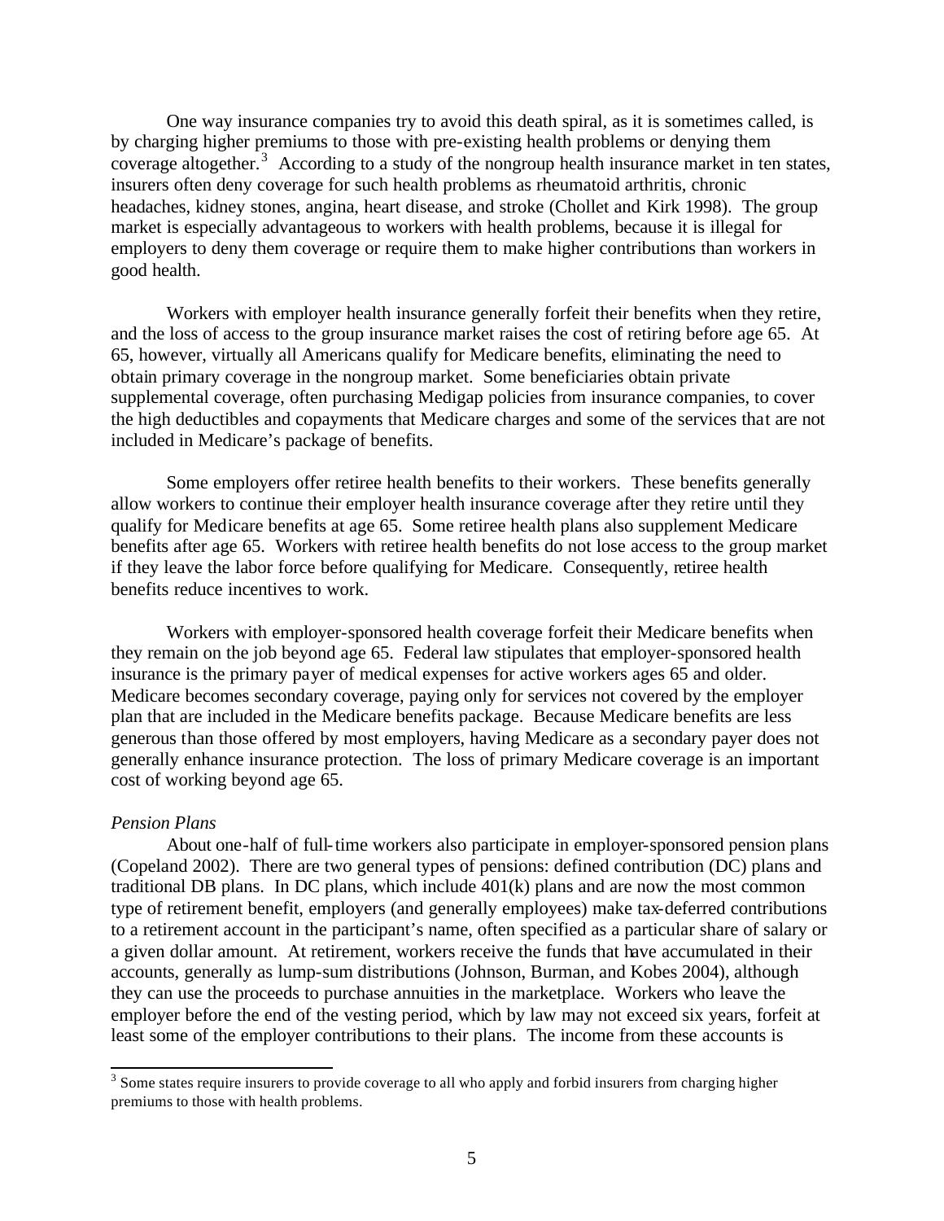One way insurance companies try to avoid this death spiral, as it is sometimes called, is by charging higher premiums to those with pre-existing health problems or denying them coverage altogether.[3] According to a study of the nongroup health insurance market in ten states, insurers often deny coverage for such health problems as rheumatoid arthritis, chronic headaches, kidney stones, angina, heart disease, and stroke (Chollet and Kirk 1998). The group market is especially advantageous to workers with health problems, because it is illegal for employers to deny them coverage or require them to make higher contributions than workers in good health.

Workers with employer health insurance generally forfeit their benefits when they retire, and the loss of access to the group insurance market raises the cost of retiring before age 65. At 65, however, virtually all Americans qualify for Medicare benefits, eliminating the need to obtain primary coverage in the nongroup market. Some beneficiaries obtain private supplemental coverage, often purchasing Medigap policies from insurance companies, to cover the high deductibles and copayments that Medicare charges and some of the services that are not included in Medicare's package of benefits.

Some employers offer retiree health benefits to their workers. These benefits generally allow workers to continue their employer health insurance coverage after they retire until they qualify for Medicare benefits at age 65. Some retiree health plans also supplement Medicare benefits after age 65. Workers with retiree health benefits do not lose access to the group market if they leave the labor force before qualifying for Medicare. Consequently, retiree health benefits reduce incentives to work.

Workers with employer-sponsored health coverage forfeit their Medicare benefits when they remain on the job beyond age 65. Federal law stipulates that employer-sponsored health insurance is the primary payer of medical expenses for active workers ages 65 and older. Medicare becomes secondary coverage, paying only for services not covered by the employer plan that are included in the Medicare benefits package. Because Medicare benefits are less generous than those offered by most employers, having Medicare as a secondary payer does not generally enhance insurance protection. The loss of primary Medicare coverage is an important cost of working beyond age 65.

*Pension Plans*

About one-half of full-time workers also participate in employer-sponsored pension plans (Copeland 2002). There are two general types of pensions: defined contribution (DC) plans and traditional DB plans. In DC plans, which include 401(k) plans and are now the most common type of retirement benefit, employers (and generally employees) make tax-deferred contributions to a retirement account in the participant's name, often specified as a particular share of salary or a given dollar amount. At retirement, workers receive the funds that have accumulated in their accounts, generally as lump-sum distributions (Johnson, Burman, and Kobes 2004), although they can use the proceeds to purchase annuities in the marketplace. Workers who leave the employer before the end of the vesting period, which by law may not exceed six years, forfeit at least some of the employer contributions to their plans. The income from these accounts is

[3] Some states require insurers to provide coverage to all who apply and forbid insurers from charging higher premiums to those with health problems.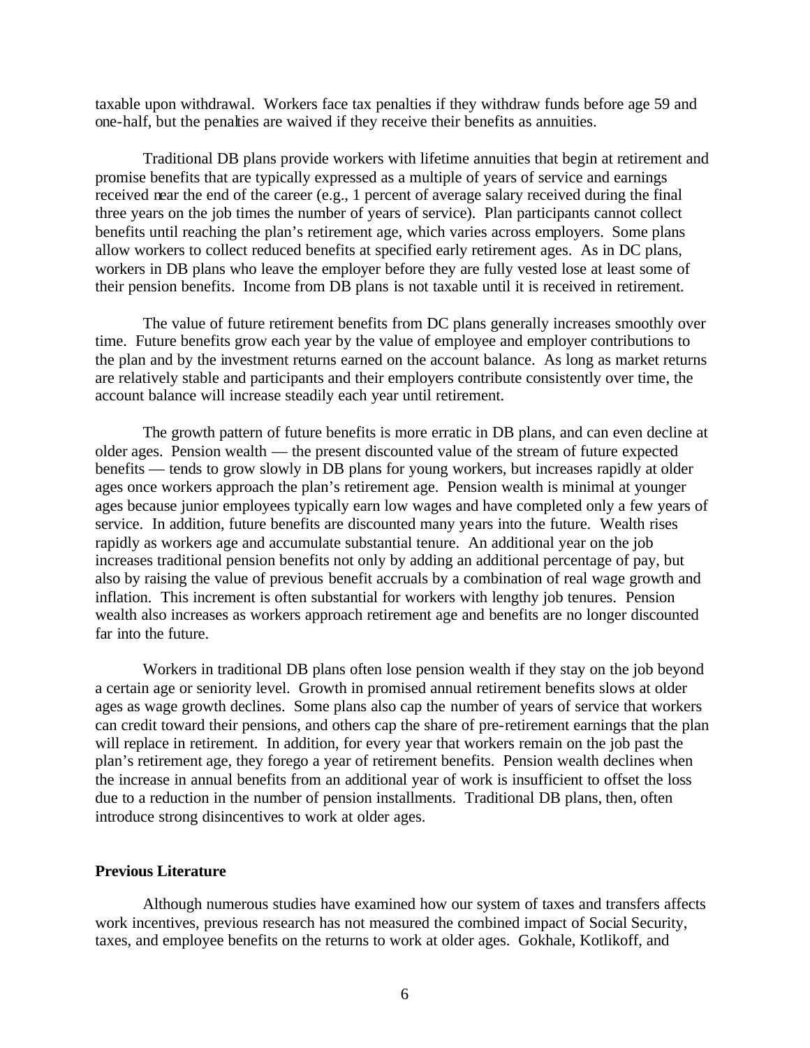taxable upon withdrawal. Workers face tax penalties if they withdraw funds before age 59 and one-half, but the penalties are waived if they receive their benefits as annuities.

Traditional DB plans provide workers with lifetime annuities that begin at retirement and promise benefits that are typically expressed as a multiple of years of service and earnings received near the end of the career (e.g., 1 percent of average salary received during the final three years on the job times the number of years of service). Plan participants cannot collect benefits until reaching the plan's retirement age, which varies across employers. Some plans allow workers to collect reduced benefits at specified early retirement ages. As in DC plans, workers in DB plans who leave the employer before they are fully vested lose at least some of their pension benefits. Income from DB plans is not taxable until it is received in retirement.

The value of future retirement benefits from DC plans generally increases smoothly over time. Future benefits grow each year by the value of employee and employer contributions to the plan and by the investment returns earned on the account balance. As long as market returns are relatively stable and participants and their employers contribute consistently over time, the account balance will increase steadily each year until retirement.

The growth pattern of future benefits is more erratic in DB plans, and can even decline at older ages. Pension wealth — the present discounted value of the stream of future expected benefits — tends to grow slowly in DB plans for young workers, but increases rapidly at older ages once workers approach the plan's retirement age. Pension wealth is minimal at younger ages because junior employees typically earn low wages and have completed only a few years of service. In addition, future benefits are discounted many years into the future. Wealth rises rapidly as workers age and accumulate substantial tenure. An additional year on the job increases traditional pension benefits not only by adding an additional percentage of pay, but also by raising the value of previous benefit accruals by a combination of real wage growth and inflation. This increment is often substantial for workers with lengthy job tenures. Pension wealth also increases as workers approach retirement age and benefits are no longer discounted far into the future.

Workers in traditional DB plans often lose pension wealth if they stay on the job beyond a certain age or seniority level. Growth in promised annual retirement benefits slows at older ages as wage growth declines. Some plans also cap the number of years of service that workers can credit toward their pensions, and others cap the share of pre-retirement earnings that the plan will replace in retirement. In addition, for every year that workers remain on the job past the plan's retirement age, they forego a year of retirement benefits. Pension wealth declines when the increase in annual benefits from an additional year of work is insufficient to offset the loss due to a reduction in the number of pension installments. Traditional DB plans, then, often introduce strong disincentives to work at older ages.

**Previous Literature**

Although numerous studies have examined how our system of taxes and transfers affects work incentives, previous research has not measured the combined impact of Social Security, taxes, and employee benefits on the returns to work at older ages. Gokhale, Kotlikoff, and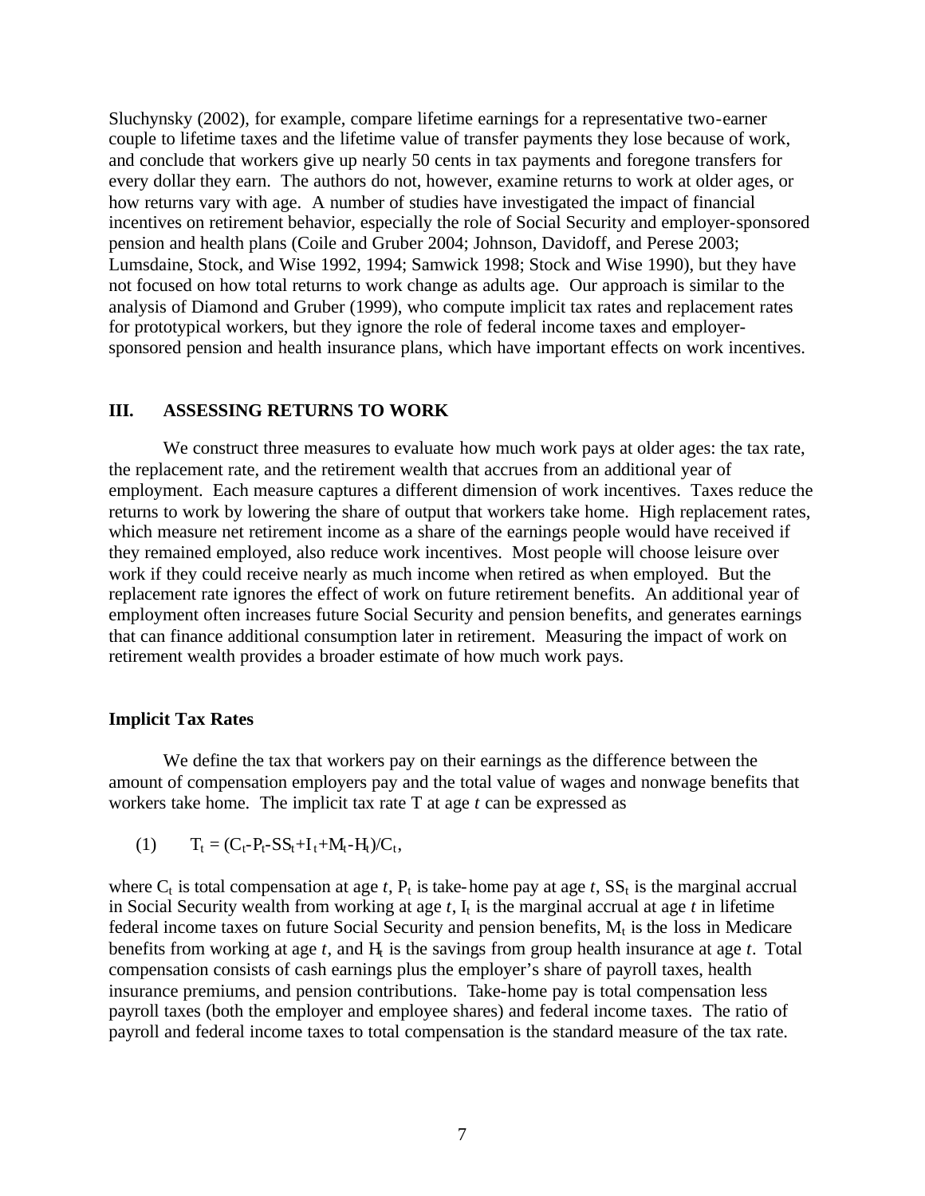Sluchynsky (2002), for example, compare lifetime earnings for a representative two-earner couple to lifetime taxes and the lifetime value of transfer payments they lose because of work, and conclude that workers give up nearly 50 cents in tax payments and foregone transfers for every dollar they earn. The authors do not, however, examine returns to work at older ages, or how returns vary with age. A number of studies have investigated the impact of financial incentives on retirement behavior, especially the role of Social Security and employer-sponsored pension and health plans (Coile and Gruber 2004; Johnson, Davidoff, and Perese 2003; Lumsdaine, Stock, and Wise 1992, 1994; Samwick 1998; Stock and Wise 1990), but they have not focused on how total returns to work change as adults age. Our approach is similar to the analysis of Diamond and Gruber (1999), who compute implicit tax rates and replacement rates for prototypical workers, but they ignore the role of federal income taxes and employer-sponsored pension and health insurance plans, which have important effects on work incentives.

## III. ASSESSING RETURNS TO WORK

We construct three measures to evaluate how much work pays at older ages: the tax rate, the replacement rate, and the retirement wealth that accrues from an additional year of employment. Each measure captures a different dimension of work incentives. Taxes reduce the returns to work by lowering the share of output that workers take home. High replacement rates, which measure net retirement income as a share of the earnings people would have received if they remained employed, also reduce work incentives. Most people will choose leisure over work if they could receive nearly as much income when retired as when employed. But the replacement rate ignores the effect of work on future retirement benefits. An additional year of employment often increases future Social Security and pension benefits, and generates earnings that can finance additional consumption later in retirement. Measuring the impact of work on retirement wealth provides a broader estimate of how much work pays.

### Implicit Tax Rates

We define the tax that workers pay on their earnings as the difference between the amount of compensation employers pay and the total value of wages and nonwage benefits that workers take home. The implicit tax rate T at age *t* can be expressed as

$$T_t = (C_t - P_t - SS_t + I_t + M_t - H_t)/C_t, \qquad (1)$$

where $C_t$ is total compensation at age *t*, $P_t$ is take-home pay at age *t*, $SS_t$ is the marginal accrual in Social Security wealth from working at age *t*, $I_t$ is the marginal accrual at age *t* in lifetime federal income taxes on future Social Security and pension benefits, $M_t$ is the loss in Medicare benefits from working at age *t*, and $H_t$ is the savings from group health insurance at age *t*. Total compensation consists of cash earnings plus the employer's share of payroll taxes, health insurance premiums, and pension contributions. Take-home pay is total compensation less payroll taxes (both the employer and employee shares) and federal income taxes. The ratio of payroll and federal income taxes to total compensation is the standard measure of the tax rate.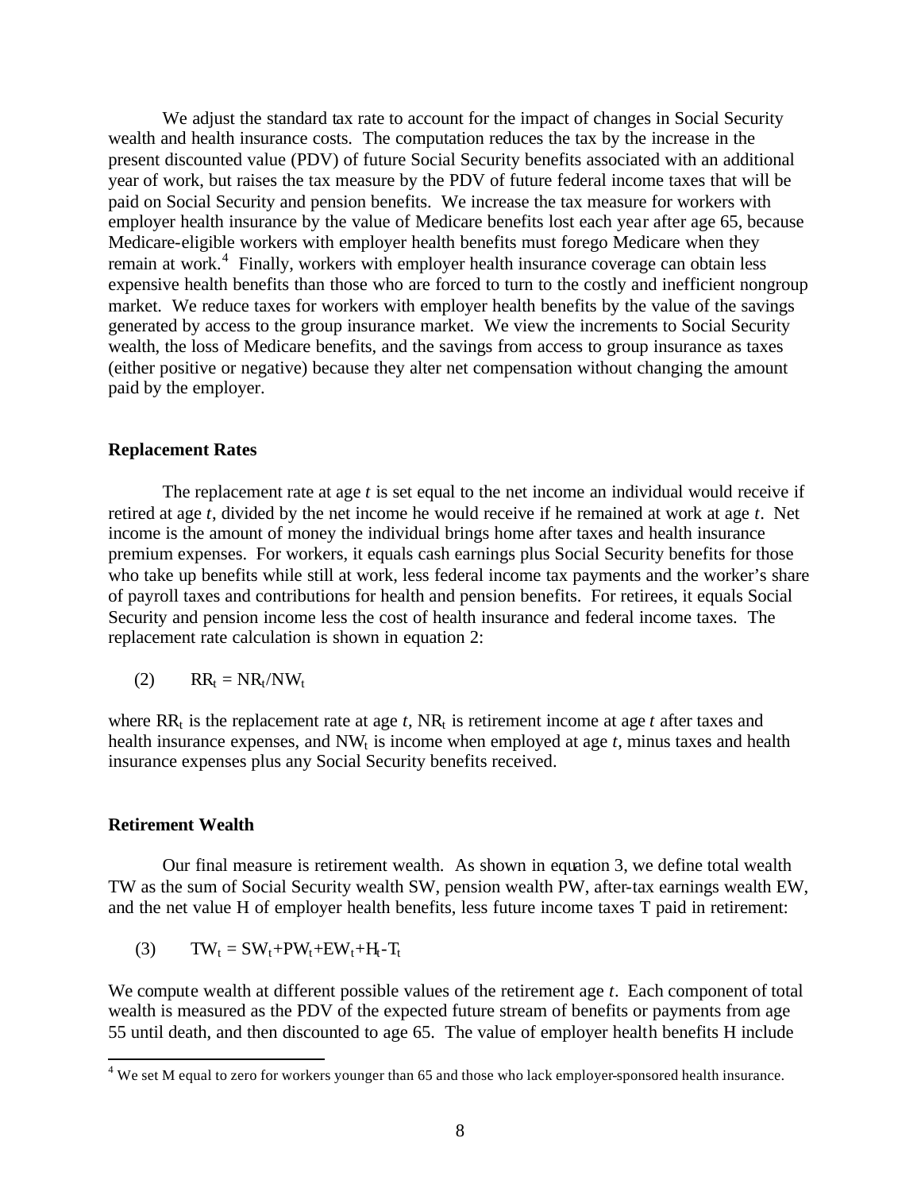We adjust the standard tax rate to account for the impact of changes in Social Security wealth and health insurance costs. The computation reduces the tax by the increase in the present discounted value (PDV) of future Social Security benefits associated with an additional year of work, but raises the tax measure by the PDV of future federal income taxes that will be paid on Social Security and pension benefits. We increase the tax measure for workers with employer health insurance by the value of Medicare benefits lost each year after age 65, because Medicare-eligible workers with employer health benefits must forego Medicare when they remain at work.[4] Finally, workers with employer health insurance coverage can obtain less expensive health benefits than those who are forced to turn to the costly and inefficient nongroup market. We reduce taxes for workers with employer health benefits by the value of the savings generated by access to the group insurance market. We view the increments to Social Security wealth, the loss of Medicare benefits, and the savings from access to group insurance as taxes (either positive or negative) because they alter net compensation without changing the amount paid by the employer.

### Replacement Rates

The replacement rate at age *t* is set equal to the net income an individual would receive if retired at age *t*, divided by the net income he would receive if he remained at work at age *t*. Net income is the amount of money the individual brings home after taxes and health insurance premium expenses. For workers, it equals cash earnings plus Social Security benefits for those who take up benefits while still at work, less federal income tax payments and the worker's share of payroll taxes and contributions for health and pension benefits. For retirees, it equals Social Security and pension income less the cost of health insurance and federal income taxes. The replacement rate calculation is shown in equation 2:

$$(2) \qquad RR_t = NR_t/NW_t$$

where $RR_t$ is the replacement rate at age *t*, $NR_t$ is retirement income at age *t* after taxes and health insurance expenses, and $NW_t$ is income when employed at age *t*, minus taxes and health insurance expenses plus any Social Security benefits received.

### Retirement Wealth

Our final measure is retirement wealth. As shown in equation 3, we define total wealth TW as the sum of Social Security wealth SW, pension wealth PW, after-tax earnings wealth EW, and the net value H of employer health benefits, less future income taxes T paid in retirement:

$$(3) \qquad TW_t = SW_t+PW_t+EW_t+H_t-T_t$$

We compute wealth at different possible values of the retirement age *t*. Each component of total wealth is measured as the PDV of the expected future stream of benefits or payments from age 55 until death, and then discounted to age 65. The value of employer health benefits H include

[4] We set M equal to zero for workers younger than 65 and those who lack employer-sponsored health insurance.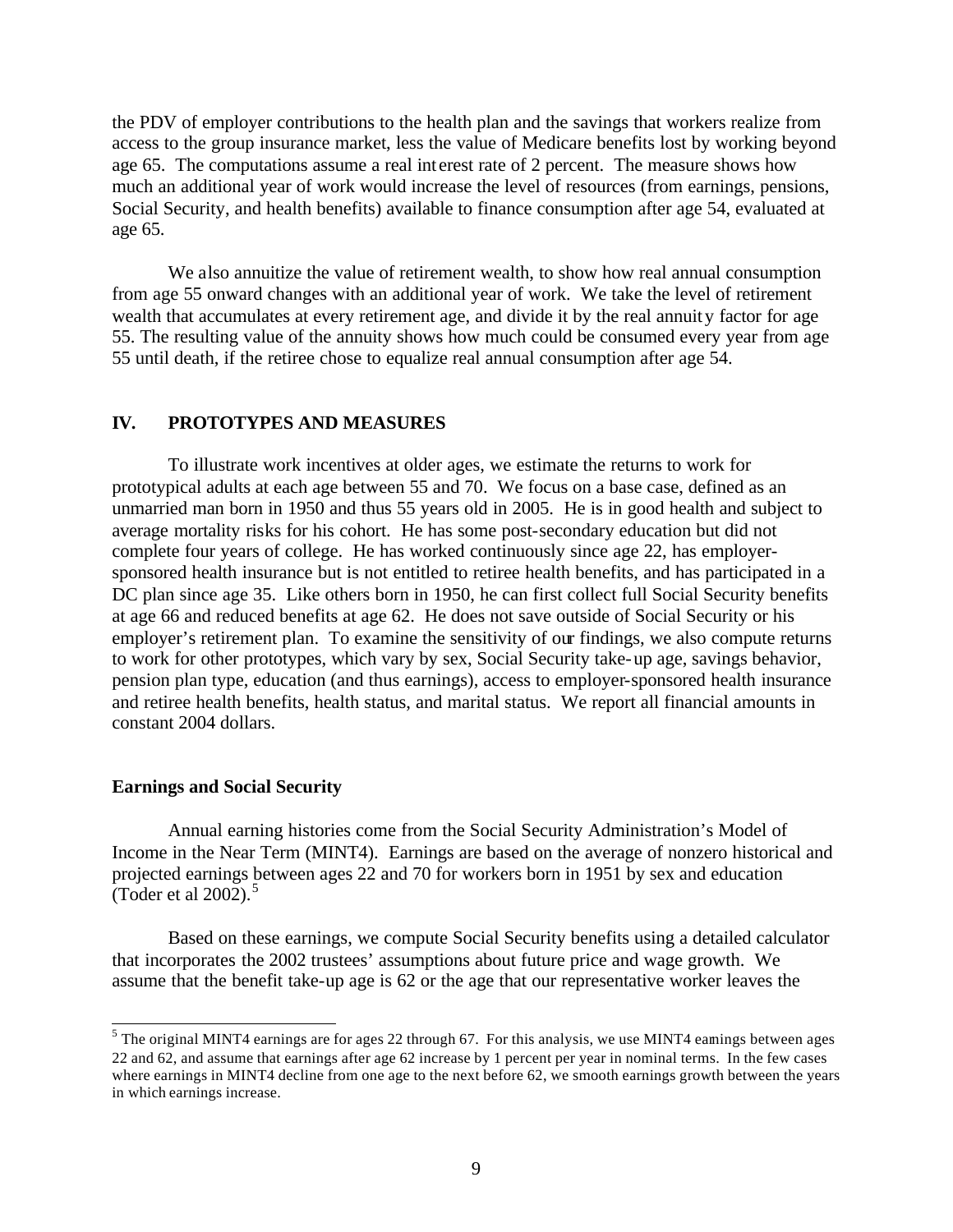the PDV of employer contributions to the health plan and the savings that workers realize from access to the group insurance market, less the value of Medicare benefits lost by working beyond age 65. The computations assume a real interest rate of 2 percent. The measure shows how much an additional year of work would increase the level of resources (from earnings, pensions, Social Security, and health benefits) available to finance consumption after age 54, evaluated at age 65.

We also annuitize the value of retirement wealth, to show how real annual consumption from age 55 onward changes with an additional year of work. We take the level of retirement wealth that accumulates at every retirement age, and divide it by the real annuity factor for age 55. The resulting value of the annuity shows how much could be consumed every year from age 55 until death, if the retiree chose to equalize real annual consumption after age 54.

## IV. PROTOTYPES AND MEASURES

To illustrate work incentives at older ages, we estimate the returns to work for prototypical adults at each age between 55 and 70. We focus on a base case, defined as an unmarried man born in 1950 and thus 55 years old in 2005. He is in good health and subject to average mortality risks for his cohort. He has some post-secondary education but did not complete four years of college. He has worked continuously since age 22, has employer-sponsored health insurance but is not entitled to retiree health benefits, and has participated in a DC plan since age 35. Like others born in 1950, he can first collect full Social Security benefits at age 66 and reduced benefits at age 62. He does not save outside of Social Security or his employer's retirement plan. To examine the sensitivity of our findings, we also compute returns to work for other prototypes, which vary by sex, Social Security take-up age, savings behavior, pension plan type, education (and thus earnings), access to employer-sponsored health insurance and retiree health benefits, health status, and marital status. We report all financial amounts in constant 2004 dollars.

### Earnings and Social Security

Annual earning histories come from the Social Security Administration's Model of Income in the Near Term (MINT4). Earnings are based on the average of nonzero historical and projected earnings between ages 22 and 70 for workers born in 1951 by sex and education (Toder et al 2002).[5]

Based on these earnings, we compute Social Security benefits using a detailed calculator that incorporates the 2002 trustees' assumptions about future price and wage growth. We assume that the benefit take-up age is 62 or the age that our representative worker leaves the

[5] The original MINT4 earnings are for ages 22 through 67. For this analysis, we use MINT4 earnings between ages 22 and 62, and assume that earnings after age 62 increase by 1 percent per year in nominal terms. In the few cases where earnings in MINT4 decline from one age to the next before 62, we smooth earnings growth between the years in which earnings increase.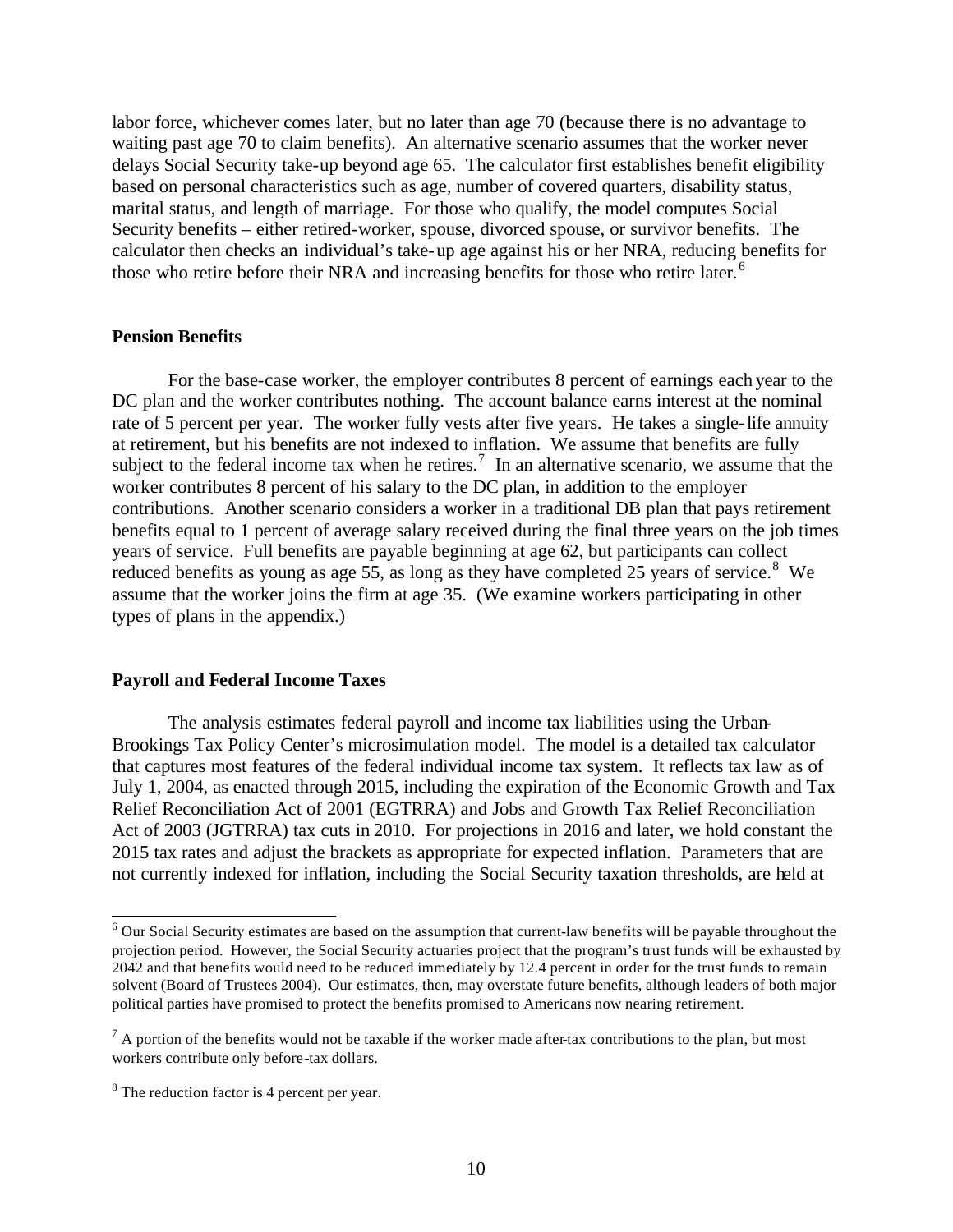labor force, whichever comes later, but no later than age 70 (because there is no advantage to waiting past age 70 to claim benefits). An alternative scenario assumes that the worker never delays Social Security take-up beyond age 65. The calculator first establishes benefit eligibility based on personal characteristics such as age, number of covered quarters, disability status, marital status, and length of marriage. For those who qualify, the model computes Social Security benefits – either retired-worker, spouse, divorced spouse, or survivor benefits. The calculator then checks an individual's take-up age against his or her NRA, reducing benefits for those who retire before their NRA and increasing benefits for those who retire later.[6]

**Pension Benefits**

For the base-case worker, the employer contributes 8 percent of earnings each year to the DC plan and the worker contributes nothing. The account balance earns interest at the nominal rate of 5 percent per year. The worker fully vests after five years. He takes a single-life annuity at retirement, but his benefits are not indexed to inflation. We assume that benefits are fully subject to the federal income tax when he retires.[7] In an alternative scenario, we assume that the worker contributes 8 percent of his salary to the DC plan, in addition to the employer contributions. Another scenario considers a worker in a traditional DB plan that pays retirement benefits equal to 1 percent of average salary received during the final three years on the job times years of service. Full benefits are payable beginning at age 62, but participants can collect reduced benefits as young as age 55, as long as they have completed 25 years of service.[8] We assume that the worker joins the firm at age 35. (We examine workers participating in other types of plans in the appendix.)

**Payroll and Federal Income Taxes**

The analysis estimates federal payroll and income tax liabilities using the Urban-Brookings Tax Policy Center's microsimulation model. The model is a detailed tax calculator that captures most features of the federal individual income tax system. It reflects tax law as of July 1, 2004, as enacted through 2015, including the expiration of the Economic Growth and Tax Relief Reconciliation Act of 2001 (EGTRRA) and Jobs and Growth Tax Relief Reconciliation Act of 2003 (JGTRRA) tax cuts in 2010. For projections in 2016 and later, we hold constant the 2015 tax rates and adjust the brackets as appropriate for expected inflation. Parameters that are not currently indexed for inflation, including the Social Security taxation thresholds, are held at

---

[6] Our Social Security estimates are based on the assumption that current-law benefits will be payable throughout the projection period. However, the Social Security actuaries project that the program's trust funds will be exhausted by 2042 and that benefits would need to be reduced immediately by 12.4 percent in order for the trust funds to remain solvent (Board of Trustees 2004). Our estimates, then, may overstate future benefits, although leaders of both major political parties have promised to protect the benefits promised to Americans now nearing retirement.

[7] A portion of the benefits would not be taxable if the worker made after-tax contributions to the plan, but most workers contribute only before-tax dollars.

[8] The reduction factor is 4 percent per year.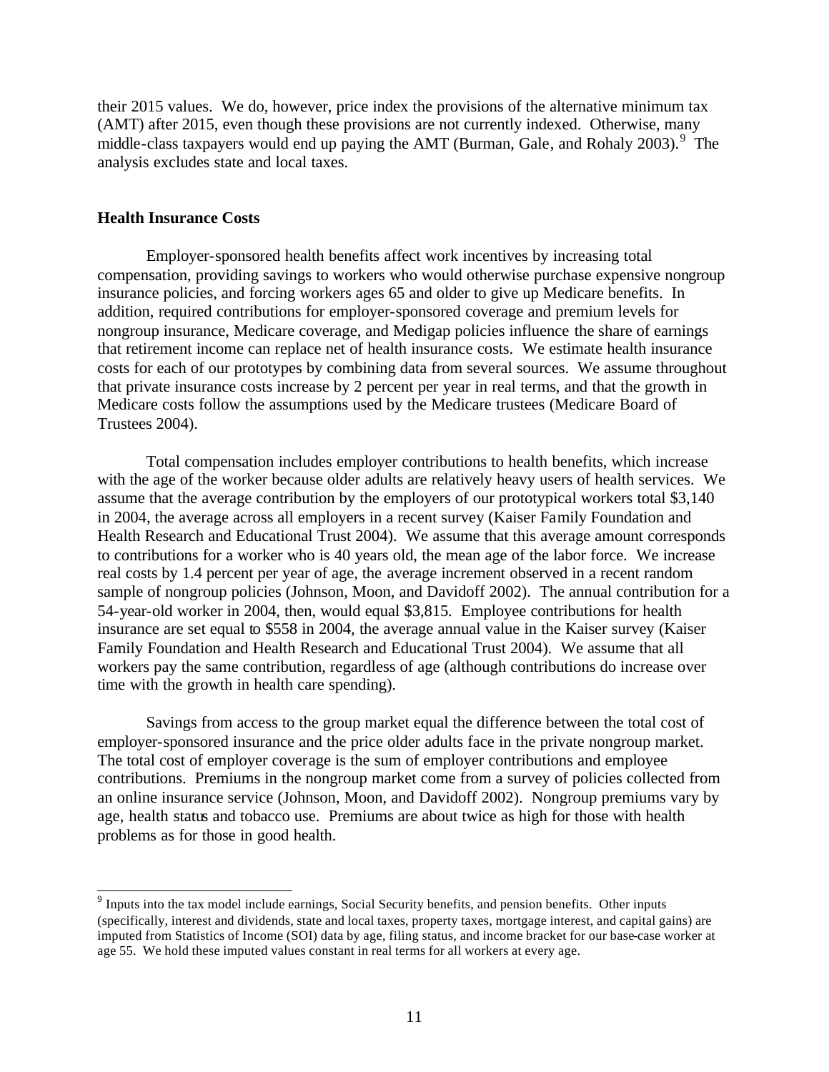their 2015 values. We do, however, price index the provisions of the alternative minimum tax (AMT) after 2015, even though these provisions are not currently indexed. Otherwise, many middle-class taxpayers would end up paying the AMT (Burman, Gale, and Rohaly 2003).[9] The analysis excludes state and local taxes.

### Health Insurance Costs

Employer-sponsored health benefits affect work incentives by increasing total compensation, providing savings to workers who would otherwise purchase expensive nongroup insurance policies, and forcing workers ages 65 and older to give up Medicare benefits. In addition, required contributions for employer-sponsored coverage and premium levels for nongroup insurance, Medicare coverage, and Medigap policies influence the share of earnings that retirement income can replace net of health insurance costs. We estimate health insurance costs for each of our prototypes by combining data from several sources. We assume throughout that private insurance costs increase by 2 percent per year in real terms, and that the growth in Medicare costs follow the assumptions used by the Medicare trustees (Medicare Board of Trustees 2004).

Total compensation includes employer contributions to health benefits, which increase with the age of the worker because older adults are relatively heavy users of health services. We assume that the average contribution by the employers of our prototypical workers total $3,140 in 2004, the average across all employers in a recent survey (Kaiser Family Foundation and Health Research and Educational Trust 2004). We assume that this average amount corresponds to contributions for a worker who is 40 years old, the mean age of the labor force. We increase real costs by 1.4 percent per year of age, the average increment observed in a recent random sample of nongroup policies (Johnson, Moon, and Davidoff 2002). The annual contribution for a 54-year-old worker in 2004, then, would equal $3,815. Employee contributions for health insurance are set equal to $558 in 2004, the average annual value in the Kaiser survey (Kaiser Family Foundation and Health Research and Educational Trust 2004). We assume that all workers pay the same contribution, regardless of age (although contributions do increase over time with the growth in health care spending).

Savings from access to the group market equal the difference between the total cost of employer-sponsored insurance and the price older adults face in the private nongroup market. The total cost of employer coverage is the sum of employer contributions and employee contributions. Premiums in the nongroup market come from a survey of policies collected from an online insurance service (Johnson, Moon, and Davidoff 2002). Nongroup premiums vary by age, health status and tobacco use. Premiums are about twice as high for those with health problems as for those in good health.

[9] Inputs into the tax model include earnings, Social Security benefits, and pension benefits. Other inputs (specifically, interest and dividends, state and local taxes, property taxes, mortgage interest, and capital gains) are imputed from Statistics of Income (SOI) data by age, filing status, and income bracket for our base-case worker at age 55. We hold these imputed values constant in real terms for all workers at every age.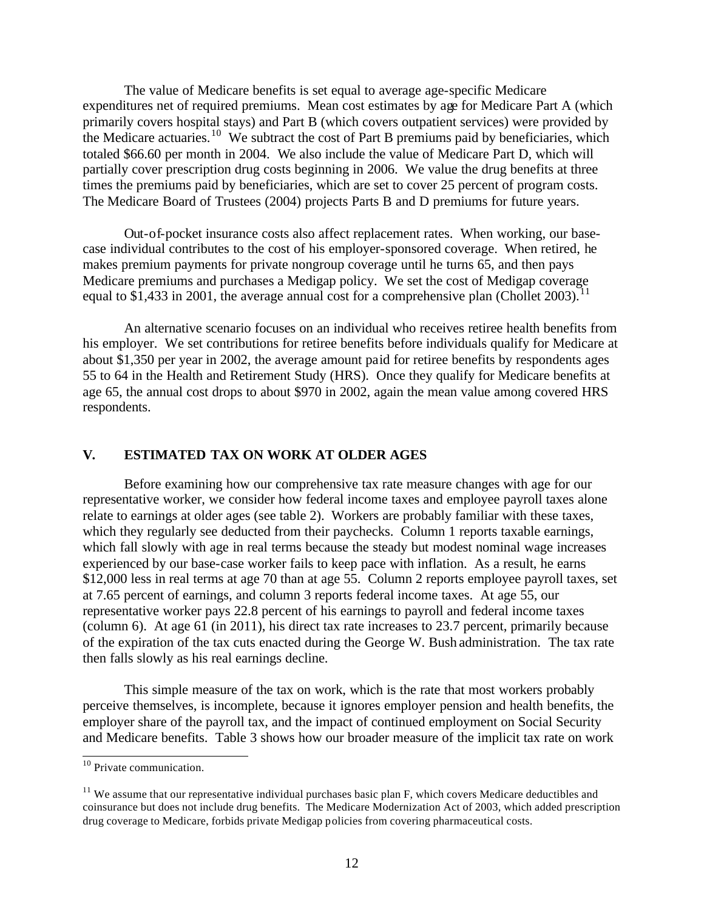The value of Medicare benefits is set equal to average age-specific Medicare expenditures net of required premiums. Mean cost estimates by age for Medicare Part A (which primarily covers hospital stays) and Part B (which covers outpatient services) were provided by the Medicare actuaries.[10] We subtract the cost of Part B premiums paid by beneficiaries, which totaled $66.60 per month in 2004. We also include the value of Medicare Part D, which will partially cover prescription drug costs beginning in 2006. We value the drug benefits at three times the premiums paid by beneficiaries, which are set to cover 25 percent of program costs. The Medicare Board of Trustees (2004) projects Parts B and D premiums for future years.

Out-of-pocket insurance costs also affect replacement rates. When working, our base-case individual contributes to the cost of his employer-sponsored coverage. When retired, he makes premium payments for private nongroup coverage until he turns 65, and then pays Medicare premiums and purchases a Medigap policy. We set the cost of Medigap coverage equal to $1,433 in 2001, the average annual cost for a comprehensive plan (Chollet 2003).[11]

An alternative scenario focuses on an individual who receives retiree health benefits from his employer. We set contributions for retiree benefits before individuals qualify for Medicare at about $1,350 per year in 2002, the average amount paid for retiree benefits by respondents ages 55 to 64 in the Health and Retirement Study (HRS). Once they qualify for Medicare benefits at age 65, the annual cost drops to about $970 in 2002, again the mean value among covered HRS respondents.

## V. ESTIMATED TAX ON WORK AT OLDER AGES

Before examining how our comprehensive tax rate measure changes with age for our representative worker, we consider how federal income taxes and employee payroll taxes alone relate to earnings at older ages (see table 2). Workers are probably familiar with these taxes, which they regularly see deducted from their paychecks. Column 1 reports taxable earnings, which fall slowly with age in real terms because the steady but modest nominal wage increases experienced by our base-case worker fails to keep pace with inflation. As a result, he earns $12,000 less in real terms at age 70 than at age 55. Column 2 reports employee payroll taxes, set at 7.65 percent of earnings, and column 3 reports federal income taxes. At age 55, our representative worker pays 22.8 percent of his earnings to payroll and federal income taxes (column 6). At age 61 (in 2011), his direct tax rate increases to 23.7 percent, primarily because of the expiration of the tax cuts enacted during the George W. Bush administration. The tax rate then falls slowly as his real earnings decline.

This simple measure of the tax on work, which is the rate that most workers probably perceive themselves, is incomplete, because it ignores employer pension and health benefits, the employer share of the payroll tax, and the impact of continued employment on Social Security and Medicare benefits. Table 3 shows how our broader measure of the implicit tax rate on work

---

[10] Private communication.

[11] We assume that our representative individual purchases basic plan F, which covers Medicare deductibles and coinsurance but does not include drug benefits. The Medicare Modernization Act of 2003, which added prescription drug coverage to Medicare, forbids private Medigap policies from covering pharmaceutical costs.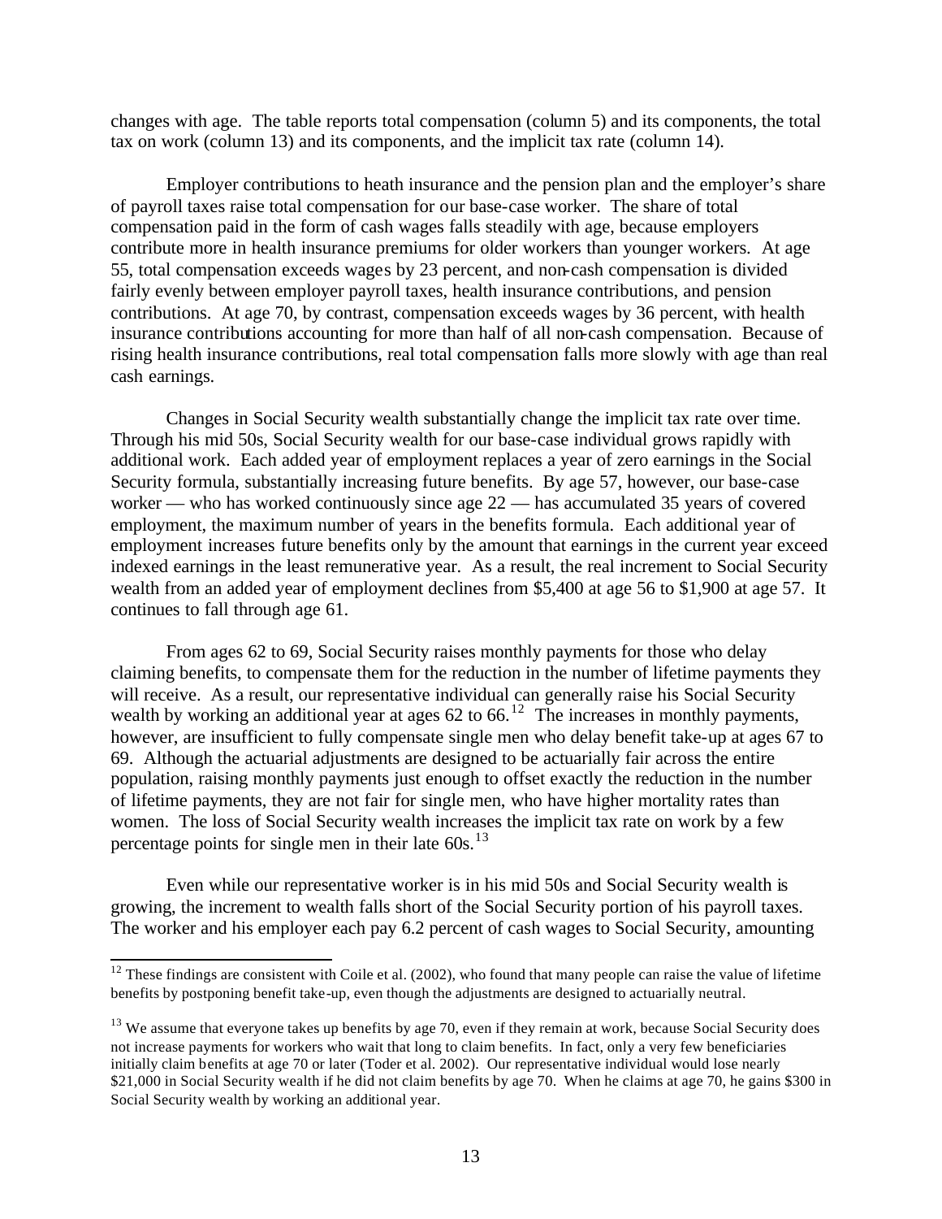changes with age. The table reports total compensation (column 5) and its components, the total tax on work (column 13) and its components, and the implicit tax rate (column 14).

Employer contributions to heath insurance and the pension plan and the employer's share of payroll taxes raise total compensation for our base-case worker. The share of total compensation paid in the form of cash wages falls steadily with age, because employers contribute more in health insurance premiums for older workers than younger workers. At age 55, total compensation exceeds wages by 23 percent, and non-cash compensation is divided fairly evenly between employer payroll taxes, health insurance contributions, and pension contributions. At age 70, by contrast, compensation exceeds wages by 36 percent, with health insurance contributions accounting for more than half of all non-cash compensation. Because of rising health insurance contributions, real total compensation falls more slowly with age than real cash earnings.

Changes in Social Security wealth substantially change the implicit tax rate over time. Through his mid 50s, Social Security wealth for our base-case individual grows rapidly with additional work. Each added year of employment replaces a year of zero earnings in the Social Security formula, substantially increasing future benefits. By age 57, however, our base-case worker — who has worked continuously since age 22 — has accumulated 35 years of covered employment, the maximum number of years in the benefits formula. Each additional year of employment increases future benefits only by the amount that earnings in the current year exceed indexed earnings in the least remunerative year. As a result, the real increment to Social Security wealth from an added year of employment declines from $5,400 at age 56 to $1,900 at age 57. It continues to fall through age 61.

From ages 62 to 69, Social Security raises monthly payments for those who delay claiming benefits, to compensate them for the reduction in the number of lifetime payments they will receive. As a result, our representative individual can generally raise his Social Security wealth by working an additional year at ages 62 to 66.[12] The increases in monthly payments, however, are insufficient to fully compensate single men who delay benefit take-up at ages 67 to 69. Although the actuarial adjustments are designed to be actuarially fair across the entire population, raising monthly payments just enough to offset exactly the reduction in the number of lifetime payments, they are not fair for single men, who have higher mortality rates than women. The loss of Social Security wealth increases the implicit tax rate on work by a few percentage points for single men in their late 60s.[13]

Even while our representative worker is in his mid 50s and Social Security wealth is growing, the increment to wealth falls short of the Social Security portion of his payroll taxes. The worker and his employer each pay 6.2 percent of cash wages to Social Security, amounting

[12] These findings are consistent with Coile et al. (2002), who found that many people can raise the value of lifetime benefits by postponing benefit take-up, even though the adjustments are designed to actuarially neutral.

[13] We assume that everyone takes up benefits by age 70, even if they remain at work, because Social Security does not increase payments for workers who wait that long to claim benefits. In fact, only a very few beneficiaries initially claim benefits at age 70 or later (Toder et al. 2002). Our representative individual would lose nearly $21,000 in Social Security wealth if he did not claim benefits by age 70. When he claims at age 70, he gains $300 in Social Security wealth by working an additional year.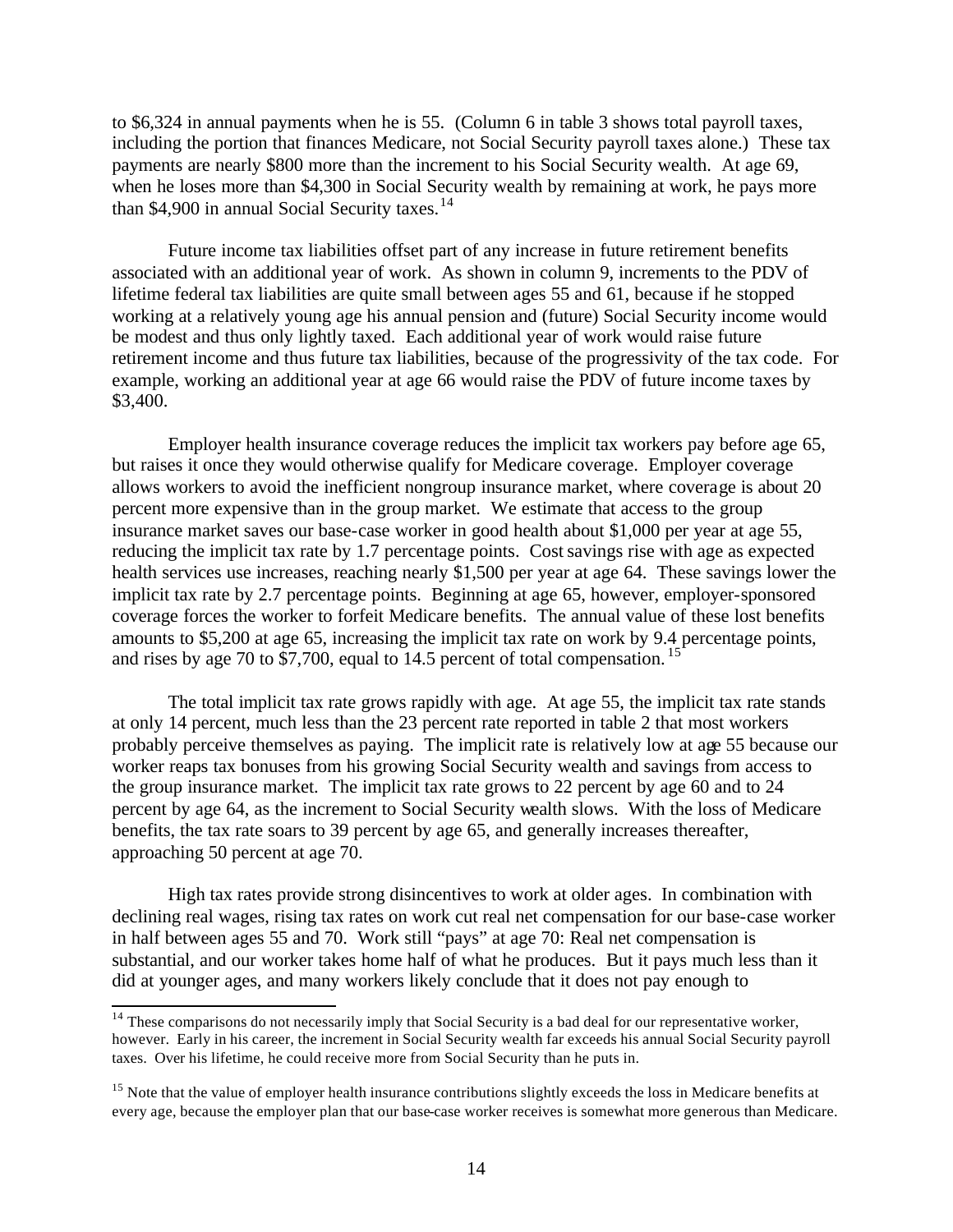to $6,324 in annual payments when he is 55. (Column 6 in table 3 shows total payroll taxes, including the portion that finances Medicare, not Social Security payroll taxes alone.) These tax payments are nearly $800 more than the increment to his Social Security wealth. At age 69, when he loses more than $4,300 in Social Security wealth by remaining at work, he pays more than $4,900 in annual Social Security taxes.[14]

Future income tax liabilities offset part of any increase in future retirement benefits associated with an additional year of work. As shown in column 9, increments to the PDV of lifetime federal tax liabilities are quite small between ages 55 and 61, because if he stopped working at a relatively young age his annual pension and (future) Social Security income would be modest and thus only lightly taxed. Each additional year of work would raise future retirement income and thus future tax liabilities, because of the progressivity of the tax code. For example, working an additional year at age 66 would raise the PDV of future income taxes by $3,400.

Employer health insurance coverage reduces the implicit tax workers pay before age 65, but raises it once they would otherwise qualify for Medicare coverage. Employer coverage allows workers to avoid the inefficient nongroup insurance market, where coverage is about 20 percent more expensive than in the group market. We estimate that access to the group insurance market saves our base-case worker in good health about $1,000 per year at age 55, reducing the implicit tax rate by 1.7 percentage points. Cost savings rise with age as expected health services use increases, reaching nearly $1,500 per year at age 64. These savings lower the implicit tax rate by 2.7 percentage points. Beginning at age 65, however, employer-sponsored coverage forces the worker to forfeit Medicare benefits. The annual value of these lost benefits amounts to $5,200 at age 65, increasing the implicit tax rate on work by 9.4 percentage points, and rises by age 70 to $7,700, equal to 14.5 percent of total compensation.[15]

The total implicit tax rate grows rapidly with age. At age 55, the implicit tax rate stands at only 14 percent, much less than the 23 percent rate reported in table 2 that most workers probably perceive themselves as paying. The implicit rate is relatively low at age 55 because our worker reaps tax bonuses from his growing Social Security wealth and savings from access to the group insurance market. The implicit tax rate grows to 22 percent by age 60 and to 24 percent by age 64, as the increment to Social Security wealth slows. With the loss of Medicare benefits, the tax rate soars to 39 percent by age 65, and generally increases thereafter, approaching 50 percent at age 70.

High tax rates provide strong disincentives to work at older ages. In combination with declining real wages, rising tax rates on work cut real net compensation for our base-case worker in half between ages 55 and 70. Work still "pays" at age 70: Real net compensation is substantial, and our worker takes home half of what he produces. But it pays much less than it did at younger ages, and many workers likely conclude that it does not pay enough to

---

[14] These comparisons do not necessarily imply that Social Security is a bad deal for our representative worker, however. Early in his career, the increment in Social Security wealth far exceeds his annual Social Security payroll taxes. Over his lifetime, he could receive more from Social Security than he puts in.

[15] Note that the value of employer health insurance contributions slightly exceeds the loss in Medicare benefits at every age, because the employer plan that our base-case worker receives is somewhat more generous than Medicare.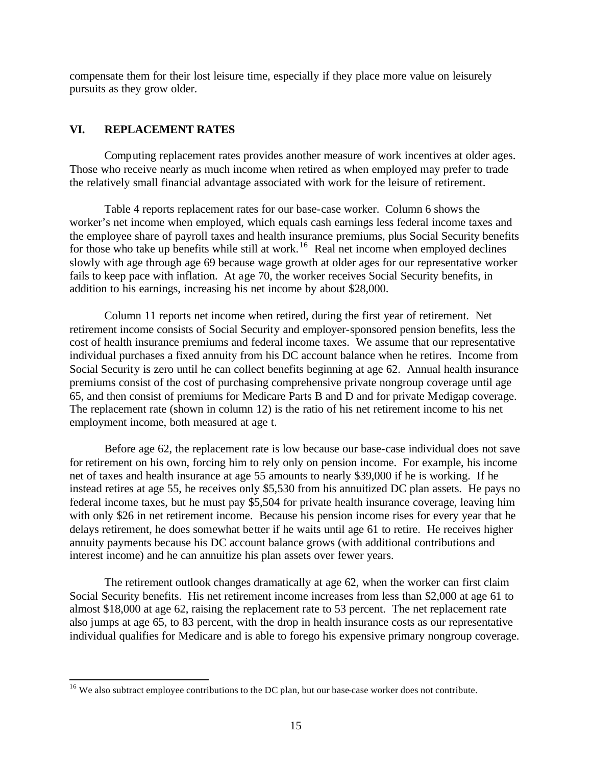compensate them for their lost leisure time, especially if they place more value on leisurely pursuits as they grow older.

## VI. REPLACEMENT RATES

Computing replacement rates provides another measure of work incentives at older ages. Those who receive nearly as much income when retired as when employed may prefer to trade the relatively small financial advantage associated with work for the leisure of retirement.

Table 4 reports replacement rates for our base-case worker. Column 6 shows the worker's net income when employed, which equals cash earnings less federal income taxes and the employee share of payroll taxes and health insurance premiums, plus Social Security benefits for those who take up benefits while still at work.[16] Real net income when employed declines slowly with age through age 69 because wage growth at older ages for our representative worker fails to keep pace with inflation. At age 70, the worker receives Social Security benefits, in addition to his earnings, increasing his net income by about $28,000.

Column 11 reports net income when retired, during the first year of retirement. Net retirement income consists of Social Security and employer-sponsored pension benefits, less the cost of health insurance premiums and federal income taxes. We assume that our representative individual purchases a fixed annuity from his DC account balance when he retires. Income from Social Security is zero until he can collect benefits beginning at age 62. Annual health insurance premiums consist of the cost of purchasing comprehensive private nongroup coverage until age 65, and then consist of premiums for Medicare Parts B and D and for private Medigap coverage. The replacement rate (shown in column 12) is the ratio of his net retirement income to his net employment income, both measured at age t.

Before age 62, the replacement rate is low because our base-case individual does not save for retirement on his own, forcing him to rely only on pension income. For example, his income net of taxes and health insurance at age 55 amounts to nearly $39,000 if he is working. If he instead retires at age 55, he receives only $5,530 from his annuitized DC plan assets. He pays no federal income taxes, but he must pay $5,504 for private health insurance coverage, leaving him with only $26 in net retirement income. Because his pension income rises for every year that he delays retirement, he does somewhat better if he waits until age 61 to retire. He receives higher annuity payments because his DC account balance grows (with additional contributions and interest income) and he can annuitize his plan assets over fewer years.

The retirement outlook changes dramatically at age 62, when the worker can first claim Social Security benefits. His net retirement income increases from less than $2,000 at age 61 to almost $18,000 at age 62, raising the replacement rate to 53 percent. The net replacement rate also jumps at age 65, to 83 percent, with the drop in health insurance costs as our representative individual qualifies for Medicare and is able to forego his expensive primary nongroup coverage.

[16] We also subtract employee contributions to the DC plan, but our base-case worker does not contribute.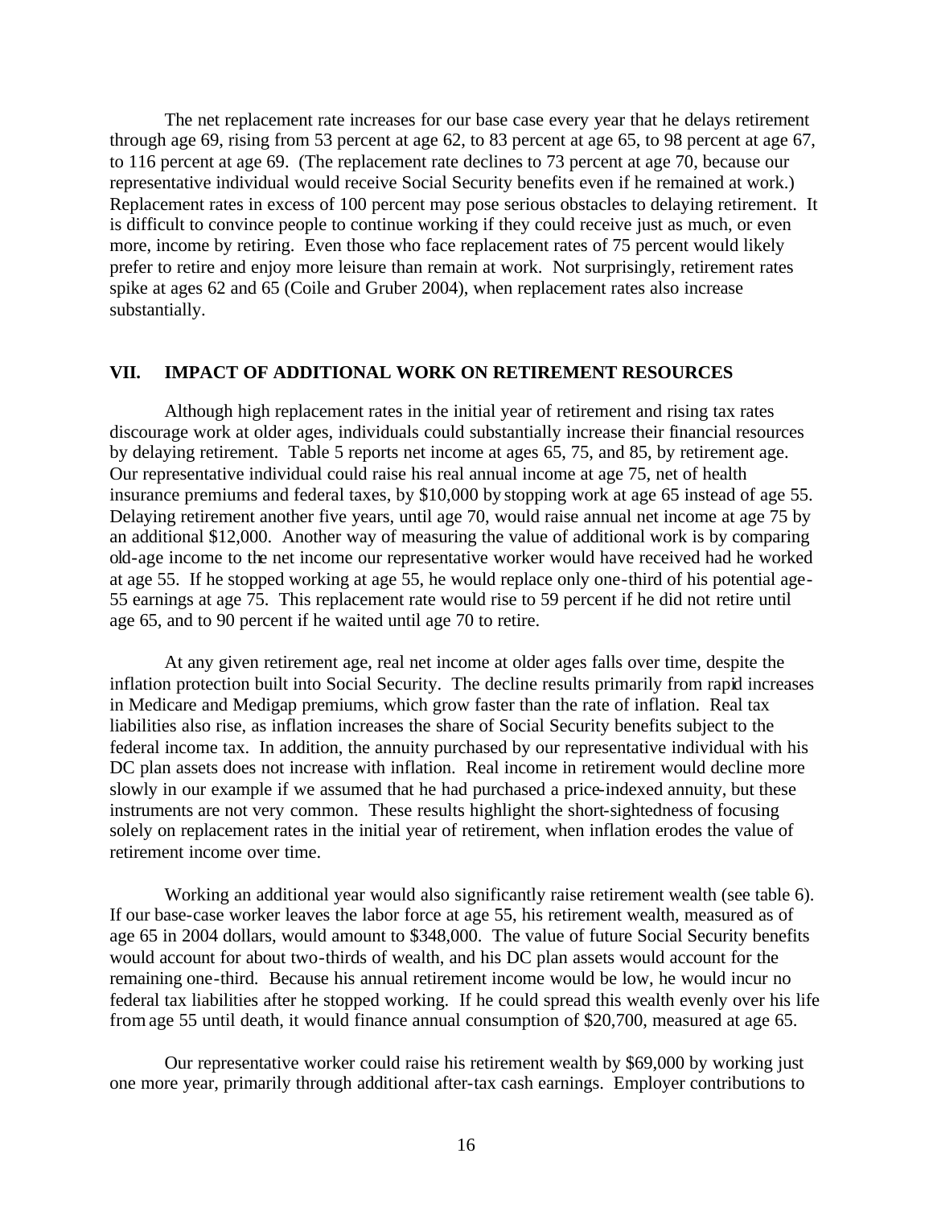The net replacement rate increases for our base case every year that he delays retirement through age 69, rising from 53 percent at age 62, to 83 percent at age 65, to 98 percent at age 67, to 116 percent at age 69. (The replacement rate declines to 73 percent at age 70, because our representative individual would receive Social Security benefits even if he remained at work.) Replacement rates in excess of 100 percent may pose serious obstacles to delaying retirement. It is difficult to convince people to continue working if they could receive just as much, or even more, income by retiring. Even those who face replacement rates of 75 percent would likely prefer to retire and enjoy more leisure than remain at work. Not surprisingly, retirement rates spike at ages 62 and 65 (Coile and Gruber 2004), when replacement rates also increase substantially.

## VII. IMPACT OF ADDITIONAL WORK ON RETIREMENT RESOURCES

Although high replacement rates in the initial year of retirement and rising tax rates discourage work at older ages, individuals could substantially increase their financial resources by delaying retirement. Table 5 reports net income at ages 65, 75, and 85, by retirement age. Our representative individual could raise his real annual income at age 75, net of health insurance premiums and federal taxes, by $10,000 by stopping work at age 65 instead of age 55. Delaying retirement another five years, until age 70, would raise annual net income at age 75 by an additional $12,000. Another way of measuring the value of additional work is by comparing old-age income to the net income our representative worker would have received had he worked at age 55. If he stopped working at age 55, he would replace only one-third of his potential age-55 earnings at age 75. This replacement rate would rise to 59 percent if he did not retire until age 65, and to 90 percent if he waited until age 70 to retire.

At any given retirement age, real net income at older ages falls over time, despite the inflation protection built into Social Security. The decline results primarily from rapid increases in Medicare and Medigap premiums, which grow faster than the rate of inflation. Real tax liabilities also rise, as inflation increases the share of Social Security benefits subject to the federal income tax. In addition, the annuity purchased by our representative individual with his DC plan assets does not increase with inflation. Real income in retirement would decline more slowly in our example if we assumed that he had purchased a price-indexed annuity, but these instruments are not very common. These results highlight the short-sightedness of focusing solely on replacement rates in the initial year of retirement, when inflation erodes the value of retirement income over time.

Working an additional year would also significantly raise retirement wealth (see table 6). If our base-case worker leaves the labor force at age 55, his retirement wealth, measured as of age 65 in 2004 dollars, would amount to $348,000. The value of future Social Security benefits would account for about two-thirds of wealth, and his DC plan assets would account for the remaining one-third. Because his annual retirement income would be low, he would incur no federal tax liabilities after he stopped working. If he could spread this wealth evenly over his life from age 55 until death, it would finance annual consumption of $20,700, measured at age 65.

Our representative worker could raise his retirement wealth by $69,000 by working just one more year, primarily through additional after-tax cash earnings. Employer contributions to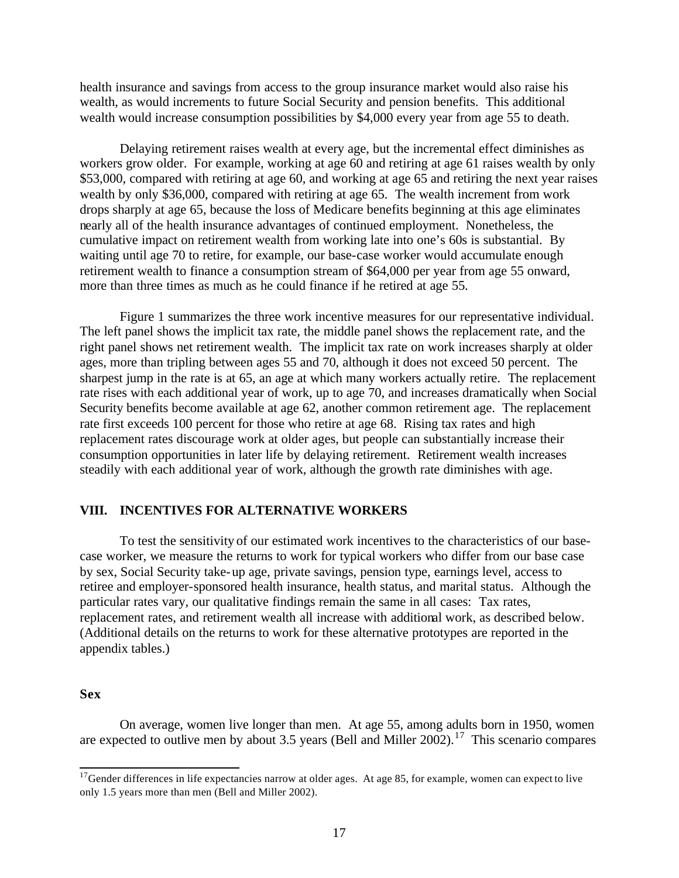health insurance and savings from access to the group insurance market would also raise his wealth, as would increments to future Social Security and pension benefits. This additional wealth would increase consumption possibilities by $4,000 every year from age 55 to death.

Delaying retirement raises wealth at every age, but the incremental effect diminishes as workers grow older. For example, working at age 60 and retiring at age 61 raises wealth by only $53,000, compared with retiring at age 60, and working at age 65 and retiring the next year raises wealth by only $36,000, compared with retiring at age 65. The wealth increment from work drops sharply at age 65, because the loss of Medicare benefits beginning at this age eliminates nearly all of the health insurance advantages of continued employment. Nonetheless, the cumulative impact on retirement wealth from working late into one's 60s is substantial. By waiting until age 70 to retire, for example, our base-case worker would accumulate enough retirement wealth to finance a consumption stream of $64,000 per year from age 55 onward, more than three times as much as he could finance if he retired at age 55.

Figure 1 summarizes the three work incentive measures for our representative individual. The left panel shows the implicit tax rate, the middle panel shows the replacement rate, and the right panel shows net retirement wealth. The implicit tax rate on work increases sharply at older ages, more than tripling between ages 55 and 70, although it does not exceed 50 percent. The sharpest jump in the rate is at 65, an age at which many workers actually retire. The replacement rate rises with each additional year of work, up to age 70, and increases dramatically when Social Security benefits become available at age 62, another common retirement age. The replacement rate first exceeds 100 percent for those who retire at age 68. Rising tax rates and high replacement rates discourage work at older ages, but people can substantially increase their consumption opportunities in later life by delaying retirement. Retirement wealth increases steadily with each additional year of work, although the growth rate diminishes with age.

## VIII. INCENTIVES FOR ALTERNATIVE WORKERS

To test the sensitivity of our estimated work incentives to the characteristics of our base-case worker, we measure the returns to work for typical workers who differ from our base case by sex, Social Security take-up age, private savings, pension type, earnings level, access to retiree and employer-sponsored health insurance, health status, and marital status. Although the particular rates vary, our qualitative findings remain the same in all cases: Tax rates, replacement rates, and retirement wealth all increase with additional work, as described below. (Additional details on the returns to work for these alternative prototypes are reported in the appendix tables.)

### Sex

On average, women live longer than men. At age 55, among adults born in 1950, women are expected to outlive men by about 3.5 years (Bell and Miller 2002).[17] This scenario compares

[17] Gender differences in life expectancies narrow at older ages. At age 85, for example, women can expect to live only 1.5 years more than men (Bell and Miller 2002).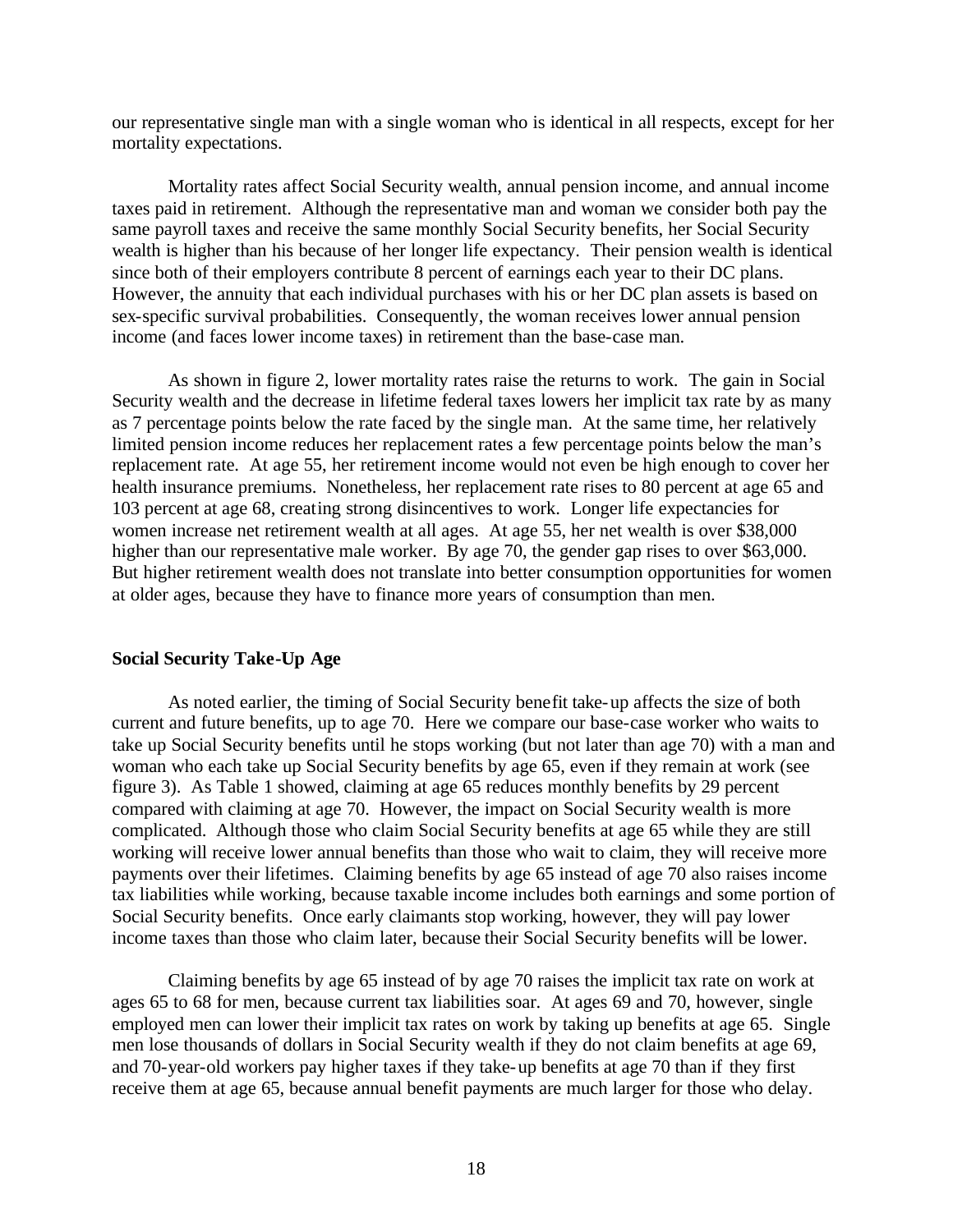our representative single man with a single woman who is identical in all respects, except for her mortality expectations.

Mortality rates affect Social Security wealth, annual pension income, and annual income taxes paid in retirement. Although the representative man and woman we consider both pay the same payroll taxes and receive the same monthly Social Security benefits, her Social Security wealth is higher than his because of her longer life expectancy. Their pension wealth is identical since both of their employers contribute 8 percent of earnings each year to their DC plans. However, the annuity that each individual purchases with his or her DC plan assets is based on sex-specific survival probabilities. Consequently, the woman receives lower annual pension income (and faces lower income taxes) in retirement than the base-case man.

As shown in figure 2, lower mortality rates raise the returns to work. The gain in Social Security wealth and the decrease in lifetime federal taxes lowers her implicit tax rate by as many as 7 percentage points below the rate faced by the single man. At the same time, her relatively limited pension income reduces her replacement rates a few percentage points below the man's replacement rate. At age 55, her retirement income would not even be high enough to cover her health insurance premiums. Nonetheless, her replacement rate rises to 80 percent at age 65 and 103 percent at age 68, creating strong disincentives to work. Longer life expectancies for women increase net retirement wealth at all ages. At age 55, her net wealth is over $38,000 higher than our representative male worker. By age 70, the gender gap rises to over $63,000. But higher retirement wealth does not translate into better consumption opportunities for women at older ages, because they have to finance more years of consumption than men.

**Social Security Take-Up Age**

As noted earlier, the timing of Social Security benefit take-up affects the size of both current and future benefits, up to age 70. Here we compare our base-case worker who waits to take up Social Security benefits until he stops working (but not later than age 70) with a man and woman who each take up Social Security benefits by age 65, even if they remain at work (see figure 3). As Table 1 showed, claiming at age 65 reduces monthly benefits by 29 percent compared with claiming at age 70. However, the impact on Social Security wealth is more complicated. Although those who claim Social Security benefits at age 65 while they are still working will receive lower annual benefits than those who wait to claim, they will receive more payments over their lifetimes. Claiming benefits by age 65 instead of age 70 also raises income tax liabilities while working, because taxable income includes both earnings and some portion of Social Security benefits. Once early claimants stop working, however, they will pay lower income taxes than those who claim later, because their Social Security benefits will be lower.

Claiming benefits by age 65 instead of by age 70 raises the implicit tax rate on work at ages 65 to 68 for men, because current tax liabilities soar. At ages 69 and 70, however, single employed men can lower their implicit tax rates on work by taking up benefits at age 65. Single men lose thousands of dollars in Social Security wealth if they do not claim benefits at age 69, and 70-year-old workers pay higher taxes if they take-up benefits at age 70 than if they first receive them at age 65, because annual benefit payments are much larger for those who delay.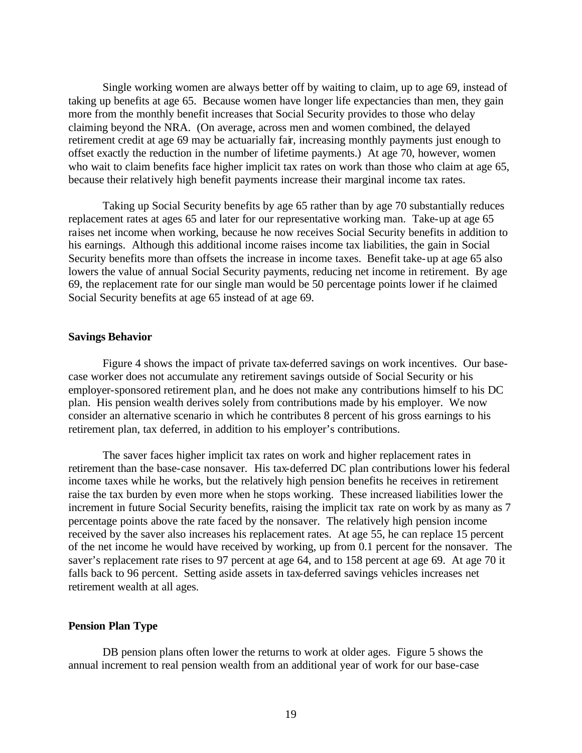Single working women are always better off by waiting to claim, up to age 69, instead of taking up benefits at age 65. Because women have longer life expectancies than men, they gain more from the monthly benefit increases that Social Security provides to those who delay claiming beyond the NRA. (On average, across men and women combined, the delayed retirement credit at age 69 may be actuarially fair, increasing monthly payments just enough to offset exactly the reduction in the number of lifetime payments.) At age 70, however, women who wait to claim benefits face higher implicit tax rates on work than those who claim at age 65, because their relatively high benefit payments increase their marginal income tax rates.

Taking up Social Security benefits by age 65 rather than by age 70 substantially reduces replacement rates at ages 65 and later for our representative working man. Take-up at age 65 raises net income when working, because he now receives Social Security benefits in addition to his earnings. Although this additional income raises income tax liabilities, the gain in Social Security benefits more than offsets the increase in income taxes. Benefit take-up at age 65 also lowers the value of annual Social Security payments, reducing net income in retirement. By age 69, the replacement rate for our single man would be 50 percentage points lower if he claimed Social Security benefits at age 65 instead of at age 69.

**Savings Behavior**

Figure 4 shows the impact of private tax-deferred savings on work incentives. Our base-case worker does not accumulate any retirement savings outside of Social Security or his employer-sponsored retirement plan, and he does not make any contributions himself to his DC plan. His pension wealth derives solely from contributions made by his employer. We now consider an alternative scenario in which he contributes 8 percent of his gross earnings to his retirement plan, tax deferred, in addition to his employer's contributions.

The saver faces higher implicit tax rates on work and higher replacement rates in retirement than the base-case nonsaver. His tax-deferred DC plan contributions lower his federal income taxes while he works, but the relatively high pension benefits he receives in retirement raise the tax burden by even more when he stops working. These increased liabilities lower the increment in future Social Security benefits, raising the implicit tax rate on work by as many as 7 percentage points above the rate faced by the nonsaver. The relatively high pension income received by the saver also increases his replacement rates. At age 55, he can replace 15 percent of the net income he would have received by working, up from 0.1 percent for the nonsaver. The saver's replacement rate rises to 97 percent at age 64, and to 158 percent at age 69. At age 70 it falls back to 96 percent. Setting aside assets in tax-deferred savings vehicles increases net retirement wealth at all ages.

**Pension Plan Type**

DB pension plans often lower the returns to work at older ages. Figure 5 shows the annual increment to real pension wealth from an additional year of work for our base-case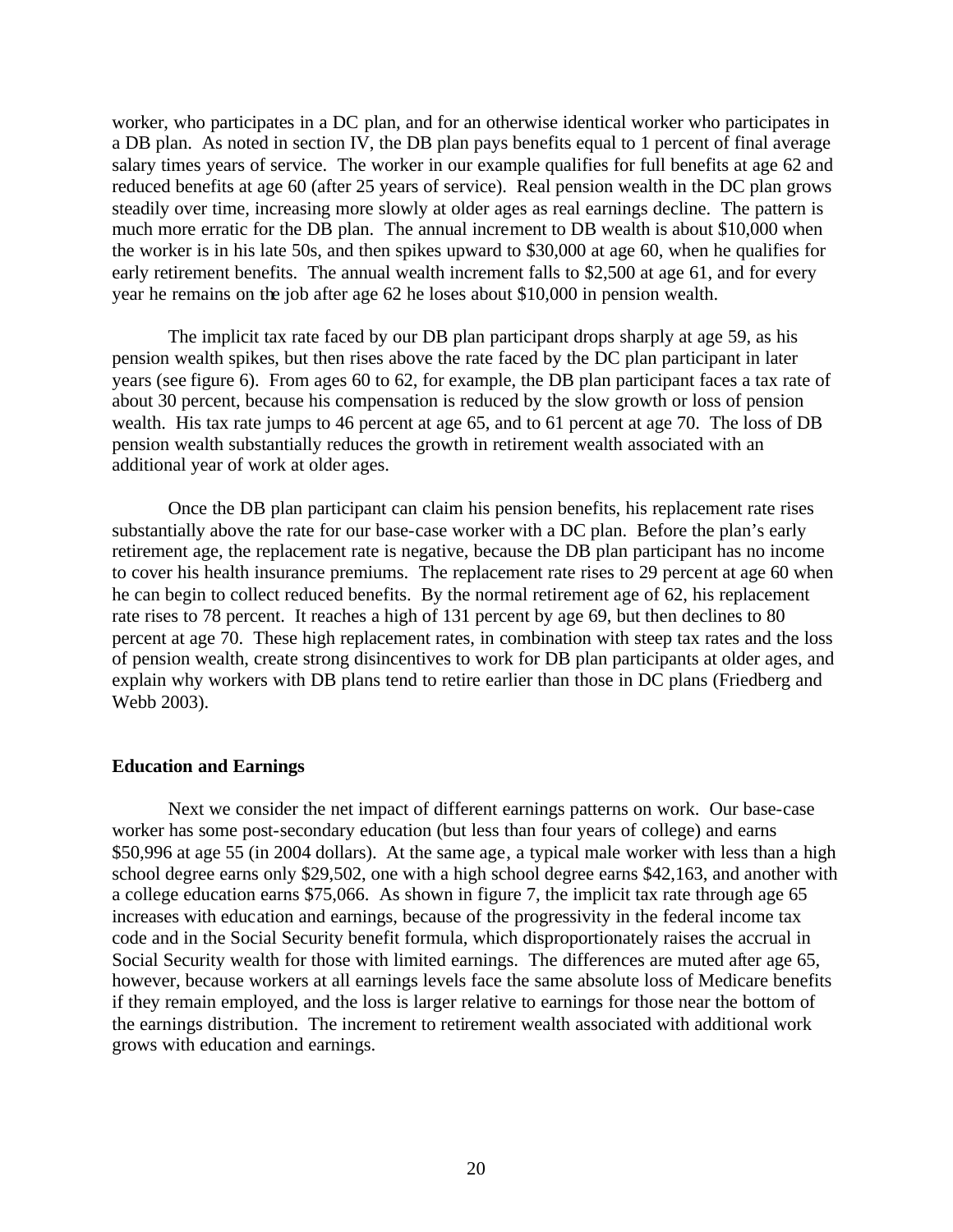worker, who participates in a DC plan, and for an otherwise identical worker who participates in a DB plan. As noted in section IV, the DB plan pays benefits equal to 1 percent of final average salary times years of service. The worker in our example qualifies for full benefits at age 62 and reduced benefits at age 60 (after 25 years of service). Real pension wealth in the DC plan grows steadily over time, increasing more slowly at older ages as real earnings decline. The pattern is much more erratic for the DB plan. The annual increment to DB wealth is about $10,000 when the worker is in his late 50s, and then spikes upward to $30,000 at age 60, when he qualifies for early retirement benefits. The annual wealth increment falls to $2,500 at age 61, and for every year he remains on the job after age 62 he loses about $10,000 in pension wealth.

The implicit tax rate faced by our DB plan participant drops sharply at age 59, as his pension wealth spikes, but then rises above the rate faced by the DC plan participant in later years (see figure 6). From ages 60 to 62, for example, the DB plan participant faces a tax rate of about 30 percent, because his compensation is reduced by the slow growth or loss of pension wealth. His tax rate jumps to 46 percent at age 65, and to 61 percent at age 70. The loss of DB pension wealth substantially reduces the growth in retirement wealth associated with an additional year of work at older ages.

Once the DB plan participant can claim his pension benefits, his replacement rate rises substantially above the rate for our base-case worker with a DC plan. Before the plan's early retirement age, the replacement rate is negative, because the DB plan participant has no income to cover his health insurance premiums. The replacement rate rises to 29 percent at age 60 when he can begin to collect reduced benefits. By the normal retirement age of 62, his replacement rate rises to 78 percent. It reaches a high of 131 percent by age 69, but then declines to 80 percent at age 70. These high replacement rates, in combination with steep tax rates and the loss of pension wealth, create strong disincentives to work for DB plan participants at older ages, and explain why workers with DB plans tend to retire earlier than those in DC plans (Friedberg and Webb 2003).

**Education and Earnings**

Next we consider the net impact of different earnings patterns on work. Our base-case worker has some post-secondary education (but less than four years of college) and earns $50,996 at age 55 (in 2004 dollars). At the same age, a typical male worker with less than a high school degree earns only $29,502, one with a high school degree earns $42,163, and another with a college education earns $75,066. As shown in figure 7, the implicit tax rate through age 65 increases with education and earnings, because of the progressivity in the federal income tax code and in the Social Security benefit formula, which disproportionately raises the accrual in Social Security wealth for those with limited earnings. The differences are muted after age 65, however, because workers at all earnings levels face the same absolute loss of Medicare benefits if they remain employed, and the loss is larger relative to earnings for those near the bottom of the earnings distribution. The increment to retirement wealth associated with additional work grows with education and earnings.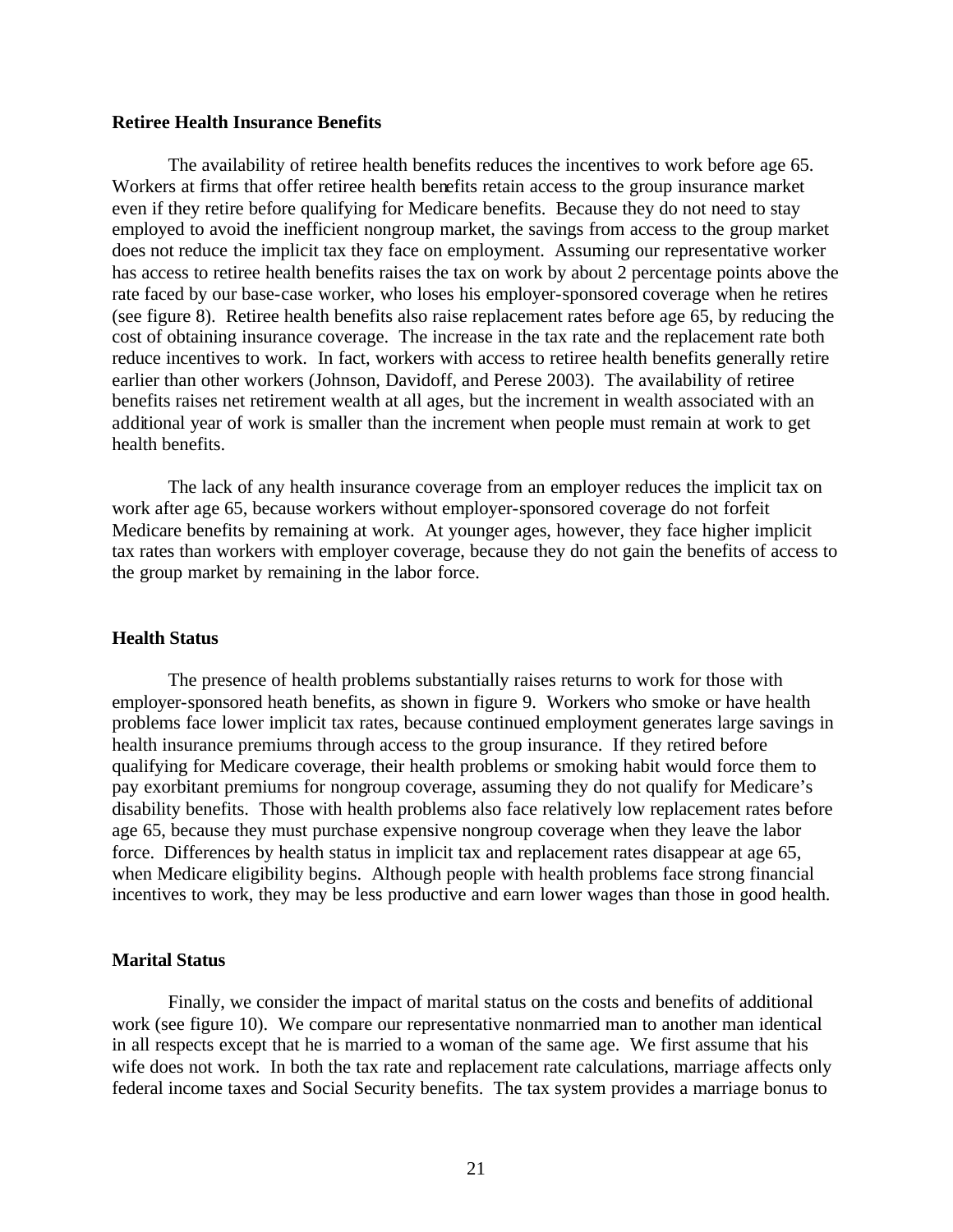**Retiree Health Insurance Benefits**

The availability of retiree health benefits reduces the incentives to work before age 65. Workers at firms that offer retiree health benefits retain access to the group insurance market even if they retire before qualifying for Medicare benefits. Because they do not need to stay employed to avoid the inefficient nongroup market, the savings from access to the group market does not reduce the implicit tax they face on employment. Assuming our representative worker has access to retiree health benefits raises the tax on work by about 2 percentage points above the rate faced by our base-case worker, who loses his employer-sponsored coverage when he retires (see figure 8). Retiree health benefits also raise replacement rates before age 65, by reducing the cost of obtaining insurance coverage. The increase in the tax rate and the replacement rate both reduce incentives to work. In fact, workers with access to retiree health benefits generally retire earlier than other workers (Johnson, Davidoff, and Perese 2003). The availability of retiree benefits raises net retirement wealth at all ages, but the increment in wealth associated with an additional year of work is smaller than the increment when people must remain at work to get health benefits.

The lack of any health insurance coverage from an employer reduces the implicit tax on work after age 65, because workers without employer-sponsored coverage do not forfeit Medicare benefits by remaining at work. At younger ages, however, they face higher implicit tax rates than workers with employer coverage, because they do not gain the benefits of access to the group market by remaining in the labor force.

**Health Status**

The presence of health problems substantially raises returns to work for those with employer-sponsored heath benefits, as shown in figure 9. Workers who smoke or have health problems face lower implicit tax rates, because continued employment generates large savings in health insurance premiums through access to the group insurance. If they retired before qualifying for Medicare coverage, their health problems or smoking habit would force them to pay exorbitant premiums for nongroup coverage, assuming they do not qualify for Medicare's disability benefits. Those with health problems also face relatively low replacement rates before age 65, because they must purchase expensive nongroup coverage when they leave the labor force. Differences by health status in implicit tax and replacement rates disappear at age 65, when Medicare eligibility begins. Although people with health problems face strong financial incentives to work, they may be less productive and earn lower wages than those in good health.

**Marital Status**

Finally, we consider the impact of marital status on the costs and benefits of additional work (see figure 10). We compare our representative nonmarried man to another man identical in all respects except that he is married to a woman of the same age. We first assume that his wife does not work. In both the tax rate and replacement rate calculations, marriage affects only federal income taxes and Social Security benefits. The tax system provides a marriage bonus to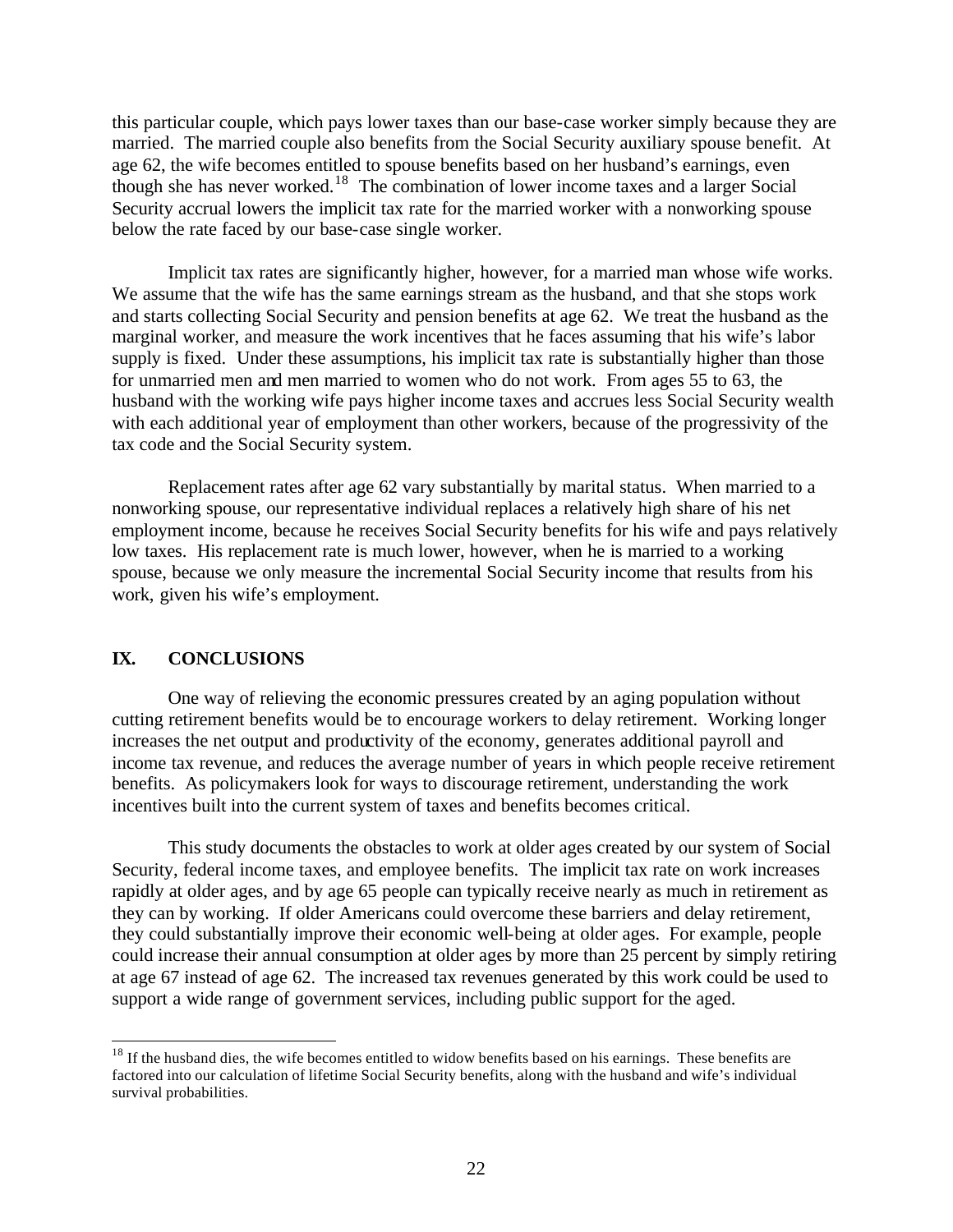this particular couple, which pays lower taxes than our base-case worker simply because they are married. The married couple also benefits from the Social Security auxiliary spouse benefit. At age 62, the wife becomes entitled to spouse benefits based on her husband's earnings, even though she has never worked.[18] The combination of lower income taxes and a larger Social Security accrual lowers the implicit tax rate for the married worker with a nonworking spouse below the rate faced by our base-case single worker.

Implicit tax rates are significantly higher, however, for a married man whose wife works. We assume that the wife has the same earnings stream as the husband, and that she stops work and starts collecting Social Security and pension benefits at age 62. We treat the husband as the marginal worker, and measure the work incentives that he faces assuming that his wife's labor supply is fixed. Under these assumptions, his implicit tax rate is substantially higher than those for unmarried men and men married to women who do not work. From ages 55 to 63, the husband with the working wife pays higher income taxes and accrues less Social Security wealth with each additional year of employment than other workers, because of the progressivity of the tax code and the Social Security system.

Replacement rates after age 62 vary substantially by marital status. When married to a nonworking spouse, our representative individual replaces a relatively high share of his net employment income, because he receives Social Security benefits for his wife and pays relatively low taxes. His replacement rate is much lower, however, when he is married to a working spouse, because we only measure the incremental Social Security income that results from his work, given his wife's employment.

## IX. CONCLUSIONS

One way of relieving the economic pressures created by an aging population without cutting retirement benefits would be to encourage workers to delay retirement. Working longer increases the net output and productivity of the economy, generates additional payroll and income tax revenue, and reduces the average number of years in which people receive retirement benefits. As policymakers look for ways to discourage retirement, understanding the work incentives built into the current system of taxes and benefits becomes critical.

This study documents the obstacles to work at older ages created by our system of Social Security, federal income taxes, and employee benefits. The implicit tax rate on work increases rapidly at older ages, and by age 65 people can typically receive nearly as much in retirement as they can by working. If older Americans could overcome these barriers and delay retirement, they could substantially improve their economic well-being at older ages. For example, people could increase their annual consumption at older ages by more than 25 percent by simply retiring at age 67 instead of age 62. The increased tax revenues generated by this work could be used to support a wide range of government services, including public support for the aged.

[18] If the husband dies, the wife becomes entitled to widow benefits based on his earnings. These benefits are factored into our calculation of lifetime Social Security benefits, along with the husband and wife's individual survival probabilities.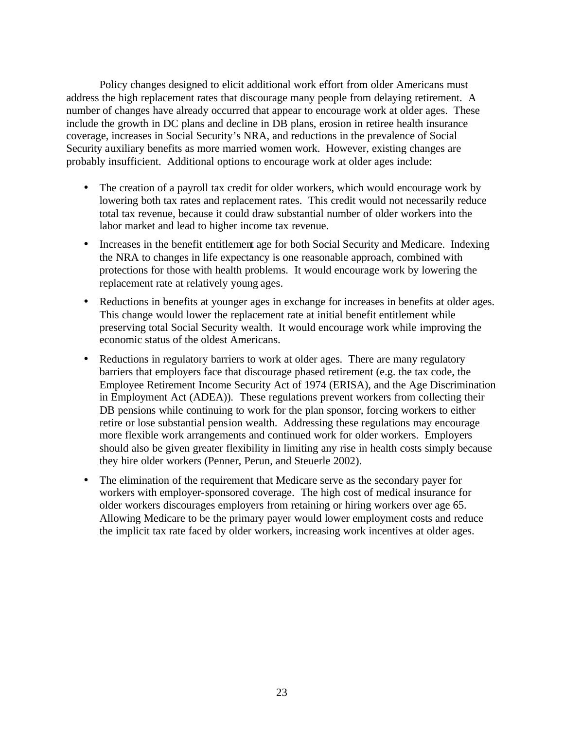Policy changes designed to elicit additional work effort from older Americans must address the high replacement rates that discourage many people from delaying retirement. A number of changes have already occurred that appear to encourage work at older ages. These include the growth in DC plans and decline in DB plans, erosion in retiree health insurance coverage, increases in Social Security's NRA, and reductions in the prevalence of Social Security auxiliary benefits as more married women work. However, existing changes are probably insufficient. Additional options to encourage work at older ages include:

- The creation of a payroll tax credit for older workers, which would encourage work by lowering both tax rates and replacement rates. This credit would not necessarily reduce total tax revenue, because it could draw substantial number of older workers into the labor market and lead to higher income tax revenue.
- Increases in the benefit entitlement age for both Social Security and Medicare. Indexing the NRA to changes in life expectancy is one reasonable approach, combined with protections for those with health problems. It would encourage work by lowering the replacement rate at relatively young ages.
- Reductions in benefits at younger ages in exchange for increases in benefits at older ages. This change would lower the replacement rate at initial benefit entitlement while preserving total Social Security wealth. It would encourage work while improving the economic status of the oldest Americans.
- Reductions in regulatory barriers to work at older ages. There are many regulatory barriers that employers face that discourage phased retirement (e.g. the tax code, the Employee Retirement Income Security Act of 1974 (ERISA), and the Age Discrimination in Employment Act (ADEA)). These regulations prevent workers from collecting their DB pensions while continuing to work for the plan sponsor, forcing workers to either retire or lose substantial pension wealth. Addressing these regulations may encourage more flexible work arrangements and continued work for older workers. Employers should also be given greater flexibility in limiting any rise in health costs simply because they hire older workers (Penner, Perun, and Steuerle 2002).
- The elimination of the requirement that Medicare serve as the secondary payer for workers with employer-sponsored coverage. The high cost of medical insurance for older workers discourages employers from retaining or hiring workers over age 65. Allowing Medicare to be the primary payer would lower employment costs and reduce the implicit tax rate faced by older workers, increasing work incentives at older ages.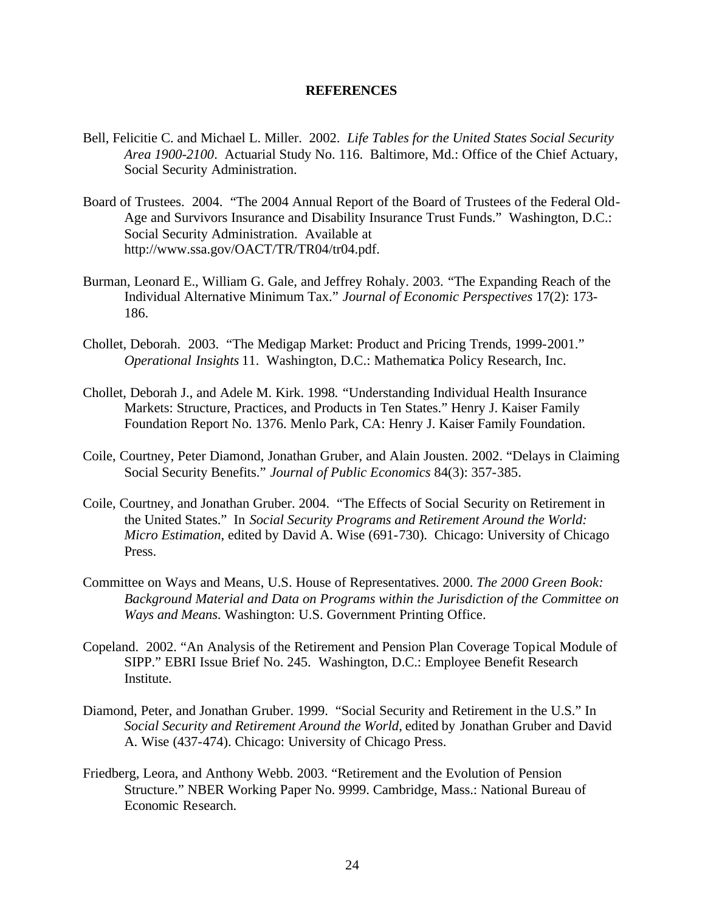# REFERENCES

Bell, Felicitie C. and Michael L. Miller. 2002. *Life Tables for the United States Social Security Area 1900-2100*. Actuarial Study No. 116. Baltimore, Md.: Office of the Chief Actuary, Social Security Administration.

Board of Trustees. 2004. "The 2004 Annual Report of the Board of Trustees of the Federal Old-Age and Survivors Insurance and Disability Insurance Trust Funds." Washington, D.C.: Social Security Administration. Available at http://www.ssa.gov/OACT/TR/TR04/tr04.pdf.

Burman, Leonard E., William G. Gale, and Jeffrey Rohaly. 2003. "The Expanding Reach of the Individual Alternative Minimum Tax." *Journal of Economic Perspectives* 17(2): 173-186.

Chollet, Deborah. 2003. "The Medigap Market: Product and Pricing Trends, 1999-2001." *Operational Insights* 11. Washington, D.C.: Mathematica Policy Research, Inc.

Chollet, Deborah J., and Adele M. Kirk. 1998. "Understanding Individual Health Insurance Markets: Structure, Practices, and Products in Ten States." Henry J. Kaiser Family Foundation Report No. 1376. Menlo Park, CA: Henry J. Kaiser Family Foundation.

Coile, Courtney, Peter Diamond, Jonathan Gruber, and Alain Jousten. 2002. "Delays in Claiming Social Security Benefits." *Journal of Public Economics* 84(3): 357-385.

Coile, Courtney, and Jonathan Gruber. 2004. "The Effects of Social Security on Retirement in the United States." In *Social Security Programs and Retirement Around the World: Micro Estimation*, edited by David A. Wise (691-730). Chicago: University of Chicago Press.

Committee on Ways and Means, U.S. House of Representatives. 2000. *The 2000 Green Book: Background Material and Data on Programs within the Jurisdiction of the Committee on Ways and Means*. Washington: U.S. Government Printing Office.

Copeland. 2002. "An Analysis of the Retirement and Pension Plan Coverage Topical Module of SIPP." EBRI Issue Brief No. 245. Washington, D.C.: Employee Benefit Research Institute.

Diamond, Peter, and Jonathan Gruber. 1999. "Social Security and Retirement in the U.S." In *Social Security and Retirement Around the World*, edited by Jonathan Gruber and David A. Wise (437-474). Chicago: University of Chicago Press.

Friedberg, Leora, and Anthony Webb. 2003. "Retirement and the Evolution of Pension Structure." NBER Working Paper No. 9999. Cambridge, Mass.: National Bureau of Economic Research.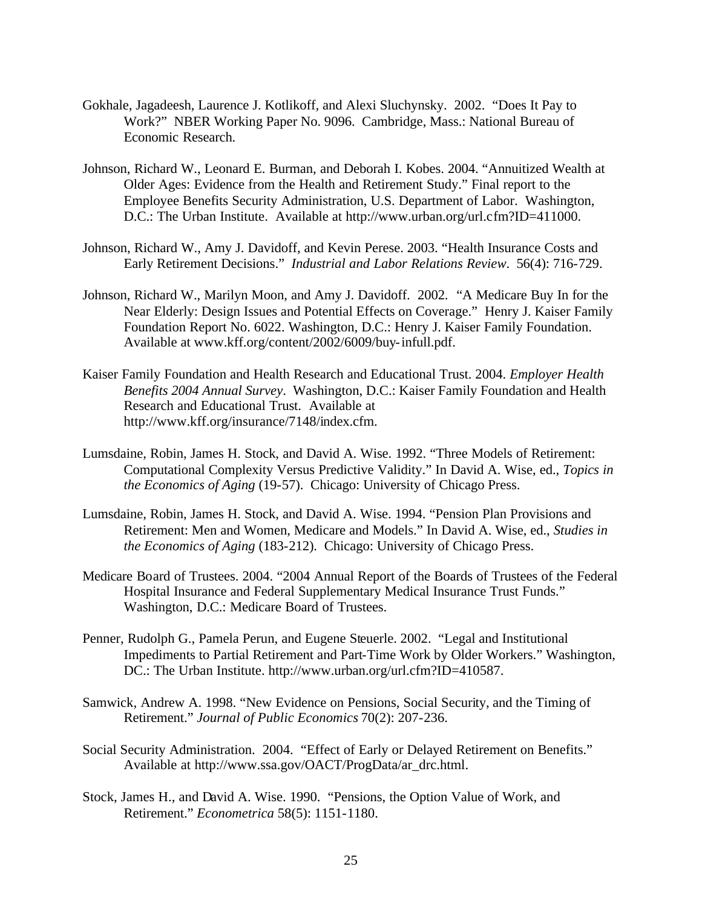Gokhale, Jagadeesh, Laurence J. Kotlikoff, and Alexi Sluchynsky. 2002. "Does It Pay to Work?" NBER Working Paper No. 9096. Cambridge, Mass.: National Bureau of Economic Research.

Johnson, Richard W., Leonard E. Burman, and Deborah I. Kobes. 2004. "Annuitized Wealth at Older Ages: Evidence from the Health and Retirement Study." Final report to the Employee Benefits Security Administration, U.S. Department of Labor. Washington, D.C.: The Urban Institute. Available at http://www.urban.org/url.cfm?ID=411000.

Johnson, Richard W., Amy J. Davidoff, and Kevin Perese. 2003. "Health Insurance Costs and Early Retirement Decisions." *Industrial and Labor Relations Review*. 56(4): 716-729.

Johnson, Richard W., Marilyn Moon, and Amy J. Davidoff. 2002. "A Medicare Buy In for the Near Elderly: Design Issues and Potential Effects on Coverage." Henry J. Kaiser Family Foundation Report No. 6022. Washington, D.C.: Henry J. Kaiser Family Foundation. Available at www.kff.org/content/2002/6009/buy-infull.pdf.

Kaiser Family Foundation and Health Research and Educational Trust. 2004. *Employer Health Benefits 2004 Annual Survey*. Washington, D.C.: Kaiser Family Foundation and Health Research and Educational Trust. Available at http://www.kff.org/insurance/7148/index.cfm.

Lumsdaine, Robin, James H. Stock, and David A. Wise. 1992. "Three Models of Retirement: Computational Complexity Versus Predictive Validity." In David A. Wise, ed., *Topics in the Economics of Aging* (19-57). Chicago: University of Chicago Press.

Lumsdaine, Robin, James H. Stock, and David A. Wise. 1994. "Pension Plan Provisions and Retirement: Men and Women, Medicare and Models." In David A. Wise, ed., *Studies in the Economics of Aging* (183-212). Chicago: University of Chicago Press.

Medicare Board of Trustees. 2004. "2004 Annual Report of the Boards of Trustees of the Federal Hospital Insurance and Federal Supplementary Medical Insurance Trust Funds." Washington, D.C.: Medicare Board of Trustees.

Penner, Rudolph G., Pamela Perun, and Eugene Steuerle. 2002. "Legal and Institutional Impediments to Partial Retirement and Part-Time Work by Older Workers." Washington, DC.: The Urban Institute. http://www.urban.org/url.cfm?ID=410587.

Samwick, Andrew A. 1998. "New Evidence on Pensions, Social Security, and the Timing of Retirement." *Journal of Public Economics* 70(2): 207-236.

Social Security Administration. 2004. "Effect of Early or Delayed Retirement on Benefits." Available at http://www.ssa.gov/OACT/ProgData/ar_drc.html.

Stock, James H., and David A. Wise. 1990. "Pensions, the Option Value of Work, and Retirement." *Econometrica* 58(5): 1151-1180.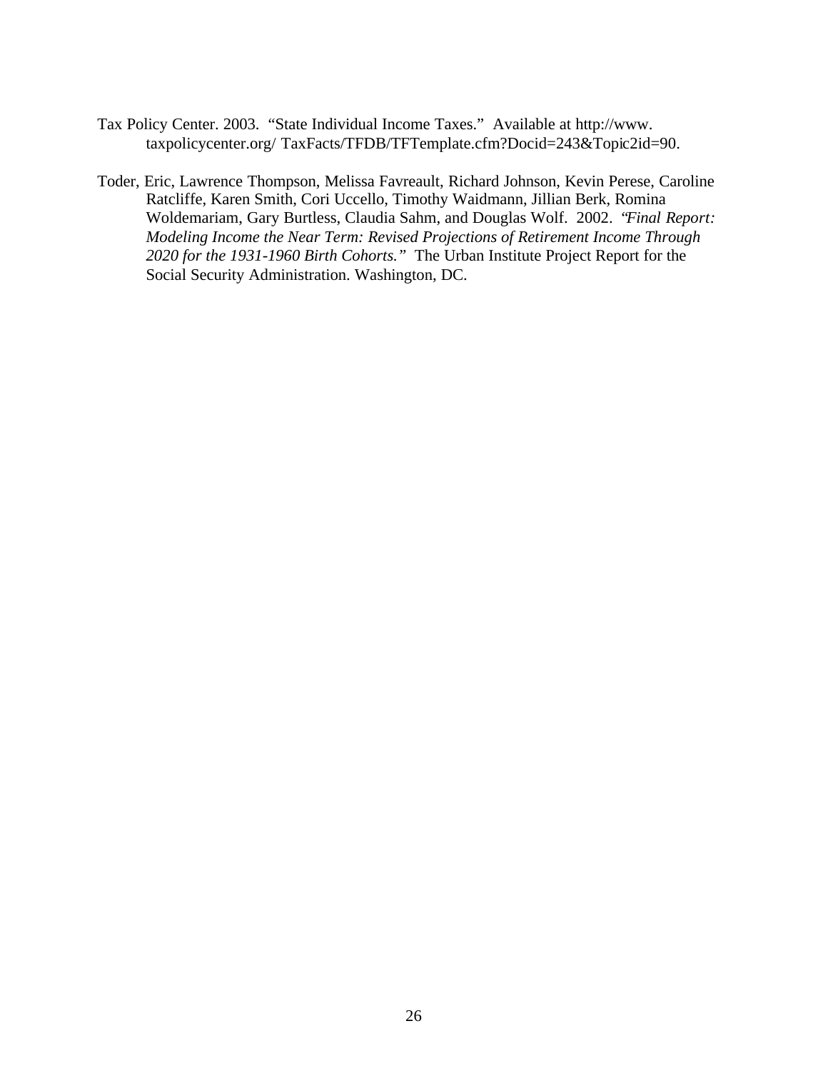Tax Policy Center. 2003. "State Individual Income Taxes." Available at http://www. taxpolicycenter.org/ TaxFacts/TFDB/TFTemplate.cfm?Docid=243&Topic2id=90.

Toder, Eric, Lawrence Thompson, Melissa Favreault, Richard Johnson, Kevin Perese, Caroline Ratcliffe, Karen Smith, Cori Uccello, Timothy Waidmann, Jillian Berk, Romina Woldemariam, Gary Burtless, Claudia Sahm, and Douglas Wolf. 2002. *"Final Report: Modeling Income the Near Term: Revised Projections of Retirement Income Through 2020 for the 1931-1960 Birth Cohorts."* The Urban Institute Project Report for the Social Security Administration. Washington, DC.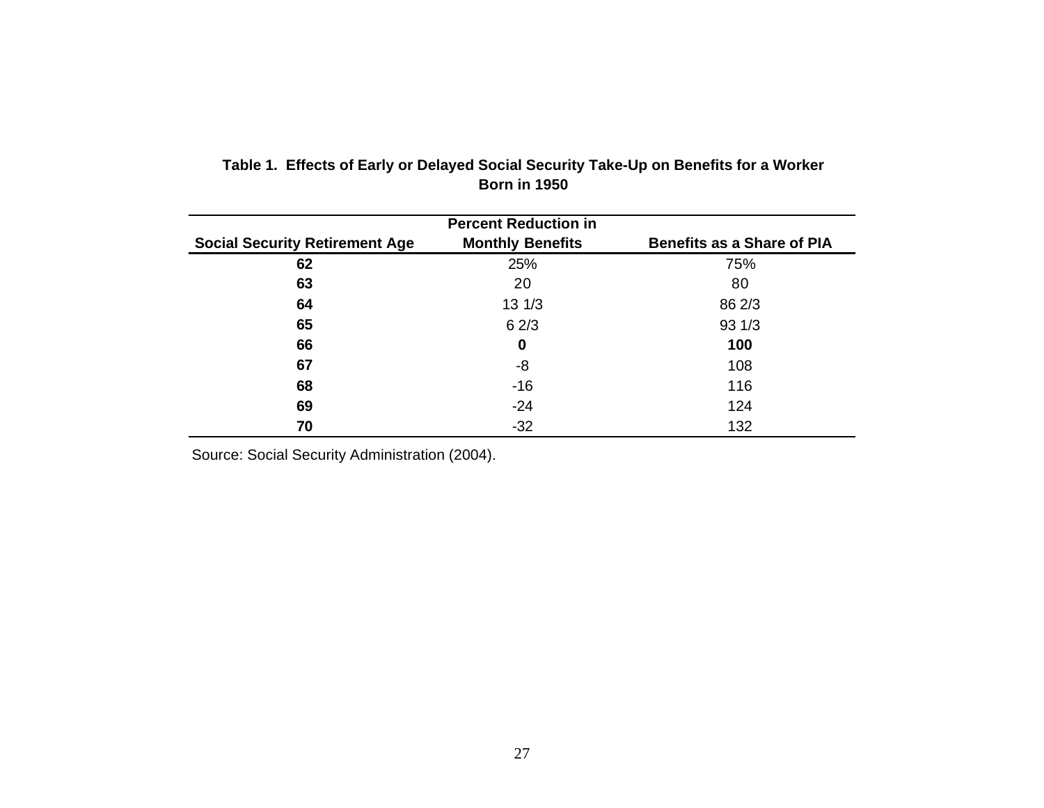**Table 1. Effects of Early or Delayed Social Security Take-Up on Benefits for a Worker Born in 1950**

| Social Security Retirement Age | Percent Reduction in Monthly Benefits | Benefits as a Share of PIA |
|---|---|---|
| **62** | 25% | 75% |
| **63** | 20 | 80 |
| **64** | 13 1/3 | 86 2/3 |
| **65** | 6 2/3 | 93 1/3 |
| **66** | **0** | **100** |
| **67** | -8 | 108 |
| **68** | -16 | 116 |
| **69** | -24 | 124 |
| **70** | -32 | 132 |

Source: Social Security Administration (2004).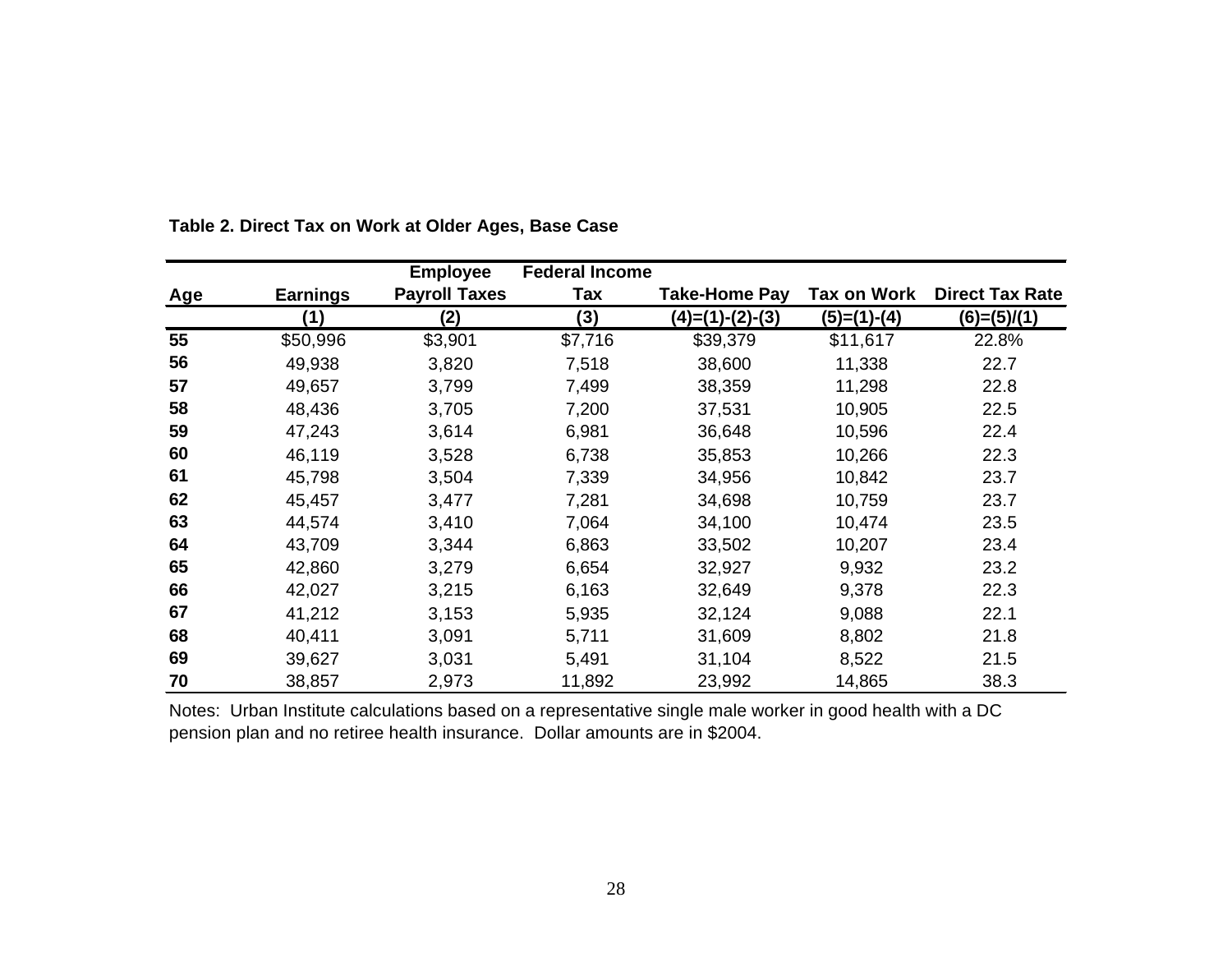**Table 2. Direct Tax on Work at Older Ages, Base Case**

| Age | Earnings | Employee Payroll Taxes | Federal Income Tax | Take-Home Pay | Tax on Work | Direct Tax Rate |
|---|---|---|---|---|---|---|
| | (1) | (2) | (3) | (4)=(1)-(2)-(3) | (5)=(1)-(4) | (6)=(5)/(1) |
| **55** | $50,996 | $3,901 | $7,716 | $39,379 | $11,617 | 22.8% |
| **56** | 49,938 | 3,820 | 7,518 | 38,600 | 11,338 | 22.7 |
| **57** | 49,657 | 3,799 | 7,499 | 38,359 | 11,298 | 22.8 |
| **58** | 48,436 | 3,705 | 7,200 | 37,531 | 10,905 | 22.5 |
| **59** | 47,243 | 3,614 | 6,981 | 36,648 | 10,596 | 22.4 |
| **60** | 46,119 | 3,528 | 6,738 | 35,853 | 10,266 | 22.3 |
| **61** | 45,798 | 3,504 | 7,339 | 34,956 | 10,842 | 23.7 |
| **62** | 45,457 | 3,477 | 7,281 | 34,698 | 10,759 | 23.7 |
| **63** | 44,574 | 3,410 | 7,064 | 34,100 | 10,474 | 23.5 |
| **64** | 43,709 | 3,344 | 6,863 | 33,502 | 10,207 | 23.4 |
| **65** | 42,860 | 3,279 | 6,654 | 32,927 | 9,932 | 23.2 |
| **66** | 42,027 | 3,215 | 6,163 | 32,649 | 9,378 | 22.3 |
| **67** | 41,212 | 3,153 | 5,935 | 32,124 | 9,088 | 22.1 |
| **68** | 40,411 | 3,091 | 5,711 | 31,609 | 8,802 | 21.8 |
| **69** | 39,627 | 3,031 | 5,491 | 31,104 | 8,522 | 21.5 |
| **70** | 38,857 | 2,973 | 11,892 | 23,992 | 14,865 | 38.3 |

Notes: Urban Institute calculations based on a representative single male worker in good health with a DC pension plan and no retiree health insurance. Dollar amounts are in $2004.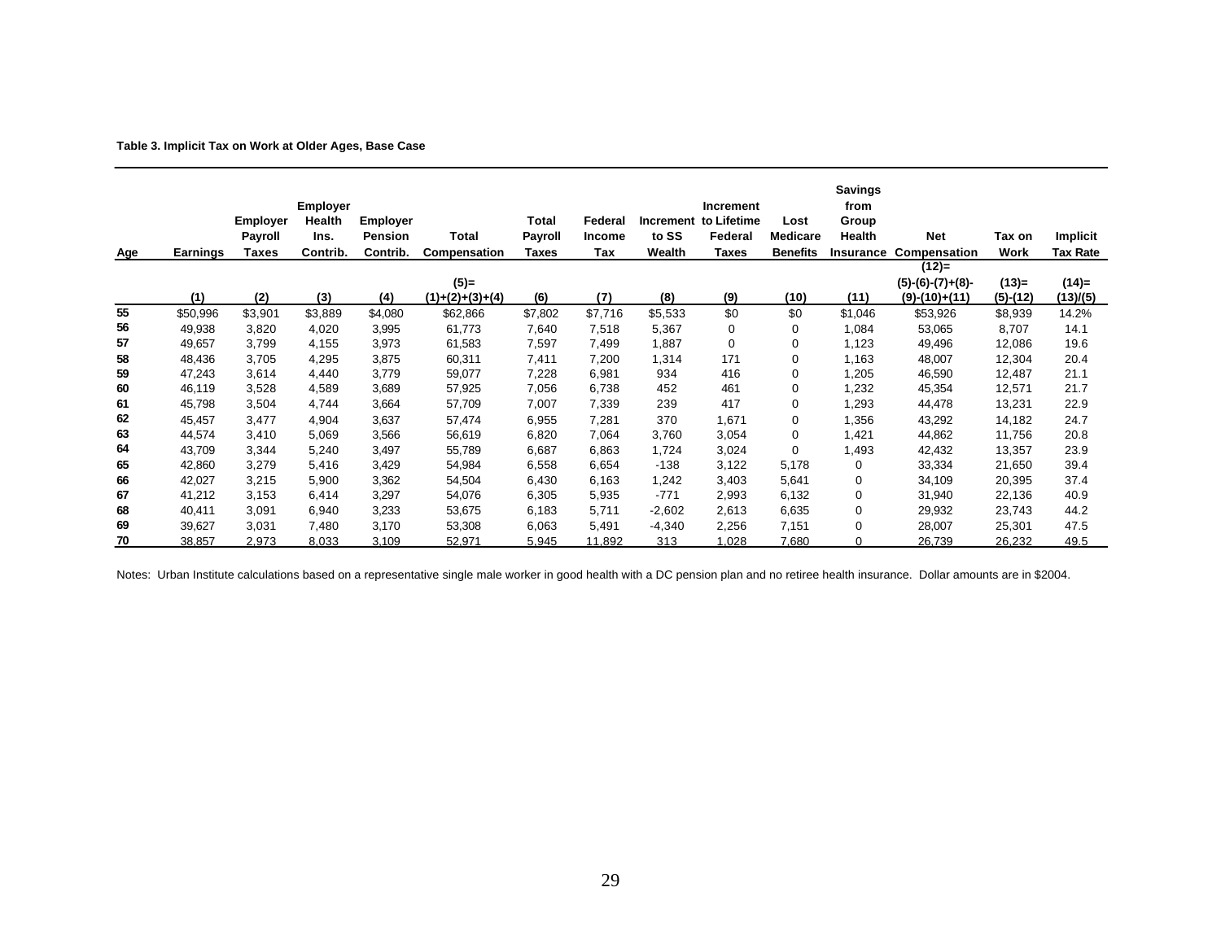**Table 3. Implicit Tax on Work at Older Ages, Base Case**

| Age | Earnings | Employer Payroll Taxes | Employer Health Ins. Contrib. | Employer Pension Contrib. | Total Compensation | Total Payroll Taxes | Federal Income Tax | Increment to SS Wealth | Increment to Lifetime Federal Taxes | Lost Medicare Benefits | Savings from Group Health Insurance | Net Compensation | Tax on Work | Implicit Tax Rate |
|---|---|---|---|---|---|---|---|---|---|---|---|---|---|---|
| | (1) | (2) | (3) | (4) | (5)= (1)+(2)+(3)+(4) | (6) | (7) | (8) | (9) | (10) | (11) | (12)= (5)-(6)-(7)+(8)-(9)-(10)+(11) | (13)= (5)-(12) | (14)= (13)/(5) |
| 55 | $50,996 | $3,901 | $3,889 | $4,080 | $62,866 | $7,802 | $7,716 | $5,533 | $0 | $0 | $1,046 | $53,926 | $8,939 | 14.2% |
| 56 | 49,938 | 3,820 | 4,020 | 3,995 | 61,773 | 7,640 | 7,518 | 5,367 | 0 | 0 | 1,084 | 53,065 | 8,707 | 14.1 |
| 57 | 49,657 | 3,799 | 4,155 | 3,973 | 61,583 | 7,597 | 7,499 | 1,887 | 0 | 0 | 1,123 | 49,496 | 12,086 | 19.6 |
| 58 | 48,436 | 3,705 | 4,295 | 3,875 | 60,311 | 7,411 | 7,200 | 1,314 | 171 | 0 | 1,163 | 48,007 | 12,304 | 20.4 |
| 59 | 47,243 | 3,614 | 4,440 | 3,779 | 59,077 | 7,228 | 6,981 | 934 | 416 | 0 | 1,205 | 46,590 | 12,487 | 21.1 |
| 60 | 46,119 | 3,528 | 4,589 | 3,689 | 57,925 | 7,056 | 6,738 | 452 | 461 | 0 | 1,232 | 45,354 | 12,571 | 21.7 |
| 61 | 45,798 | 3,504 | 4,744 | 3,664 | 57,709 | 7,007 | 7,339 | 239 | 417 | 0 | 1,293 | 44,478 | 13,231 | 22.9 |
| 62 | 45,457 | 3,477 | 4,904 | 3,637 | 57,474 | 6,955 | 7,281 | 370 | 1,671 | 0 | 1,356 | 43,292 | 14,182 | 24.7 |
| 63 | 44,574 | 3,410 | 5,069 | 3,566 | 56,619 | 6,820 | 7,064 | 3,760 | 3,054 | 0 | 1,421 | 44,862 | 11,756 | 20.8 |
| 64 | 43,709 | 3,344 | 5,240 | 3,497 | 55,789 | 6,687 | 6,863 | 1,724 | 3,024 | 0 | 1,493 | 42,432 | 13,357 | 23.9 |
| 65 | 42,860 | 3,279 | 5,416 | 3,429 | 54,984 | 6,558 | 6,654 | -138 | 3,122 | 5,178 | 0 | 33,334 | 21,650 | 39.4 |
| 66 | 42,027 | 3,215 | 5,900 | 3,362 | 54,504 | 6,430 | 6,163 | 1,242 | 3,403 | 5,641 | 0 | 34,109 | 20,395 | 37.4 |
| 67 | 41,212 | 3,153 | 6,414 | 3,297 | 54,076 | 6,305 | 5,935 | -771 | 2,993 | 6,132 | 0 | 31,940 | 22,136 | 40.9 |
| 68 | 40,411 | 3,091 | 6,940 | 3,233 | 53,675 | 6,183 | 5,711 | -2,602 | 2,613 | 6,635 | 0 | 29,932 | 23,743 | 44.2 |
| 69 | 39,627 | 3,031 | 7,480 | 3,170 | 53,308 | 6,063 | 5,491 | -4,340 | 2,256 | 7,151 | 0 | 28,007 | 25,301 | 47.5 |
| 70 | 38,857 | 2,973 | 8,033 | 3,109 | 52,971 | 5,945 | 11,892 | 313 | 1,028 | 7,680 | 0 | 26,739 | 26,232 | 49.5 |

Notes: Urban Institute calculations based on a representative single male worker in good health with a DC pension plan and no retiree health insurance. Dollar amounts are in $2004.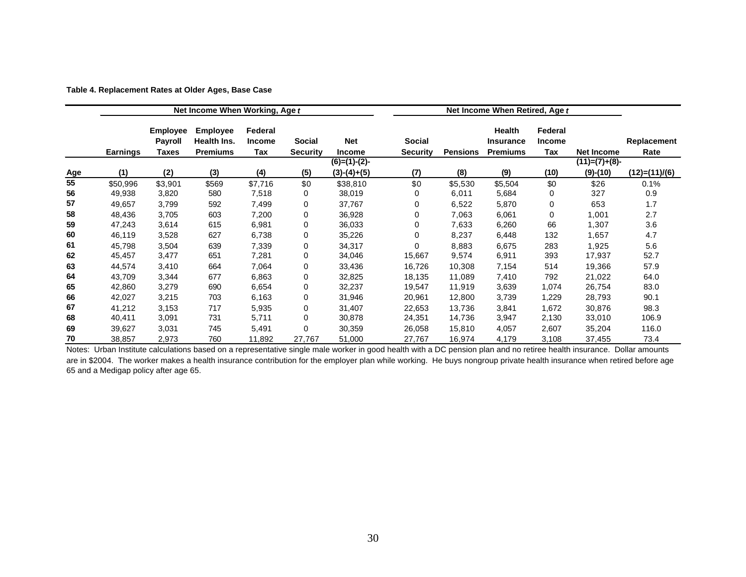**Table 4. Replacement Rates at Older Ages, Base Case**

| | Net Income When Working, Age *t* | | | | | | Net Income When Retired, Age *t* | | | | | |
|---|---|---|---|---|---|---|---|---|---|---|---|---|
| | Earnings | Employee Payroll Taxes | Employee Health Ins. Premiums | Federal Income Tax | Social Security | Net Income | Social Security | Pensions | Health Insurance Premiums | Federal Income Tax | Net Income | Replacement Rate |
| Age | (1) | (2) | (3) | (4) | (5) | (6)=(1)-(2)-(3)-(4)+(5) | (7) | (8) | (9) | (10) | (11)=(7)+(8)-(9)-(10) | (12)=(11)/(6) |
| **55** | $50,996 | $3,901 | $569 | $7,716 | $0 | $38,810 | $0 | $5,530 | $5,504 | $0 | $26 | 0.1% |
| **56** | 49,938 | 3,820 | 580 | 7,518 | 0 | 38,019 | 0 | 6,011 | 5,684 | 0 | 327 | 0.9 |
| **57** | 49,657 | 3,799 | 592 | 7,499 | 0 | 37,767 | 0 | 6,522 | 5,870 | 0 | 653 | 1.7 |
| **58** | 48,436 | 3,705 | 603 | 7,200 | 0 | 36,928 | 0 | 7,063 | 6,061 | 0 | 1,001 | 2.7 |
| **59** | 47,243 | 3,614 | 615 | 6,981 | 0 | 36,033 | 0 | 7,633 | 6,260 | 66 | 1,307 | 3.6 |
| **60** | 46,119 | 3,528 | 627 | 6,738 | 0 | 35,226 | 0 | 8,237 | 6,448 | 132 | 1,657 | 4.7 |
| **61** | 45,798 | 3,504 | 639 | 7,339 | 0 | 34,317 | 0 | 8,883 | 6,675 | 283 | 1,925 | 5.6 |
| **62** | 45,457 | 3,477 | 651 | 7,281 | 0 | 34,046 | 15,667 | 9,574 | 6,911 | 393 | 17,937 | 52.7 |
| **63** | 44,574 | 3,410 | 664 | 7,064 | 0 | 33,436 | 16,726 | 10,308 | 7,154 | 514 | 19,366 | 57.9 |
| **64** | 43,709 | 3,344 | 677 | 6,863 | 0 | 32,825 | 18,135 | 11,089 | 7,410 | 792 | 21,022 | 64.0 |
| **65** | 42,860 | 3,279 | 690 | 6,654 | 0 | 32,237 | 19,547 | 11,919 | 3,639 | 1,074 | 26,754 | 83.0 |
| **66** | 42,027 | 3,215 | 703 | 6,163 | 0 | 31,946 | 20,961 | 12,800 | 3,739 | 1,229 | 28,793 | 90.1 |
| **67** | 41,212 | 3,153 | 717 | 5,935 | 0 | 31,407 | 22,653 | 13,736 | 3,841 | 1,672 | 30,876 | 98.3 |
| **68** | 40,411 | 3,091 | 731 | 5,711 | 0 | 30,878 | 24,351 | 14,736 | 3,947 | 2,130 | 33,010 | 106.9 |
| **69** | 39,627 | 3,031 | 745 | 5,491 | 0 | 30,359 | 26,058 | 15,810 | 4,057 | 2,607 | 35,204 | 116.0 |
| **70** | 38,857 | 2,973 | 760 | 11,892 | 27,767 | 51,000 | 27,767 | 16,974 | 4,179 | 3,108 | 37,455 | 73.4 |

Notes: Urban Institute calculations based on a representative single male worker in good health with a DC pension plan and no retiree health insurance. Dollar amounts are in $2004. The worker makes a health insurance contribution for the employer plan while working. He buys nongroup private health insurance when retired before age 65 and a Medigap policy after age 65.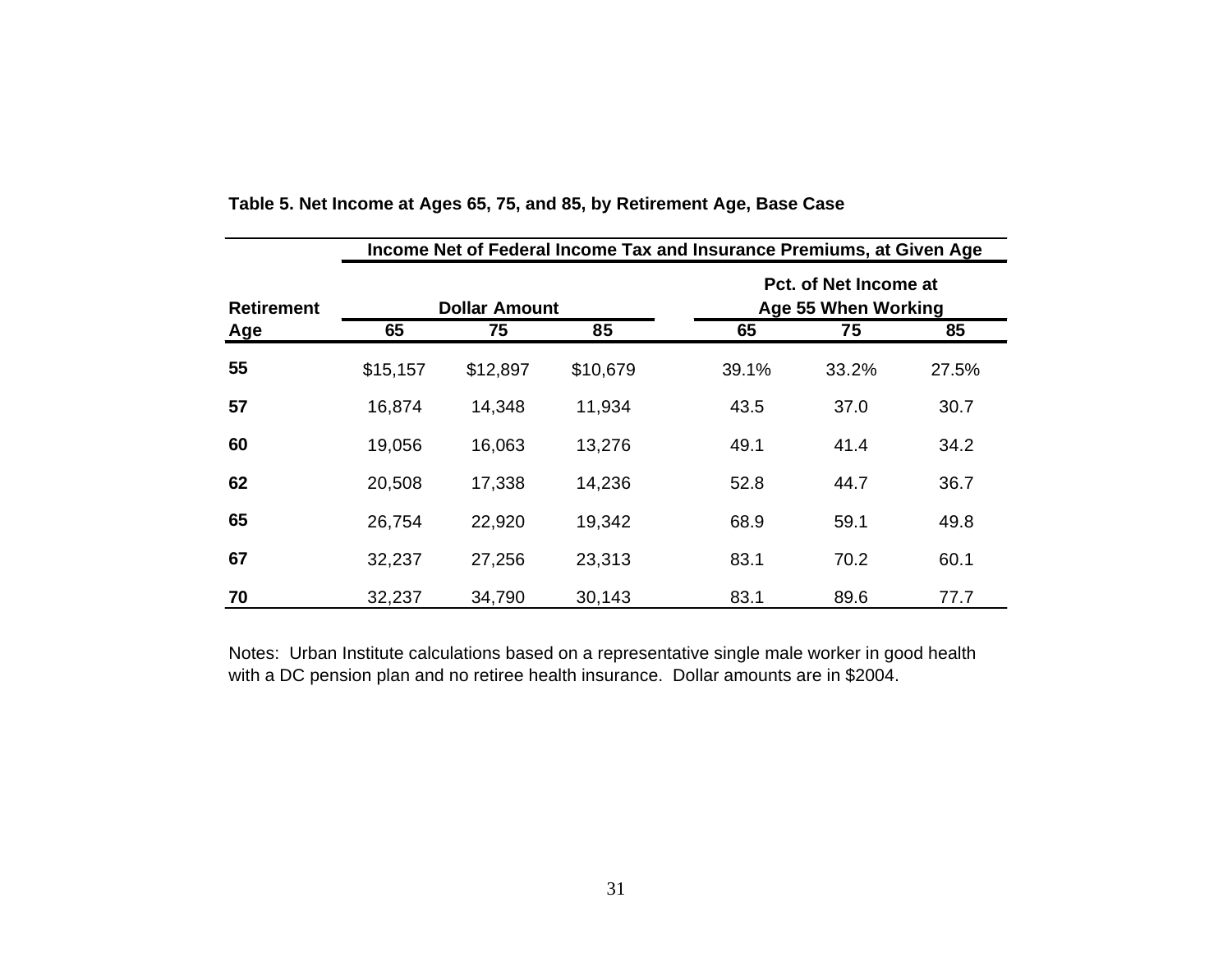**Table 5. Net Income at Ages 65, 75, and 85, by Retirement Age, Base Case**

| | Income Net of Federal Income Tax and Insurance Premiums, at Given Age | | | | | |
|---|---|---|---|---|---|---|
| **Retirement** | **Dollar Amount** | | | **Pct. of Net Income at Age 55 When Working** | | |
| **Age** | **65** | **75** | **85** | **65** | **75** | **85** |
| **55** | $15,157 | $12,897 | $10,679 | 39.1% | 33.2% | 27.5% |
| **57** | 16,874 | 14,348 | 11,934 | 43.5 | 37.0 | 30.7 |
| **60** | 19,056 | 16,063 | 13,276 | 49.1 | 41.4 | 34.2 |
| **62** | 20,508 | 17,338 | 14,236 | 52.8 | 44.7 | 36.7 |
| **65** | 26,754 | 22,920 | 19,342 | 68.9 | 59.1 | 49.8 |
| **67** | 32,237 | 27,256 | 23,313 | 83.1 | 70.2 | 60.1 |
| **70** | 32,237 | 34,790 | 30,143 | 83.1 | 89.6 | 77.7 |

Notes: Urban Institute calculations based on a representative single male worker in good health with a DC pension plan and no retiree health insurance. Dollar amounts are in $2004.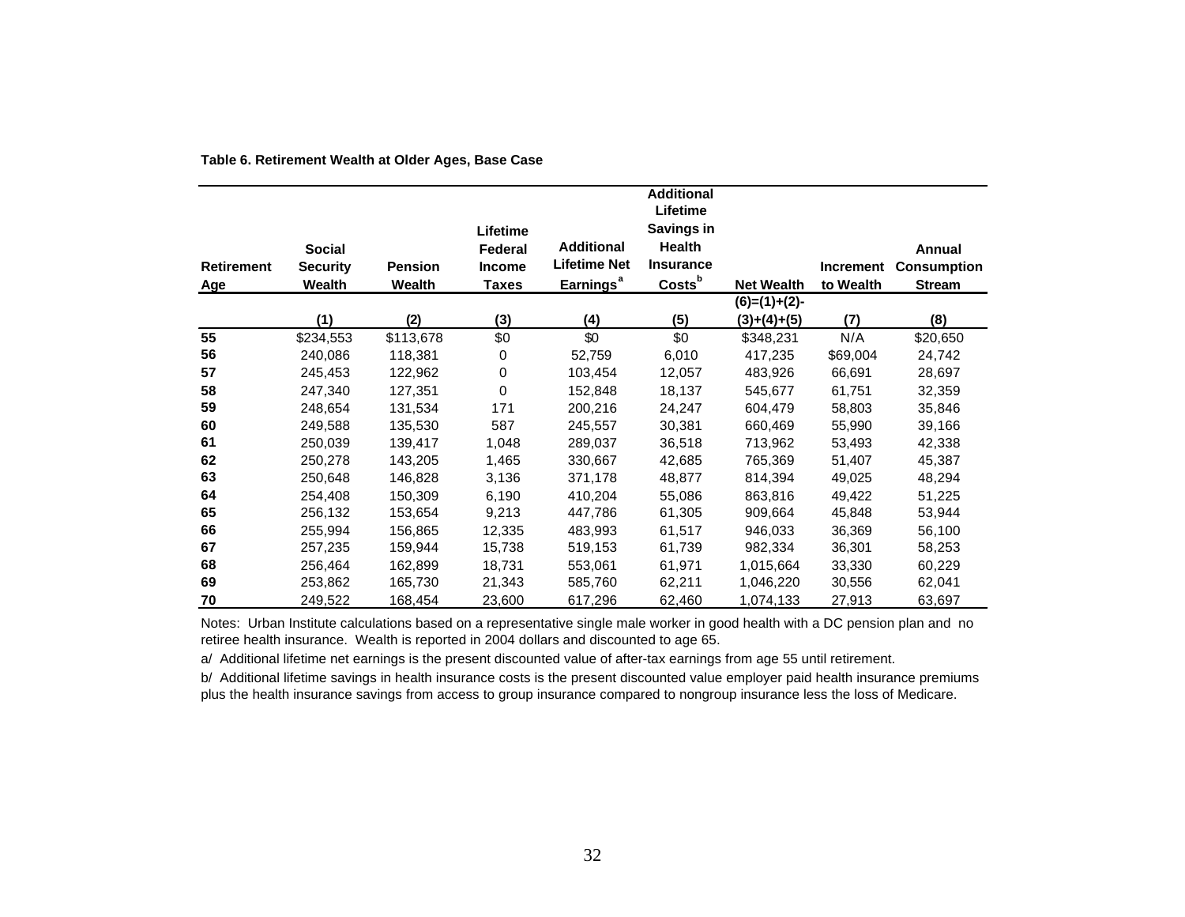**Table 6. Retirement Wealth at Older Ages, Base Case**

| Retirement Age | Social Security Wealth | Pension Wealth | Lifetime Federal Income Taxes | Additional Lifetime Net Earnings[a] | Additional Lifetime Savings in Health Insurance Costs[b] | Net Wealth | Increment to Wealth | Annual Consumption Stream |
|---|---|---|---|---|---|---|---|---|
| | (1) | (2) | (3) | (4) | (5) | (6)=(1)+(2)-(3)+(4)+(5) | (7) | (8) |
| 55 | $234,553 | $113,678 | $0 | $0 | $0 | $348,231 | N/A | $20,650 |
| 56 | 240,086 | 118,381 | 0 | 52,759 | 6,010 | 417,235 | $69,004 | 24,742 |
| 57 | 245,453 | 122,962 | 0 | 103,454 | 12,057 | 483,926 | 66,691 | 28,697 |
| 58 | 247,340 | 127,351 | 0 | 152,848 | 18,137 | 545,677 | 61,751 | 32,359 |
| 59 | 248,654 | 131,534 | 171 | 200,216 | 24,247 | 604,479 | 58,803 | 35,846 |
| 60 | 249,588 | 135,530 | 587 | 245,557 | 30,381 | 660,469 | 55,990 | 39,166 |
| 61 | 250,039 | 139,417 | 1,048 | 289,037 | 36,518 | 713,962 | 53,493 | 42,338 |
| 62 | 250,278 | 143,205 | 1,465 | 330,667 | 42,685 | 765,369 | 51,407 | 45,387 |
| 63 | 250,648 | 146,828 | 3,136 | 371,178 | 48,877 | 814,394 | 49,025 | 48,294 |
| 64 | 254,408 | 150,309 | 6,190 | 410,204 | 55,086 | 863,816 | 49,422 | 51,225 |
| 65 | 256,132 | 153,654 | 9,213 | 447,786 | 61,305 | 909,664 | 45,848 | 53,944 |
| 66 | 255,994 | 156,865 | 12,335 | 483,993 | 61,517 | 946,033 | 36,369 | 56,100 |
| 67 | 257,235 | 159,944 | 15,738 | 519,153 | 61,739 | 982,334 | 36,301 | 58,253 |
| 68 | 256,464 | 162,899 | 18,731 | 553,061 | 61,971 | 1,015,664 | 33,330 | 60,229 |
| 69 | 253,862 | 165,730 | 21,343 | 585,760 | 62,211 | 1,046,220 | 30,556 | 62,041 |
| 70 | 249,522 | 168,454 | 23,600 | 617,296 | 62,460 | 1,074,133 | 27,913 | 63,697 |

Notes: Urban Institute calculations based on a representative single male worker in good health with a DC pension plan and no retiree health insurance. Wealth is reported in 2004 dollars and discounted to age 65.

a/ Additional lifetime net earnings is the present discounted value of after-tax earnings from age 55 until retirement.

b/ Additional lifetime savings in health insurance costs is the present discounted value employer paid health insurance premiums plus the health insurance savings from access to group insurance compared to nongroup insurance less the loss of Medicare.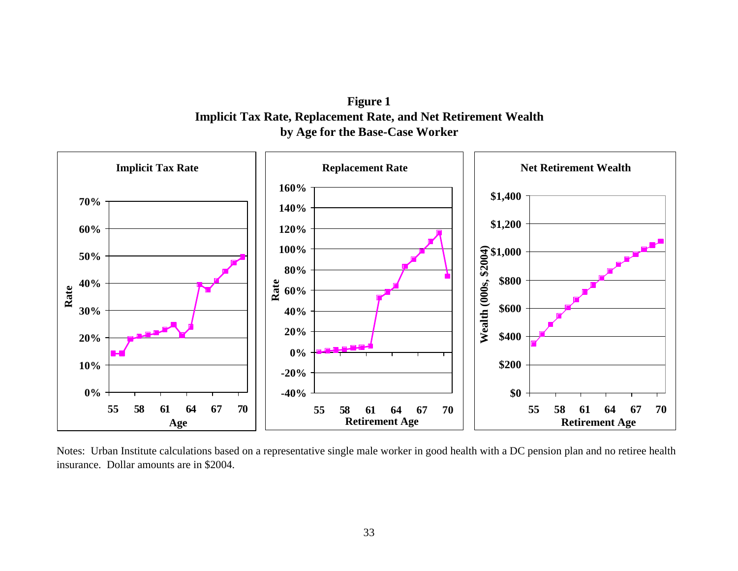**Figure 1**
**Implicit Tax Rate, Replacement Rate, and Net Retirement Wealth by Age for the Base-Case Worker**

Notes: Urban Institute calculations based on a representative single male worker in good health with a DC pension plan and no retiree health insurance. Dollar amounts are in $2004.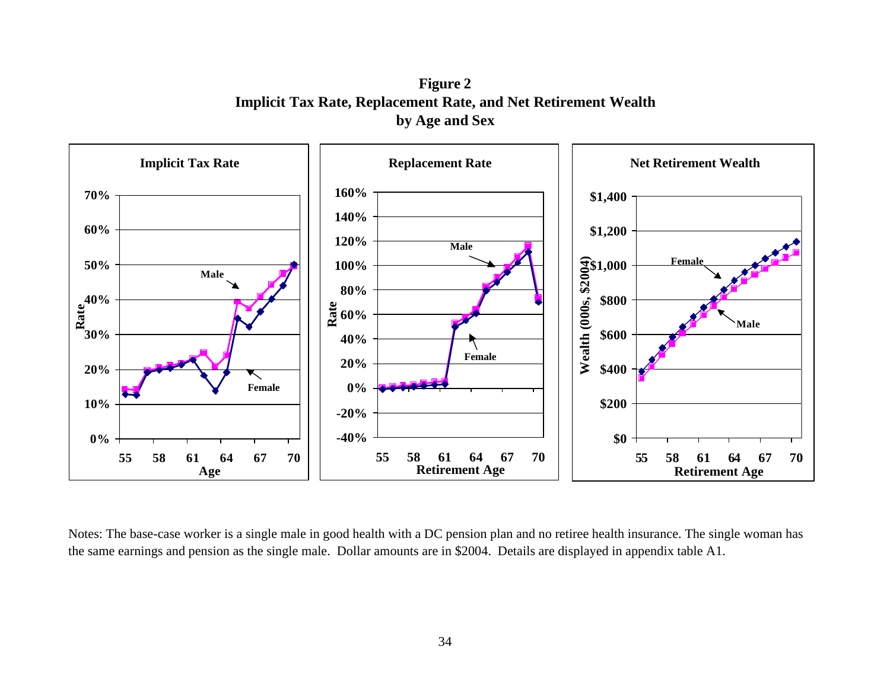**Figure 2**
**Implicit Tax Rate, Replacement Rate, and Net Retirement Wealth by Age and Sex**

Notes: The base-case worker is a single male in good health with a DC pension plan and no retiree health insurance. The single woman has the same earnings and pension as the single male. Dollar amounts are in $2004. Details are displayed in appendix table A1.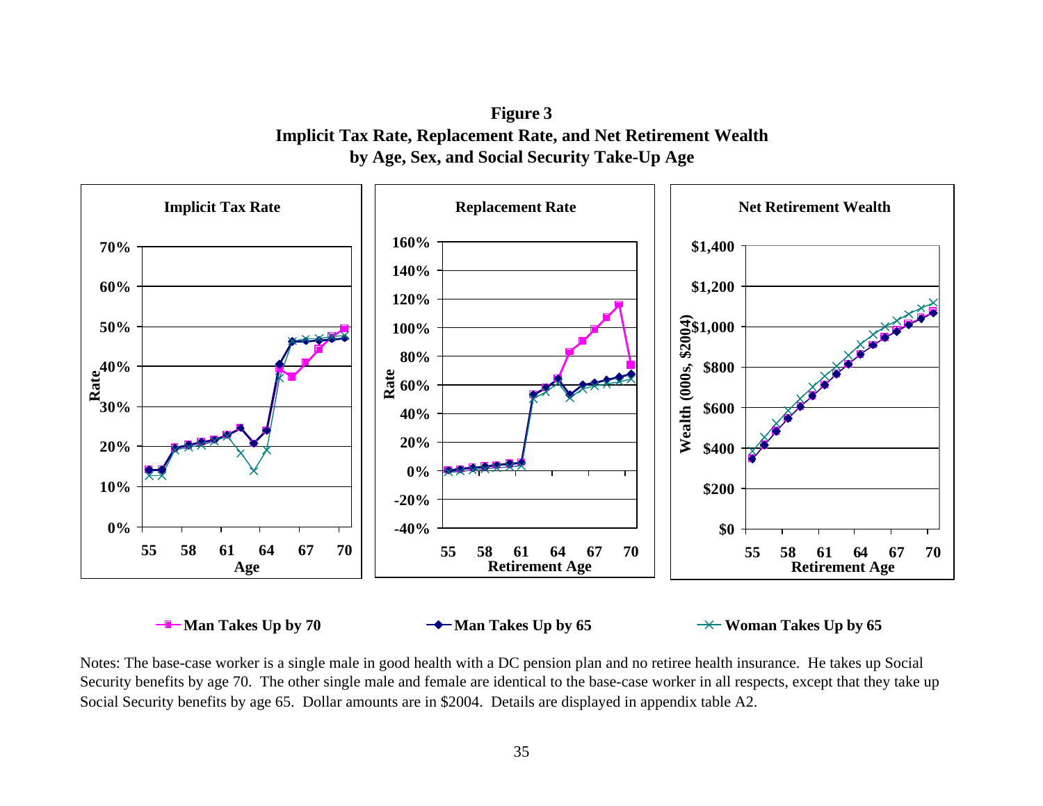**Figure 3**
**Implicit Tax Rate, Replacement Rate, and Net Retirement Wealth by Age, Sex, and Social Security Take-Up Age**

Notes: The base-case worker is a single male in good health with a DC pension plan and no retiree health insurance. He takes up Social Security benefits by age 70. The other single male and female are identical to the base-case worker in all respects, except that they take up Social Security benefits by age 65. Dollar amounts are in $2004. Details are displayed in appendix table A2.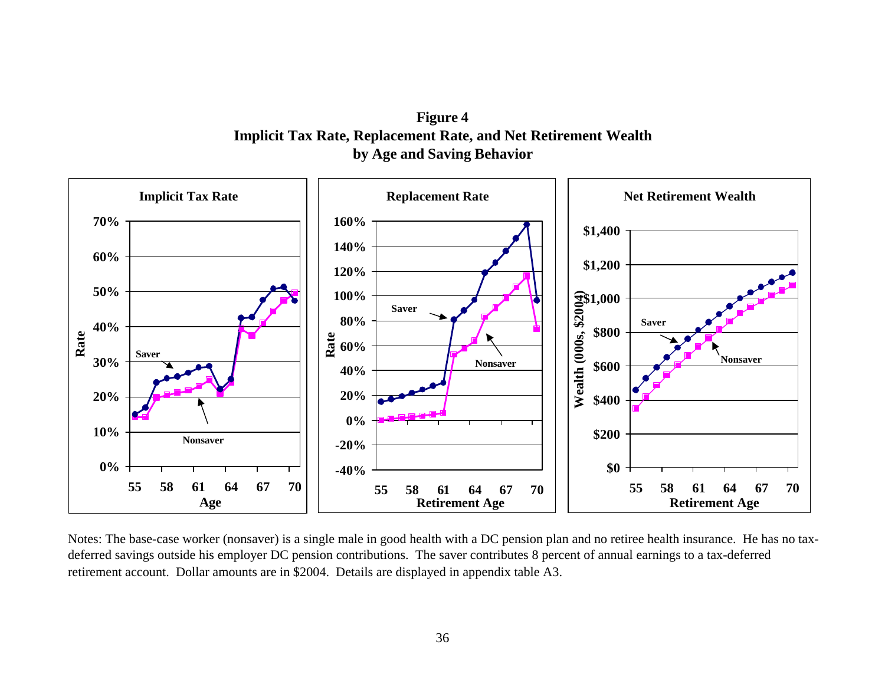**Figure 4**
**Implicit Tax Rate, Replacement Rate, and Net Retirement Wealth by Age and Saving Behavior**

Notes: The base-case worker (nonsaver) is a single male in good health with a DC pension plan and no retiree health insurance. He has no tax-deferred savings outside his employer DC pension contributions. The saver contributes 8 percent of annual earnings to a tax-deferred retirement account. Dollar amounts are in $2004. Details are displayed in appendix table A3.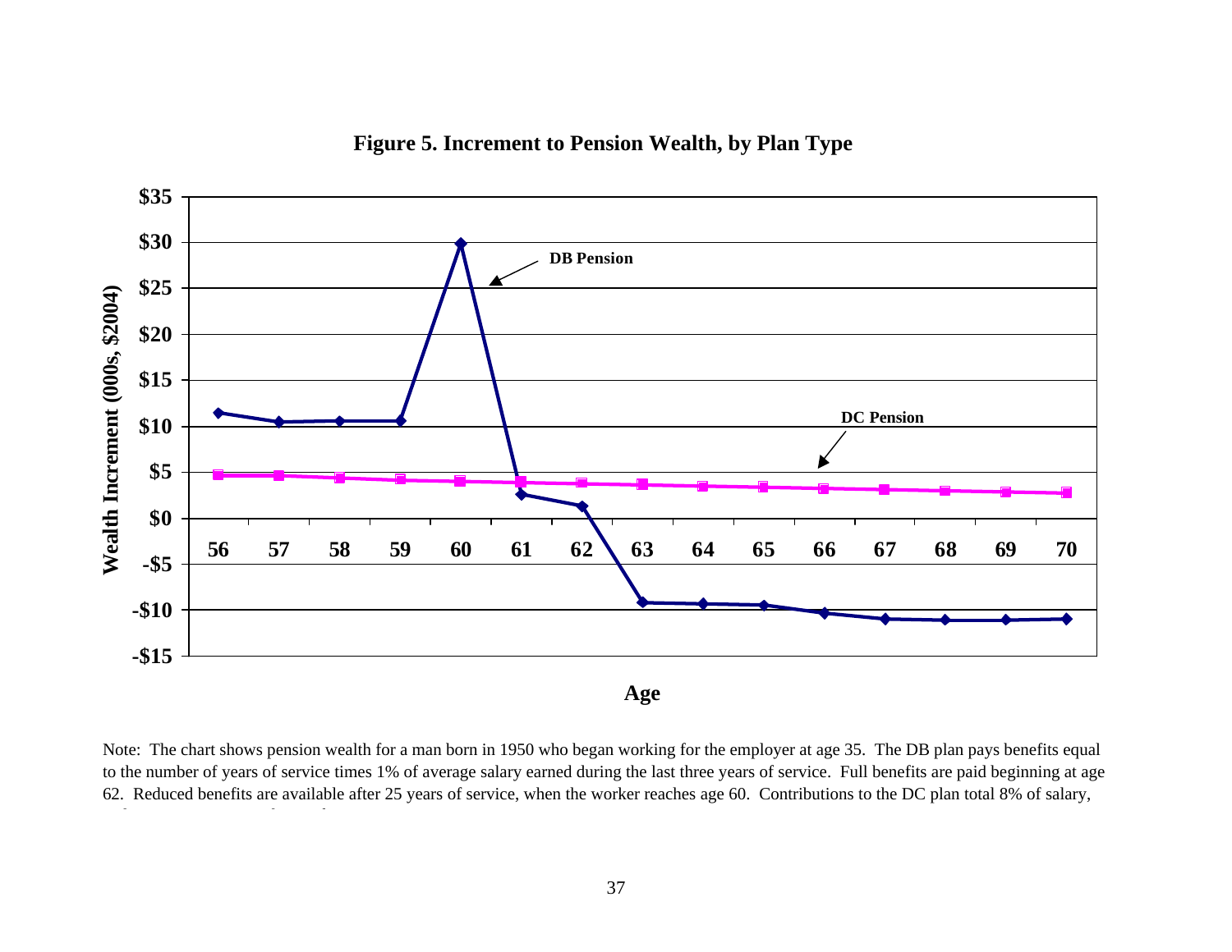**Figure 5. Increment to Pension Wealth, by Plan Type**

Note: The chart shows pension wealth for a man born in 1950 who began working for the employer at age 35. The DB plan pays benefits equal to the number of years of service times 1% of average salary earned during the last three years of service. Full benefits are paid beginning at age 62. Reduced benefits are available after 25 years of service, when the worker reaches age 60. Contributions to the DC plan total 8% of salary,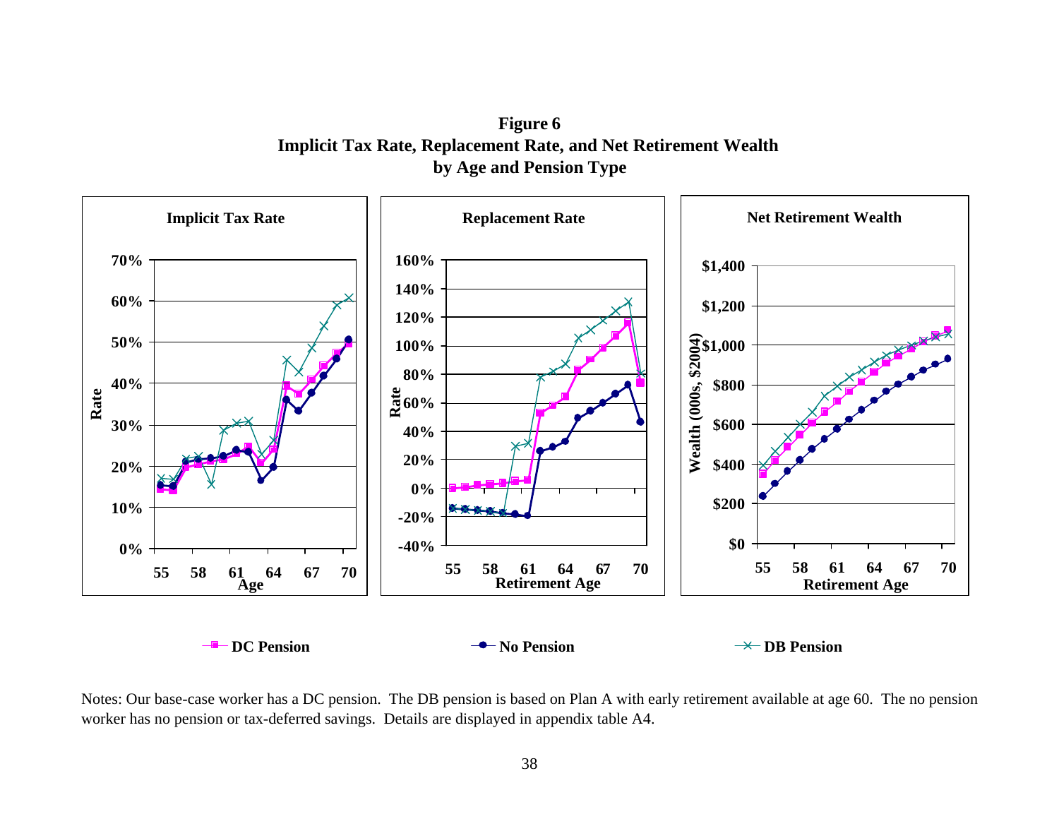**Figure 6**
**Implicit Tax Rate, Replacement Rate, and Net Retirement Wealth by Age and Pension Type**

Notes: Our base-case worker has a DC pension. The DB pension is based on Plan A with early retirement available at age 60. The no pension worker has no pension or tax-deferred savings. Details are displayed in appendix table A4.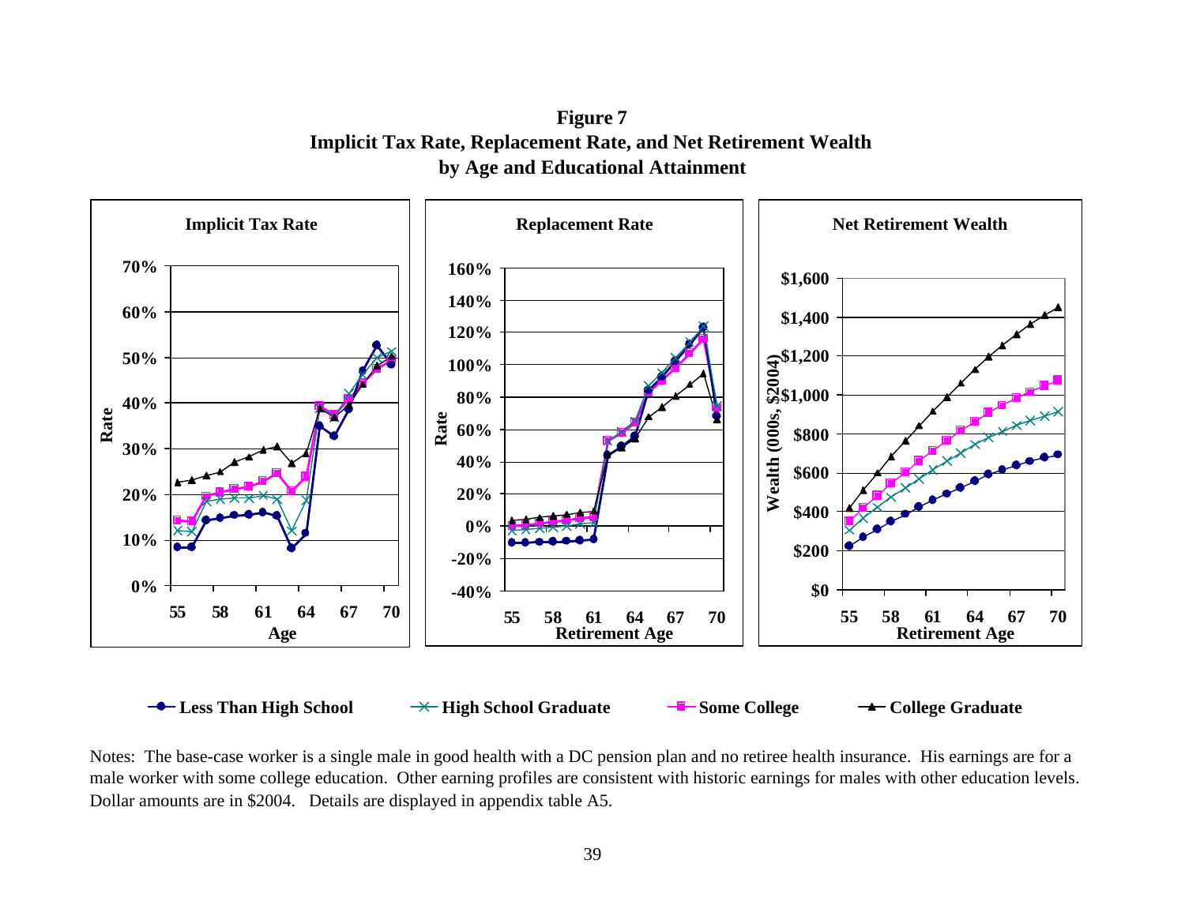**Figure 7**
**Implicit Tax Rate, Replacement Rate, and Net Retirement Wealth by Age and Educational Attainment**

Notes: The base-case worker is a single male in good health with a DC pension plan and no retiree health insurance. His earnings are for a male worker with some college education. Other earning profiles are consistent with historic earnings for males with other education levels. Dollar amounts are in $2004. Details are displayed in appendix table A5.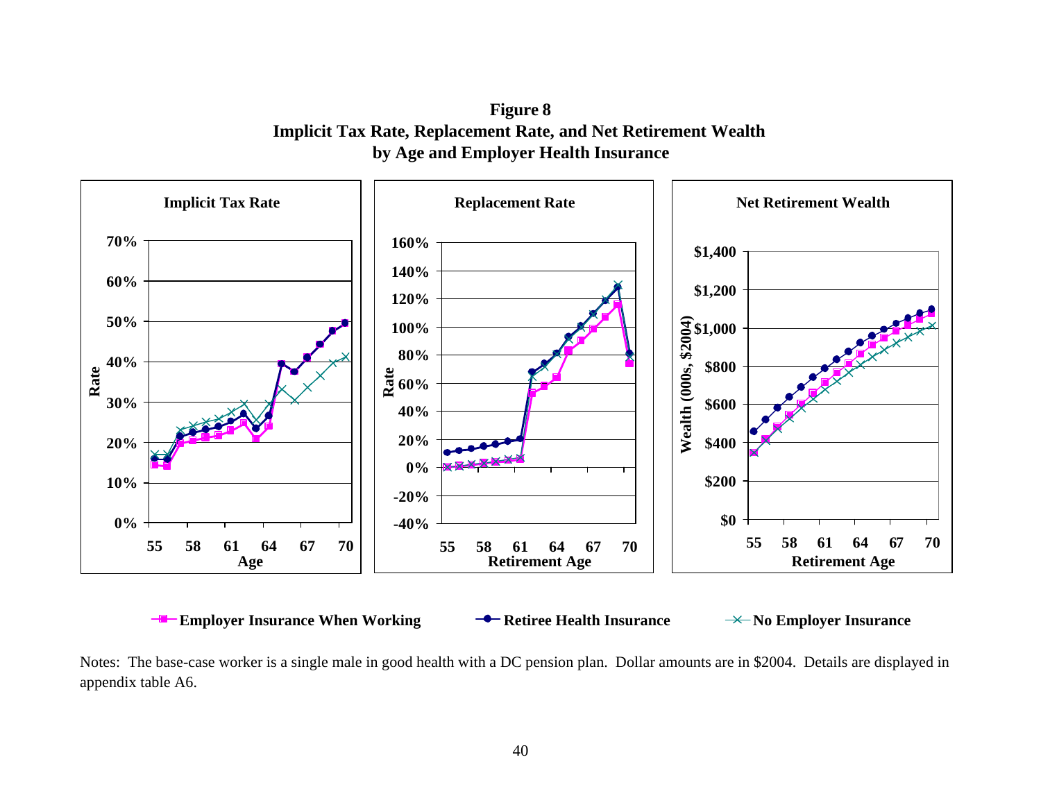**Figure 8**
**Implicit Tax Rate, Replacement Rate, and Net Retirement Wealth by Age and Employer Health Insurance**

Notes: The base-case worker is a single male in good health with a DC pension plan. Dollar amounts are in $2004. Details are displayed in appendix table A6.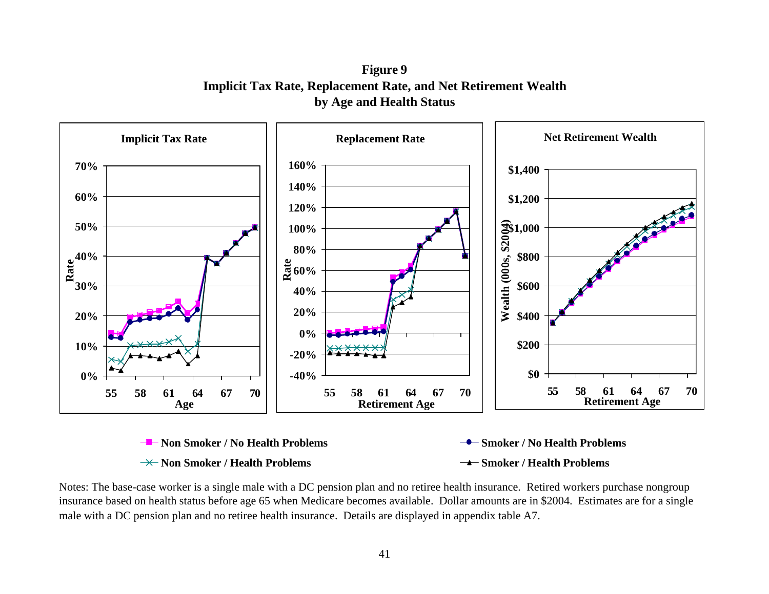**Figure 9**
**Implicit Tax Rate, Replacement Rate, and Net Retirement Wealth by Age and Health Status**

Notes: The base-case worker is a single male with a DC pension plan and no retiree health insurance. Retired workers purchase nongroup insurance based on health status before age 65 when Medicare becomes available. Dollar amounts are in $2004. Estimates are for a single male with a DC pension plan and no retiree health insurance. Details are displayed in appendix table A7.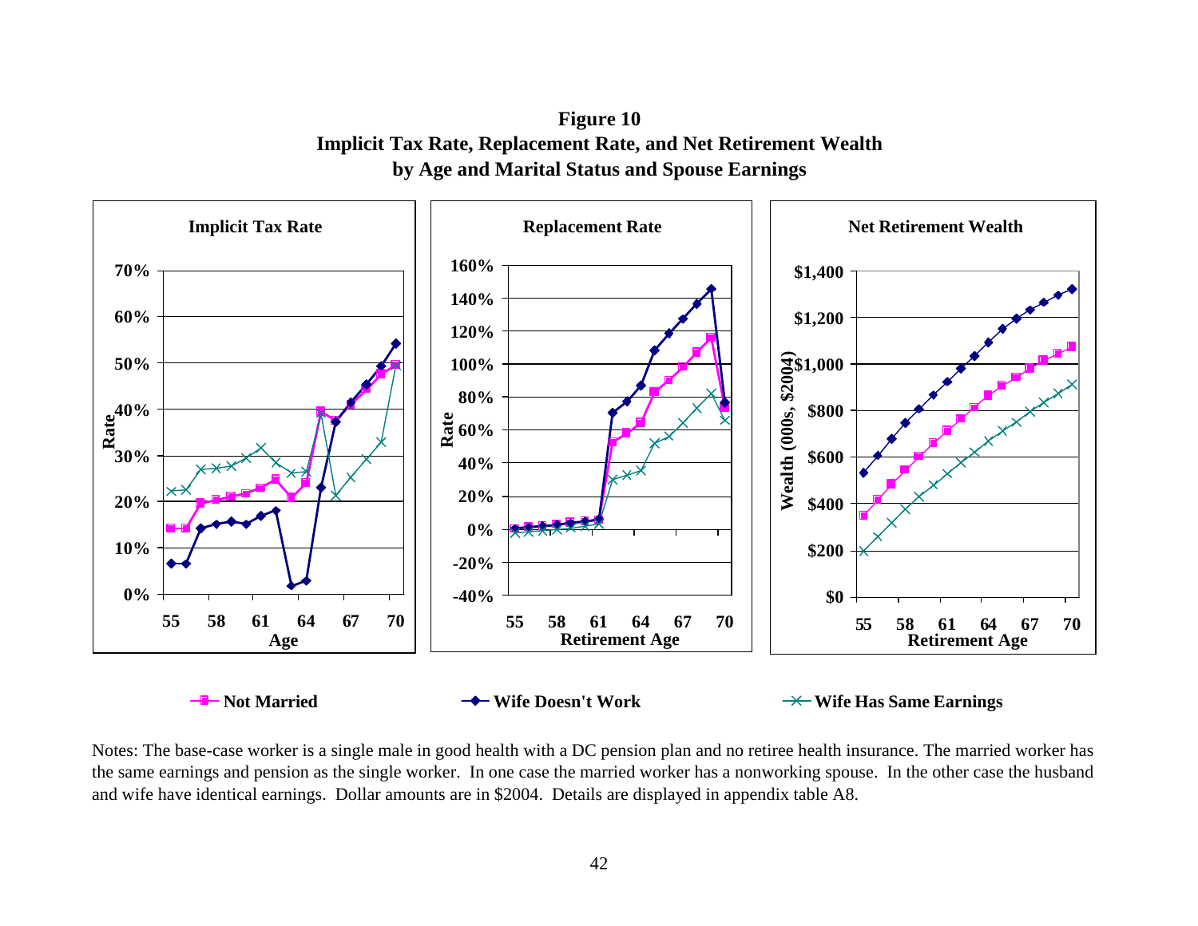**Figure 10**
**Implicit Tax Rate, Replacement Rate, and Net Retirement Wealth by Age and Marital Status and Spouse Earnings**

Notes: The base-case worker is a single male in good health with a DC pension plan and no retiree health insurance. The married worker has the same earnings and pension as the single worker. In one case the married worker has a nonworking spouse. In the other case the husband and wife have identical earnings. Dollar amounts are in $2004. Details are displayed in appendix table A8.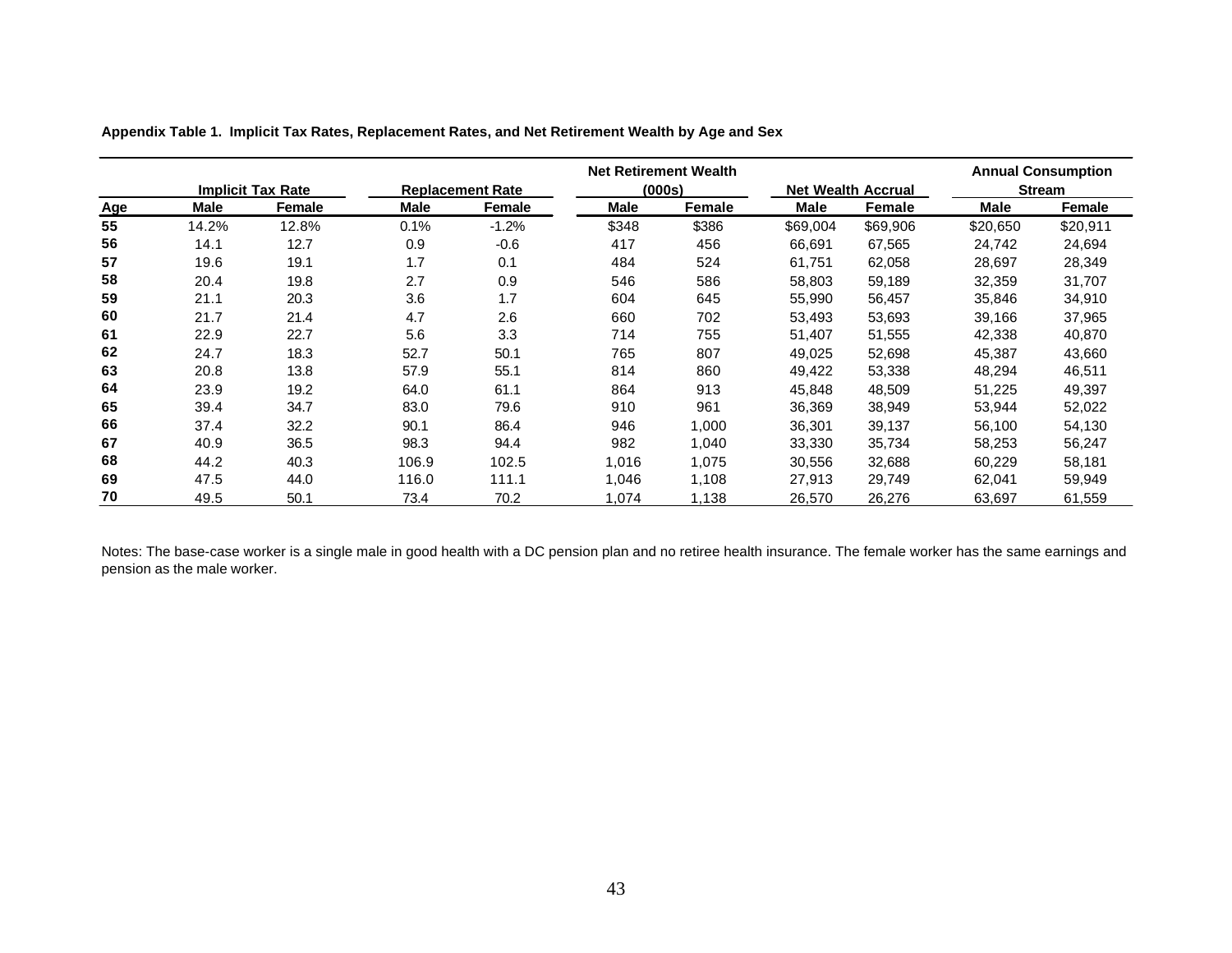**Appendix Table 1. Implicit Tax Rates, Replacement Rates, and Net Retirement Wealth by Age and Sex**

| | Implicit Tax Rate | | Replacement Rate | | Net Retirement Wealth (000s) | | Net Wealth Accrual | | Annual Consumption Stream | |
|---|---|---|---|---|---|---|---|---|---|---|
| Age | Male | Female | Male | Female | Male | Female | Male | Female | Male | Female |
| 55 | 14.2% | 12.8% | 0.1% | -1.2% | $348 | $386 | $69,004 | $69,906 | $20,650 | $20,911 |
| 56 | 14.1 | 12.7 | 0.9 | -0.6 | 417 | 456 | 66,691 | 67,565 | 24,742 | 24,694 |
| 57 | 19.6 | 19.1 | 1.7 | 0.1 | 484 | 524 | 61,751 | 62,058 | 28,697 | 28,349 |
| 58 | 20.4 | 19.8 | 2.7 | 0.9 | 546 | 586 | 58,803 | 59,189 | 32,359 | 31,707 |
| 59 | 21.1 | 20.3 | 3.6 | 1.7 | 604 | 645 | 55,990 | 56,457 | 35,846 | 34,910 |
| 60 | 21.7 | 21.4 | 4.7 | 2.6 | 660 | 702 | 53,493 | 53,693 | 39,166 | 37,965 |
| 61 | 22.9 | 22.7 | 5.6 | 3.3 | 714 | 755 | 51,407 | 51,555 | 42,338 | 40,870 |
| 62 | 24.7 | 18.3 | 52.7 | 50.1 | 765 | 807 | 49,025 | 52,698 | 45,387 | 43,660 |
| 63 | 20.8 | 13.8 | 57.9 | 55.1 | 814 | 860 | 49,422 | 53,338 | 48,294 | 46,511 |
| 64 | 23.9 | 19.2 | 64.0 | 61.1 | 864 | 913 | 45,848 | 48,509 | 51,225 | 49,397 |
| 65 | 39.4 | 34.7 | 83.0 | 79.6 | 910 | 961 | 36,369 | 38,949 | 53,944 | 52,022 |
| 66 | 37.4 | 32.2 | 90.1 | 86.4 | 946 | 1,000 | 36,301 | 39,137 | 56,100 | 54,130 |
| 67 | 40.9 | 36.5 | 98.3 | 94.4 | 982 | 1,040 | 33,330 | 35,734 | 58,253 | 56,247 |
| 68 | 44.2 | 40.3 | 106.9 | 102.5 | 1,016 | 1,075 | 30,556 | 32,688 | 60,229 | 58,181 |
| 69 | 47.5 | 44.0 | 116.0 | 111.1 | 1,046 | 1,108 | 27,913 | 29,749 | 62,041 | 59,949 |
| 70 | 49.5 | 50.1 | 73.4 | 70.2 | 1,074 | 1,138 | 26,570 | 26,276 | 63,697 | 61,559 |

Notes: The base-case worker is a single male in good health with a DC pension plan and no retiree health insurance. The female worker has the same earnings and pension as the male worker.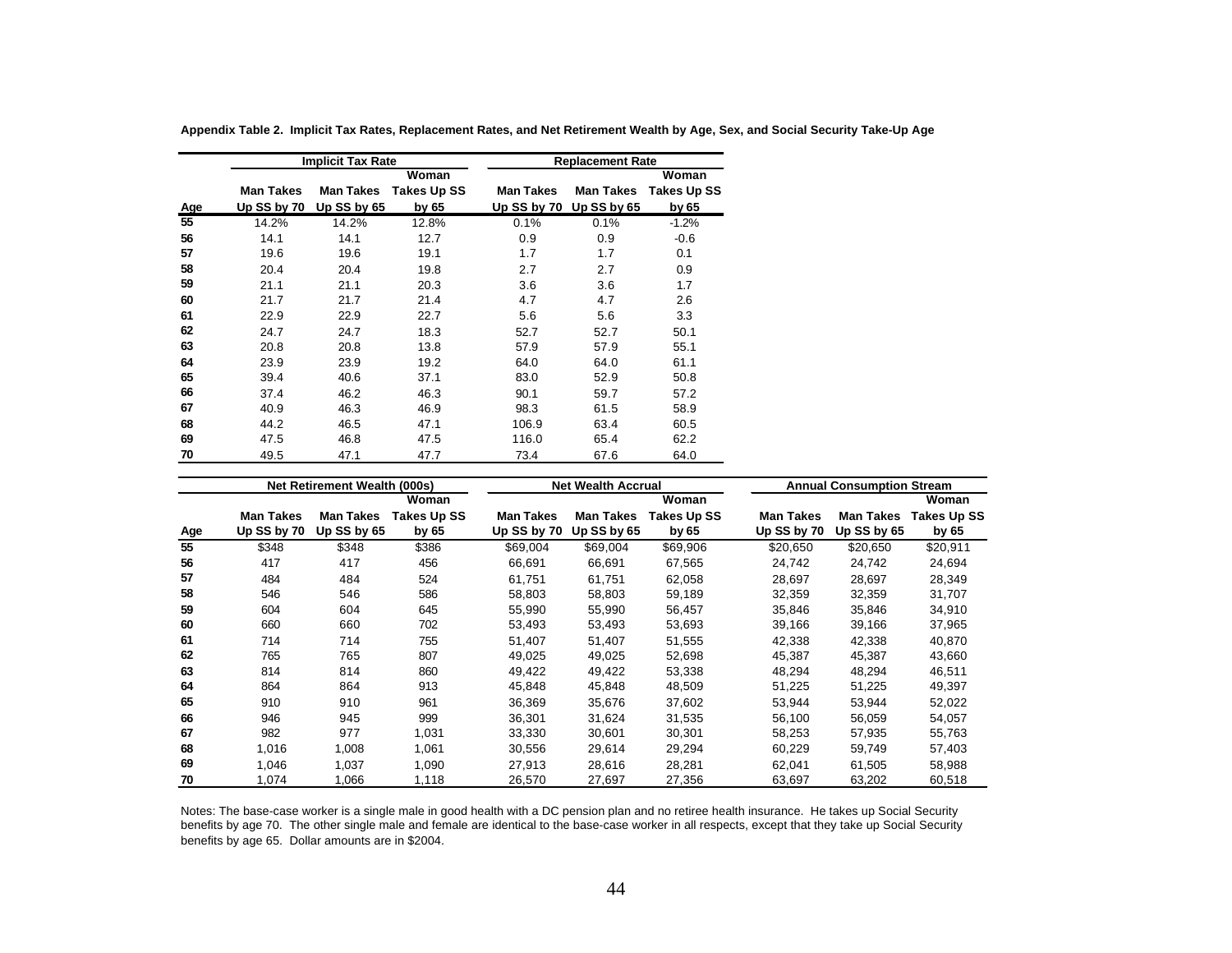**Appendix Table 2. Implicit Tax Rates, Replacement Rates, and Net Retirement Wealth by Age, Sex, and Social Security Take-Up Age**

| | Implicit Tax Rate | | | Replacement Rate | | |
|---|---|---|---|---|---|---|
| Age | Man Takes Up SS by 70 | Man Takes Up SS by 65 | Woman Takes Up SS by 65 | Man Takes Up SS by 70 | Man Takes Up SS by 65 | Woman Takes Up SS by 65 |
| 55 | 14.2% | 14.2% | 12.8% | 0.1% | 0.1% | -1.2% |
| 56 | 14.1 | 14.1 | 12.7 | 0.9 | 0.9 | -0.6 |
| 57 | 19.6 | 19.6 | 19.1 | 1.7 | 1.7 | 0.1 |
| 58 | 20.4 | 20.4 | 19.8 | 2.7 | 2.7 | 0.9 |
| 59 | 21.1 | 21.1 | 20.3 | 3.6 | 3.6 | 1.7 |
| 60 | 21.7 | 21.7 | 21.4 | 4.7 | 4.7 | 2.6 |
| 61 | 22.9 | 22.9 | 22.7 | 5.6 | 5.6 | 3.3 |
| 62 | 24.7 | 24.7 | 18.3 | 52.7 | 52.7 | 50.1 |
| 63 | 20.8 | 20.8 | 13.8 | 57.9 | 57.9 | 55.1 |
| 64 | 23.9 | 23.9 | 19.2 | 64.0 | 64.0 | 61.1 |
| 65 | 39.4 | 40.6 | 37.1 | 83.0 | 52.9 | 50.8 |
| 66 | 37.4 | 46.2 | 46.3 | 90.1 | 59.7 | 57.2 |
| 67 | 40.9 | 46.3 | 46.9 | 98.3 | 61.5 | 58.9 |
| 68 | 44.2 | 46.5 | 47.1 | 106.9 | 63.4 | 60.5 |
| 69 | 47.5 | 46.8 | 47.5 | 116.0 | 65.4 | 62.2 |
| 70 | 49.5 | 47.1 | 47.7 | 73.4 | 67.6 | 64.0 |

| | Net Retirement Wealth (000s) | | | Net Wealth Accrual | | | Annual Consumption Stream | | |
|---|---|---|---|---|---|---|---|---|---|
| Age | Man Takes Up SS by 70 | Man Takes Up SS by 65 | Woman Takes Up SS by 65 | Man Takes Up SS by 70 | Man Takes Up SS by 65 | Woman Takes Up SS by 65 | Man Takes Up SS by 70 | Man Takes Up SS by 65 | Woman Takes Up SS by 65 |
| 55 | $348 | $348 | $386 | $69,004 | $69,004 | $69,906 | $20,650 | $20,650 | $20,911 |
| 56 | 417 | 417 | 456 | 66,691 | 66,691 | 67,565 | 24,742 | 24,742 | 24,694 |
| 57 | 484 | 484 | 524 | 61,751 | 61,751 | 62,058 | 28,697 | 28,697 | 28,349 |
| 58 | 546 | 546 | 586 | 58,803 | 58,803 | 59,189 | 32,359 | 32,359 | 31,707 |
| 59 | 604 | 604 | 645 | 55,990 | 55,990 | 56,457 | 35,846 | 35,846 | 34,910 |
| 60 | 660 | 660 | 702 | 53,493 | 53,493 | 53,693 | 39,166 | 39,166 | 37,965 |
| 61 | 714 | 714 | 755 | 51,407 | 51,407 | 51,555 | 42,338 | 42,338 | 40,870 |
| 62 | 765 | 765 | 807 | 49,025 | 49,025 | 52,698 | 45,387 | 45,387 | 43,660 |
| 63 | 814 | 814 | 860 | 49,422 | 49,422 | 53,338 | 48,294 | 48,294 | 46,511 |
| 64 | 864 | 864 | 913 | 45,848 | 45,848 | 48,509 | 51,225 | 51,225 | 49,397 |
| 65 | 910 | 910 | 961 | 36,369 | 35,676 | 37,602 | 53,944 | 53,944 | 52,022 |
| 66 | 946 | 945 | 999 | 36,301 | 31,624 | 31,535 | 56,100 | 56,059 | 54,057 |
| 67 | 982 | 977 | 1,031 | 33,330 | 30,601 | 30,301 | 58,253 | 57,935 | 55,763 |
| 68 | 1,016 | 1,008 | 1,061 | 30,556 | 29,614 | 29,294 | 60,229 | 59,749 | 57,403 |
| 69 | 1,046 | 1,037 | 1,090 | 27,913 | 28,616 | 28,281 | 62,041 | 61,505 | 58,988 |
| 70 | 1,074 | 1,066 | 1,118 | 26,570 | 27,697 | 27,356 | 63,697 | 63,202 | 60,518 |

Notes: The base-case worker is a single male in good health with a DC pension plan and no retiree health insurance. He takes up Social Security benefits by age 70. The other single male and female are identical to the base-case worker in all respects, except that they take up Social Security benefits by age 65. Dollar amounts are in $2004.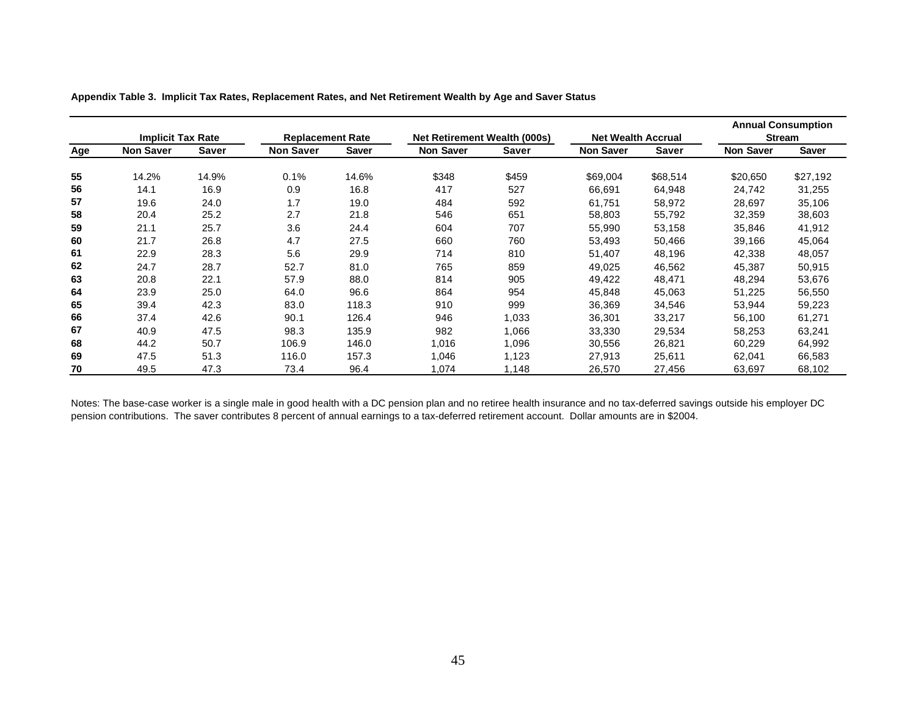**Appendix Table 3. Implicit Tax Rates, Replacement Rates, and Net Retirement Wealth by Age and Saver Status**

| | Implicit Tax Rate | | Replacement Rate | | Net Retirement Wealth (000s) | | Net Wealth Accrual | | Annual Consumption Stream | |
|---|---|---|---|---|---|---|---|---|---|---|
| **Age** | **Non Saver** | **Saver** | **Non Saver** | **Saver** | **Non Saver** | **Saver** | **Non Saver** | **Saver** | **Non Saver** | **Saver** |
| **55** | 14.2% | 14.9% | 0.1% | 14.6% | $348 | $459 | $69,004 | $68,514 | $20,650 | $27,192 |
| **56** | 14.1 | 16.9 | 0.9 | 16.8 | 417 | 527 | 66,691 | 64,948 | 24,742 | 31,255 |
| **57** | 19.6 | 24.0 | 1.7 | 19.0 | 484 | 592 | 61,751 | 58,972 | 28,697 | 35,106 |
| **58** | 20.4 | 25.2 | 2.7 | 21.8 | 546 | 651 | 58,803 | 55,792 | 32,359 | 38,603 |
| **59** | 21.1 | 25.7 | 3.6 | 24.4 | 604 | 707 | 55,990 | 53,158 | 35,846 | 41,912 |
| **60** | 21.7 | 26.8 | 4.7 | 27.5 | 660 | 760 | 53,493 | 50,466 | 39,166 | 45,064 |
| **61** | 22.9 | 28.3 | 5.6 | 29.9 | 714 | 810 | 51,407 | 48,196 | 42,338 | 48,057 |
| **62** | 24.7 | 28.7 | 52.7 | 81.0 | 765 | 859 | 49,025 | 46,562 | 45,387 | 50,915 |
| **63** | 20.8 | 22.1 | 57.9 | 88.0 | 814 | 905 | 49,422 | 48,471 | 48,294 | 53,676 |
| **64** | 23.9 | 25.0 | 64.0 | 96.6 | 864 | 954 | 45,848 | 45,063 | 51,225 | 56,550 |
| **65** | 39.4 | 42.3 | 83.0 | 118.3 | 910 | 999 | 36,369 | 34,546 | 53,944 | 59,223 |
| **66** | 37.4 | 42.6 | 90.1 | 126.4 | 946 | 1,033 | 36,301 | 33,217 | 56,100 | 61,271 |
| **67** | 40.9 | 47.5 | 98.3 | 135.9 | 982 | 1,066 | 33,330 | 29,534 | 58,253 | 63,241 |
| **68** | 44.2 | 50.7 | 106.9 | 146.0 | 1,016 | 1,096 | 30,556 | 26,821 | 60,229 | 64,992 |
| **69** | 47.5 | 51.3 | 116.0 | 157.3 | 1,046 | 1,123 | 27,913 | 25,611 | 62,041 | 66,583 |
| **70** | 49.5 | 47.3 | 73.4 | 96.4 | 1,074 | 1,148 | 26,570 | 27,456 | 63,697 | 68,102 |

Notes: The base-case worker is a single male in good health with a DC pension plan and no retiree health insurance and no tax-deferred savings outside his employer DC pension contributions. The saver contributes 8 percent of annual earnings to a tax-deferred retirement account. Dollar amounts are in $2004.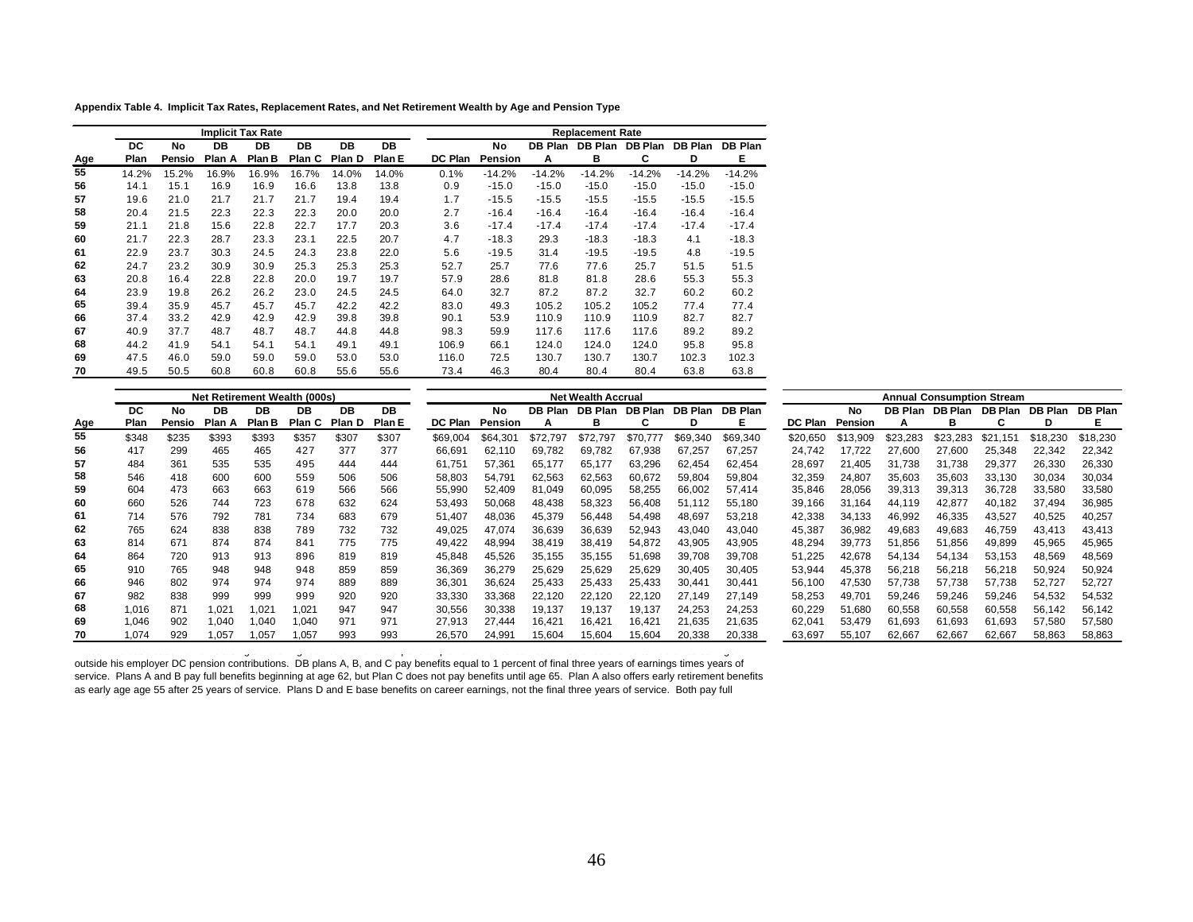**Appendix Table 4. Implicit Tax Rates, Replacement Rates, and Net Retirement Wealth by Age and Pension Type**

| | Implicit Tax Rate | | | | | | | Replacement Rate | | | | | | |
|---|---|---|---|---|---|---|---|---|---|---|---|---|---|---|
| Age | DC Plan | No Pensio | DB Plan A | DB Plan B | DB Plan C | DB Plan D | DB Plan E | DC Plan | No Pension | DB Plan A | DB Plan B | DB Plan C | DB Plan D | DB Plan E |
| 55 | 14.2% | 15.2% | 16.9% | 16.9% | 16.7% | 14.0% | 14.0% | 0.1% | -14.2% | -14.2% | -14.2% | -14.2% | -14.2% | -14.2% |
| 56 | 14.1 | 15.1 | 16.9 | 16.9 | 16.6 | 13.8 | 13.8 | 0.9 | -15.0 | -15.0 | -15.0 | -15.0 | -15.0 | -15.0 |
| 57 | 19.6 | 21.0 | 21.7 | 21.7 | 21.7 | 19.4 | 19.4 | 1.7 | -15.5 | -15.5 | -15.5 | -15.5 | -15.5 | -15.5 |
| 58 | 20.4 | 21.5 | 22.3 | 22.3 | 22.3 | 20.0 | 20.0 | 2.7 | -16.4 | -16.4 | -16.4 | -16.4 | -16.4 | -16.4 |
| 59 | 21.1 | 21.8 | 15.6 | 22.8 | 22.7 | 17.7 | 20.3 | 3.6 | -17.4 | -17.4 | -17.4 | -17.4 | -17.4 | -17.4 |
| 60 | 21.7 | 22.3 | 28.7 | 23.3 | 23.1 | 22.5 | 20.7 | 4.7 | -18.3 | 29.3 | -18.3 | -18.3 | 4.1 | -18.3 |
| 61 | 22.9 | 23.7 | 30.3 | 24.5 | 24.3 | 23.8 | 22.0 | 5.6 | -19.5 | 31.4 | -19.5 | -19.5 | 4.8 | -19.5 |
| 62 | 24.7 | 23.2 | 30.9 | 30.9 | 25.3 | 25.3 | 25.3 | 52.7 | 25.7 | 77.6 | 77.6 | 25.7 | 51.5 | 51.5 |
| 63 | 20.8 | 16.4 | 22.8 | 22.8 | 20.0 | 19.7 | 19.7 | 57.9 | 28.6 | 81.8 | 81.8 | 28.6 | 55.3 | 55.3 |
| 64 | 23.9 | 19.8 | 26.2 | 26.2 | 23.0 | 24.5 | 24.5 | 64.0 | 32.7 | 87.2 | 87.2 | 32.7 | 60.2 | 60.2 |
| 65 | 39.4 | 35.9 | 45.7 | 45.7 | 45.7 | 42.2 | 42.2 | 83.0 | 49.3 | 105.2 | 105.2 | 105.2 | 77.4 | 77.4 |
| 66 | 37.4 | 33.2 | 42.9 | 42.9 | 42.9 | 39.8 | 39.8 | 90.1 | 53.9 | 110.9 | 110.9 | 110.9 | 82.7 | 82.7 |
| 67 | 40.9 | 37.7 | 48.7 | 48.7 | 48.7 | 44.8 | 44.8 | 98.3 | 59.9 | 117.6 | 117.6 | 117.6 | 89.2 | 89.2 |
| 68 | 44.2 | 41.9 | 54.1 | 54.1 | 54.1 | 49.1 | 49.1 | 106.9 | 66.1 | 124.0 | 124.0 | 124.0 | 95.8 | 95.8 |
| 69 | 47.5 | 46.0 | 59.0 | 59.0 | 59.0 | 53.0 | 53.0 | 116.0 | 72.5 | 130.7 | 130.7 | 130.7 | 102.3 | 102.3 |
| 70 | 49.5 | 50.5 | 60.8 | 60.8 | 60.8 | 55.6 | 55.6 | 73.4 | 46.3 | 80.4 | 80.4 | 80.4 | 63.8 | 63.8 |

| | Net Retirement Wealth (000s) | | | | | | | Net Wealth Accrual | | | | | | | Annual Consumption Stream | | | | | | |
|---|---|---|---|---|---|---|---|---|---|---|---|---|---|---|---|---|---|---|---|---|---|
| Age | DC Plan | No Pensio | DB Plan A | DB Plan B | DB Plan C | DB Plan D | DB Plan E | DC Plan | No Pension | DB Plan A | DB Plan B | DB Plan C | DB Plan D | DB Plan E | DC Plan | No Pension | DB Plan A | DB Plan B | DB Plan C | DB Plan D | DB Plan E |
| 55 | $348 | $235 | $393 | $393 | $357 | $307 | $307 | $69,004 | $64,301 | $72,797 | $72,797 | $70,777 | $69,340 | $69,340 | $20,650 | $13,909 | $23,283 | $23,283 | $21,151 | $18,230 | $18,230 |
| 56 | 417 | 299 | 465 | 465 | 427 | 377 | 377 | 66,691 | 62,110 | 69,782 | 69,782 | 67,938 | 67,257 | 67,257 | 24,742 | 17,722 | 27,600 | 27,600 | 25,348 | 22,342 | 22,342 |
| 57 | 484 | 361 | 535 | 535 | 495 | 444 | 444 | 61,751 | 57,361 | 65,177 | 65,177 | 63,296 | 62,454 | 62,454 | 28,697 | 21,405 | 31,738 | 31,738 | 29,377 | 26,330 | 26,330 |
| 58 | 546 | 418 | 600 | 600 | 559 | 506 | 506 | 58,803 | 54,791 | 62,563 | 62,563 | 60,672 | 59,804 | 59,804 | 32,359 | 24,807 | 35,603 | 35,603 | 33,130 | 30,034 | 30,034 |
| 59 | 604 | 473 | 663 | 663 | 619 | 566 | 566 | 55,990 | 52,409 | 81,049 | 60,095 | 58,255 | 66,002 | 57,414 | 35,846 | 28,056 | 39,313 | 39,313 | 36,728 | 33,580 | 33,580 |
| 60 | 660 | 526 | 744 | 723 | 678 | 632 | 624 | 53,493 | 50,068 | 48,438 | 58,323 | 56,408 | 51,112 | 55,180 | 39,166 | 31,164 | 44,119 | 42,877 | 40,182 | 37,494 | 36,985 |
| 61 | 714 | 576 | 792 | 781 | 734 | 683 | 679 | 51,407 | 48,036 | 45,379 | 56,448 | 54,498 | 48,697 | 53,218 | 42,338 | 34,133 | 46,992 | 46,335 | 43,527 | 40,525 | 40,257 |
| 62 | 765 | 624 | 838 | 838 | 789 | 732 | 732 | 49,025 | 47,074 | 36,639 | 36,639 | 52,943 | 43,040 | 43,040 | 45,387 | 36,982 | 49,683 | 49,683 | 46,759 | 43,413 | 43,413 |
| 63 | 814 | 671 | 874 | 874 | 841 | 775 | 775 | 49,422 | 48,994 | 38,419 | 38,419 | 54,872 | 43,905 | 43,905 | 48,294 | 39,773 | 51,856 | 51,856 | 49,899 | 45,965 | 45,965 |
| 64 | 864 | 720 | 913 | 913 | 896 | 819 | 819 | 45,848 | 45,526 | 35,155 | 35,155 | 51,698 | 39,708 | 39,708 | 51,225 | 42,678 | 54,134 | 54,134 | 53,153 | 48,569 | 48,569 |
| 65 | 910 | 765 | 948 | 948 | 948 | 859 | 859 | 36,369 | 36,279 | 25,629 | 25,629 | 25,629 | 30,405 | 30,405 | 53,944 | 45,378 | 56,218 | 56,218 | 56,218 | 50,924 | 50,924 |
| 66 | 946 | 802 | 974 | 974 | 974 | 889 | 889 | 36,301 | 36,624 | 25,433 | 25,433 | 25,433 | 30,441 | 30,441 | 56,100 | 47,530 | 57,738 | 57,738 | 57,738 | 52,727 | 52,727 |
| 67 | 982 | 838 | 999 | 999 | 999 | 920 | 920 | 33,330 | 33,368 | 22,120 | 22,120 | 22,120 | 27,149 | 27,149 | 58,253 | 49,701 | 59,246 | 59,246 | 59,246 | 54,532 | 54,532 |
| 68 | 1,016 | 871 | 1,021 | 1,021 | 1,021 | 947 | 947 | 30,556 | 30,338 | 19,137 | 19,137 | 19,137 | 24,253 | 24,253 | 60,229 | 51,680 | 60,558 | 60,558 | 60,558 | 56,142 | 56,142 |
| 69 | 1,046 | 902 | 1,040 | 1,040 | 1,040 | 971 | 971 | 27,913 | 27,444 | 16,421 | 16,421 | 16,421 | 21,635 | 21,635 | 62,041 | 53,479 | 61,693 | 61,693 | 61,693 | 57,580 | 57,580 |
| 70 | 1,074 | 929 | 1,057 | 1,057 | 1,057 | 993 | 993 | 26,570 | 24,991 | 15,604 | 15,604 | 15,604 | 20,338 | 20,338 | 63,697 | 55,107 | 62,667 | 62,667 | 62,667 | 58,863 | 58,863 |

outside his employer DC pension contributions. DB plans A, B, and C pay benefits equal to 1 percent of final three years of earnings times years of service. Plans A and B pay full benefits beginning at age 62, but Plan C does not pay benefits until age 65. Plan A also offers early retirement benefits as early age age 55 after 25 years of service. Plans D and E base benefits on career earnings, not the final three years of service. Both pay full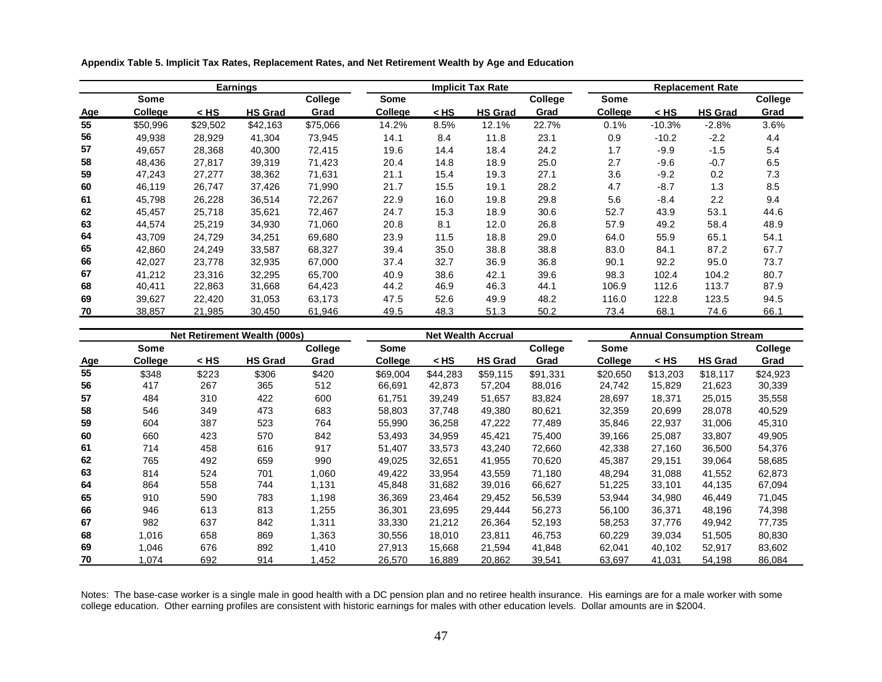**Appendix Table 5. Implicit Tax Rates, Replacement Rates, and Net Retirement Wealth by Age and Education**

| | Earnings | | | | Implicit Tax Rate | | | | Replacement Rate | | | |
|---|---|---|---|---|---|---|---|---|---|---|---|---|
| Age | Some College | < HS | HS Grad | College Grad | Some College | < HS | HS Grad | College Grad | Some College | < HS | HS Grad | College Grad |
| 55 | $50,996 | $29,502 | $42,163 | $75,066 | 14.2% | 8.5% | 12.1% | 22.7% | 0.1% | -10.3% | -2.8% | 3.6% |
| 56 | 49,938 | 28,929 | 41,304 | 73,945 | 14.1 | 8.4 | 11.8 | 23.1 | 0.9 | -10.2 | -2.2 | 4.4 |
| 57 | 49,657 | 28,368 | 40,300 | 72,415 | 19.6 | 14.4 | 18.4 | 24.2 | 1.7 | -9.9 | -1.5 | 5.4 |
| 58 | 48,436 | 27,817 | 39,319 | 71,423 | 20.4 | 14.8 | 18.9 | 25.0 | 2.7 | -9.6 | -0.7 | 6.5 |
| 59 | 47,243 | 27,277 | 38,362 | 71,631 | 21.1 | 15.4 | 19.3 | 27.1 | 3.6 | -9.2 | 0.2 | 7.3 |
| 60 | 46,119 | 26,747 | 37,426 | 71,990 | 21.7 | 15.5 | 19.1 | 28.2 | 4.7 | -8.7 | 1.3 | 8.5 |
| 61 | 45,798 | 26,228 | 36,514 | 72,267 | 22.9 | 16.0 | 19.8 | 29.8 | 5.6 | -8.4 | 2.2 | 9.4 |
| 62 | 45,457 | 25,718 | 35,621 | 72,467 | 24.7 | 15.3 | 18.9 | 30.6 | 52.7 | 43.9 | 53.1 | 44.6 |
| 63 | 44,574 | 25,219 | 34,930 | 71,060 | 20.8 | 8.1 | 12.0 | 26.8 | 57.9 | 49.2 | 58.4 | 48.9 |
| 64 | 43,709 | 24,729 | 34,251 | 69,680 | 23.9 | 11.5 | 18.8 | 29.0 | 64.0 | 55.9 | 65.1 | 54.1 |
| 65 | 42,860 | 24,249 | 33,587 | 68,327 | 39.4 | 35.0 | 38.8 | 38.8 | 83.0 | 84.1 | 87.2 | 67.7 |
| 66 | 42,027 | 23,778 | 32,935 | 67,000 | 37.4 | 32.7 | 36.9 | 36.8 | 90.1 | 92.2 | 95.0 | 73.7 |
| 67 | 41,212 | 23,316 | 32,295 | 65,700 | 40.9 | 38.6 | 42.1 | 39.6 | 98.3 | 102.4 | 104.2 | 80.7 |
| 68 | 40,411 | 22,863 | 31,668 | 64,423 | 44.2 | 46.9 | 46.3 | 44.1 | 106.9 | 112.6 | 113.7 | 87.9 |
| 69 | 39,627 | 22,420 | 31,053 | 63,173 | 47.5 | 52.6 | 49.9 | 48.2 | 116.0 | 122.8 | 123.5 | 94.5 |
| 70 | 38,857 | 21,985 | 30,450 | 61,946 | 49.5 | 48.3 | 51.3 | 50.2 | 73.4 | 68.1 | 74.6 | 66.1 |

| | Net Retirement Wealth (000s) | | | | Net Wealth Accrual | | | | Annual Consumption Stream | | | |
|---|---|---|---|---|---|---|---|---|---|---|---|---|
| Age | Some College | < HS | HS Grad | College Grad | Some College | < HS | HS Grad | College Grad | Some College | < HS | HS Grad | College Grad |
| 55 | $348 | $223 | $306 | $420 | $69,004 | $44,283 | $59,115 | $91,331 | $20,650 | $13,203 | $18,117 | $24,923 |
| 56 | 417 | 267 | 365 | 512 | 66,691 | 42,873 | 57,204 | 88,016 | 24,742 | 15,829 | 21,623 | 30,339 |
| 57 | 484 | 310 | 422 | 600 | 61,751 | 39,249 | 51,657 | 83,824 | 28,697 | 18,371 | 25,015 | 35,558 |
| 58 | 546 | 349 | 473 | 683 | 58,803 | 37,748 | 49,380 | 80,621 | 32,359 | 20,699 | 28,078 | 40,529 |
| 59 | 604 | 387 | 523 | 764 | 55,990 | 36,258 | 47,222 | 77,489 | 35,846 | 22,937 | 31,006 | 45,310 |
| 60 | 660 | 423 | 570 | 842 | 53,493 | 34,959 | 45,421 | 75,400 | 39,166 | 25,087 | 33,807 | 49,905 |
| 61 | 714 | 458 | 616 | 917 | 51,407 | 33,573 | 43,240 | 72,660 | 42,338 | 27,160 | 36,500 | 54,376 |
| 62 | 765 | 492 | 659 | 990 | 49,025 | 32,651 | 41,955 | 70,620 | 45,387 | 29,151 | 39,064 | 58,685 |
| 63 | 814 | 524 | 701 | 1,060 | 49,422 | 33,954 | 43,559 | 71,180 | 48,294 | 31,088 | 41,552 | 62,873 |
| 64 | 864 | 558 | 744 | 1,131 | 45,848 | 31,682 | 39,016 | 66,627 | 51,225 | 33,101 | 44,135 | 67,094 |
| 65 | 910 | 590 | 783 | 1,198 | 36,369 | 23,464 | 29,452 | 56,539 | 53,944 | 34,980 | 46,449 | 71,045 |
| 66 | 946 | 613 | 813 | 1,255 | 36,301 | 23,695 | 29,444 | 56,273 | 56,100 | 36,371 | 48,196 | 74,398 |
| 67 | 982 | 637 | 842 | 1,311 | 33,330 | 21,212 | 26,364 | 52,193 | 58,253 | 37,776 | 49,942 | 77,735 |
| 68 | 1,016 | 658 | 869 | 1,363 | 30,556 | 18,010 | 23,811 | 46,753 | 60,229 | 39,034 | 51,505 | 80,830 |
| 69 | 1,046 | 676 | 892 | 1,410 | 27,913 | 15,668 | 21,594 | 41,848 | 62,041 | 40,102 | 52,917 | 83,602 |
| 70 | 1,074 | 692 | 914 | 1,452 | 26,570 | 16,889 | 20,862 | 39,541 | 63,697 | 41,031 | 54,198 | 86,084 |

Notes: The base-case worker is a single male in good health with a DC pension plan and no retiree health insurance. His earnings are for a male worker with some college education. Other earning profiles are consistent with historic earnings for males with other education levels. Dollar amounts are in $2004.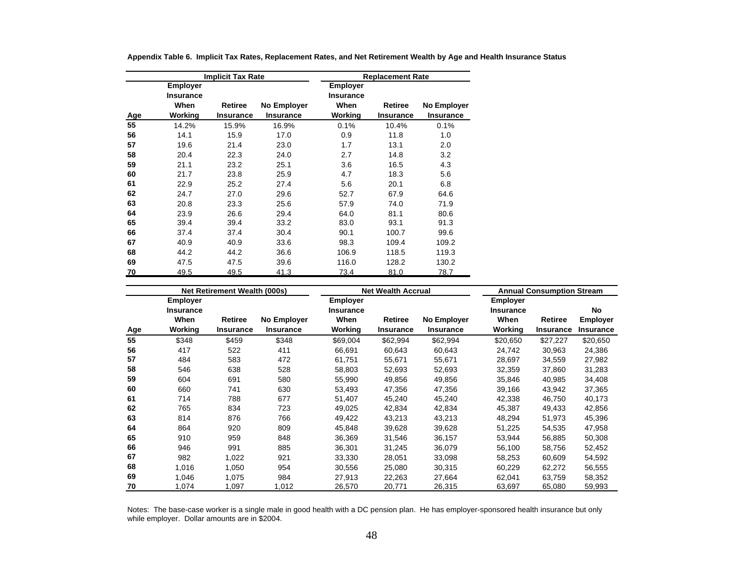**Appendix Table 6. Implicit Tax Rates, Replacement Rates, and Net Retirement Wealth by Age and Health Insurance Status**

| | Implicit Tax Rate | | | Replacement Rate | | |
|---|---|---|---|---|---|---|
| Age | Employer Insurance When Working | Retiree Insurance | No Employer Insurance | Employer Insurance When Working | Retiree Insurance | No Employer Insurance |
| 55 | 14.2% | 15.9% | 16.9% | 0.1% | 10.4% | 0.1% |
| 56 | 14.1 | 15.9 | 17.0 | 0.9 | 11.8 | 1.0 |
| 57 | 19.6 | 21.4 | 23.0 | 1.7 | 13.1 | 2.0 |
| 58 | 20.4 | 22.3 | 24.0 | 2.7 | 14.8 | 3.2 |
| 59 | 21.1 | 23.2 | 25.1 | 3.6 | 16.5 | 4.3 |
| 60 | 21.7 | 23.8 | 25.9 | 4.7 | 18.3 | 5.6 |
| 61 | 22.9 | 25.2 | 27.4 | 5.6 | 20.1 | 6.8 |
| 62 | 24.7 | 27.0 | 29.6 | 52.7 | 67.9 | 64.6 |
| 63 | 20.8 | 23.3 | 25.6 | 57.9 | 74.0 | 71.9 |
| 64 | 23.9 | 26.6 | 29.4 | 64.0 | 81.1 | 80.6 |
| 65 | 39.4 | 39.4 | 33.2 | 83.0 | 93.1 | 91.3 |
| 66 | 37.4 | 37.4 | 30.4 | 90.1 | 100.7 | 99.6 |
| 67 | 40.9 | 40.9 | 33.6 | 98.3 | 109.4 | 109.2 |
| 68 | 44.2 | 44.2 | 36.6 | 106.9 | 118.5 | 119.3 |
| 69 | 47.5 | 47.5 | 39.6 | 116.0 | 128.2 | 130.2 |
| 70 | 49.5 | 49.5 | 41.3 | 73.4 | 81.0 | 78.7 |

| | Net Retirement Wealth (000s) | | | Net Wealth Accrual | | | Annual Consumption Stream | | |
|---|---|---|---|---|---|---|---|---|---|
| Age | Employer Insurance When Working | Retiree Insurance | No Employer Insurance | Employer Insurance When Working | Retiree Insurance | No Employer Insurance | Employer Insurance When Working | Retiree Insurance | No Employer Insurance |
| 55 | $348 | $459 | $348 | $69,004 | $62,994 | $62,994 | $20,650 | $27,227 | $20,650 |
| 56 | 417 | 522 | 411 | 66,691 | 60,643 | 60,643 | 24,742 | 30,963 | 24,386 |
| 57 | 484 | 583 | 472 | 61,751 | 55,671 | 55,671 | 28,697 | 34,559 | 27,982 |
| 58 | 546 | 638 | 528 | 58,803 | 52,693 | 52,693 | 32,359 | 37,860 | 31,283 |
| 59 | 604 | 691 | 580 | 55,990 | 49,856 | 49,856 | 35,846 | 40,985 | 34,408 |
| 60 | 660 | 741 | 630 | 53,493 | 47,356 | 47,356 | 39,166 | 43,942 | 37,365 |
| 61 | 714 | 788 | 677 | 51,407 | 45,240 | 45,240 | 42,338 | 46,750 | 40,173 |
| 62 | 765 | 834 | 723 | 49,025 | 42,834 | 42,834 | 45,387 | 49,433 | 42,856 |
| 63 | 814 | 876 | 766 | 49,422 | 43,213 | 43,213 | 48,294 | 51,973 | 45,396 |
| 64 | 864 | 920 | 809 | 45,848 | 39,628 | 39,628 | 51,225 | 54,535 | 47,958 |
| 65 | 910 | 959 | 848 | 36,369 | 31,546 | 36,157 | 53,944 | 56,885 | 50,308 |
| 66 | 946 | 991 | 885 | 36,301 | 31,245 | 36,079 | 56,100 | 58,756 | 52,452 |
| 67 | 982 | 1,022 | 921 | 33,330 | 28,051 | 33,098 | 58,253 | 60,609 | 54,592 |
| 68 | 1,016 | 1,050 | 954 | 30,556 | 25,080 | 30,315 | 60,229 | 62,272 | 56,555 |
| 69 | 1,046 | 1,075 | 984 | 27,913 | 22,263 | 27,664 | 62,041 | 63,759 | 58,352 |
| 70 | 1,074 | 1,097 | 1,012 | 26,570 | 20,771 | 26,315 | 63,697 | 65,080 | 59,993 |

Notes: The base-case worker is a single male in good health with a DC pension plan. He has employer-sponsored health insurance but only while employer. Dollar amounts are in $2004.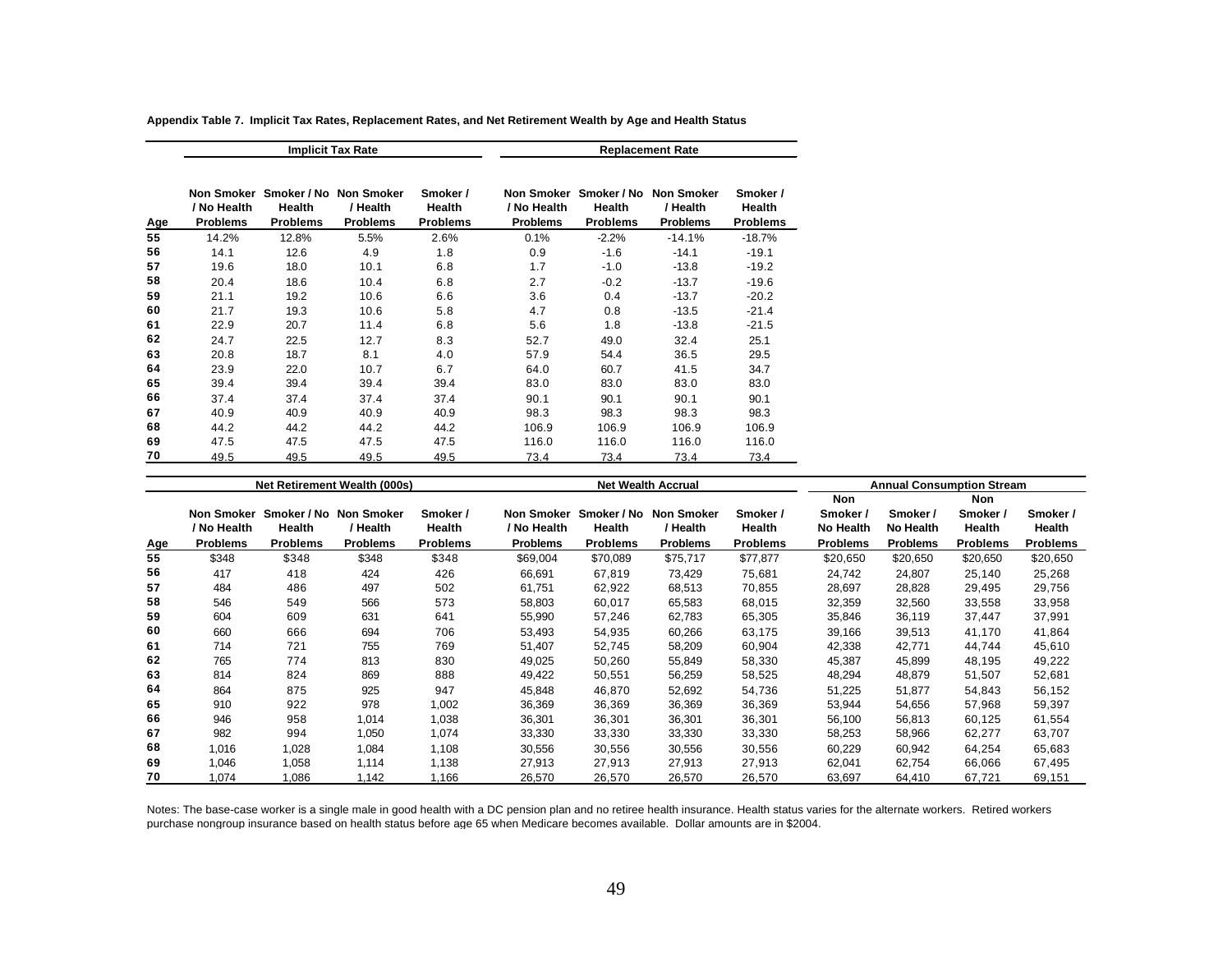**Appendix Table 7. Implicit Tax Rates, Replacement Rates, and Net Retirement Wealth by Age and Health Status**

| | Implicit Tax Rate | | | | Replacement Rate | | | |
|---|---|---|---|---|---|---|---|---|
| Age | Non Smoker / No Health Problems | Smoker / No Health Problems | Non Smoker / Health Problems | Smoker / Health Problems | Non Smoker / No Health Problems | Smoker / No Health Problems | Non Smoker / Health Problems | Smoker / Health Problems |
| 55 | 14.2% | 12.8% | 5.5% | 2.6% | 0.1% | -2.2% | -14.1% | -18.7% |
| 56 | 14.1 | 12.6 | 4.9 | 1.8 | 0.9 | -1.6 | -14.1 | -19.1 |
| 57 | 19.6 | 18.0 | 10.1 | 6.8 | 1.7 | -1.0 | -13.8 | -19.2 |
| 58 | 20.4 | 18.6 | 10.4 | 6.8 | 2.7 | -0.2 | -13.7 | -19.6 |
| 59 | 21.1 | 19.2 | 10.6 | 6.6 | 3.6 | 0.4 | -13.7 | -20.2 |
| 60 | 21.7 | 19.3 | 10.6 | 5.8 | 4.7 | 0.8 | -13.5 | -21.4 |
| 61 | 22.9 | 20.7 | 11.4 | 6.8 | 5.6 | 1.8 | -13.8 | -21.5 |
| 62 | 24.7 | 22.5 | 12.7 | 8.3 | 52.7 | 49.0 | 32.4 | 25.1 |
| 63 | 20.8 | 18.7 | 8.1 | 4.0 | 57.9 | 54.4 | 36.5 | 29.5 |
| 64 | 23.9 | 22.0 | 10.7 | 6.7 | 64.0 | 60.7 | 41.5 | 34.7 |
| 65 | 39.4 | 39.4 | 39.4 | 39.4 | 83.0 | 83.0 | 83.0 | 83.0 |
| 66 | 37.4 | 37.4 | 37.4 | 37.4 | 90.1 | 90.1 | 90.1 | 90.1 |
| 67 | 40.9 | 40.9 | 40.9 | 40.9 | 98.3 | 98.3 | 98.3 | 98.3 |
| 68 | 44.2 | 44.2 | 44.2 | 44.2 | 106.9 | 106.9 | 106.9 | 106.9 |
| 69 | 47.5 | 47.5 | 47.5 | 47.5 | 116.0 | 116.0 | 116.0 | 116.0 |
| 70 | 49.5 | 49.5 | 49.5 | 49.5 | 73.4 | 73.4 | 73.4 | 73.4 |

| | Net Retirement Wealth (000s) | | | | Net Wealth Accrual | | | | Annual Consumption Stream | | | |
|---|---|---|---|---|---|---|---|---|---|---|---|---|
| Age | Non Smoker / No Health Problems | Smoker / No Health Problems | Non Smoker / Health Problems | Smoker / Health Problems | Non Smoker / No Health Problems | Smoker / No Health Problems | Non Smoker / Health Problems | Smoker / Health Problems | Non Smoker / No Health Problems | Smoker / No Health Problems | Non Smoker / Health Problems | Smoker / Health Problems |
| 55 | $348 | $348 | $348 | $348 | $69,004 | $70,089 | $75,717 | $77,877 | $20,650 | $20,650 | $20,650 | $20,650 |
| 56 | 417 | 418 | 424 | 426 | 66,691 | 67,819 | 73,429 | 75,681 | 24,742 | 24,807 | 25,140 | 25,268 |
| 57 | 484 | 486 | 497 | 502 | 61,751 | 62,922 | 68,513 | 70,855 | 28,697 | 28,828 | 29,495 | 29,756 |
| 58 | 546 | 549 | 566 | 573 | 58,803 | 60,017 | 65,583 | 68,015 | 32,359 | 32,560 | 33,558 | 33,958 |
| 59 | 604 | 609 | 631 | 641 | 55,990 | 57,246 | 62,783 | 65,305 | 35,846 | 36,119 | 37,447 | 37,991 |
| 60 | 660 | 666 | 694 | 706 | 53,493 | 54,935 | 60,266 | 63,175 | 39,166 | 39,513 | 41,170 | 41,864 |
| 61 | 714 | 721 | 755 | 769 | 51,407 | 52,745 | 58,209 | 60,904 | 42,338 | 42,771 | 44,744 | 45,610 |
| 62 | 765 | 774 | 813 | 830 | 49,025 | 50,260 | 55,849 | 58,330 | 45,387 | 45,899 | 48,195 | 49,222 |
| 63 | 814 | 824 | 869 | 888 | 49,422 | 50,551 | 56,259 | 58,525 | 48,294 | 48,879 | 51,507 | 52,681 |
| 64 | 864 | 875 | 925 | 947 | 45,848 | 46,870 | 52,692 | 54,736 | 51,225 | 51,877 | 54,843 | 56,152 |
| 65 | 910 | 922 | 978 | 1,002 | 36,369 | 36,369 | 36,369 | 36,369 | 53,944 | 54,656 | 57,968 | 59,397 |
| 66 | 946 | 958 | 1,014 | 1,038 | 36,301 | 36,301 | 36,301 | 36,301 | 56,100 | 56,813 | 60,125 | 61,554 |
| 67 | 982 | 994 | 1,050 | 1,074 | 33,330 | 33,330 | 33,330 | 33,330 | 58,253 | 58,966 | 62,277 | 63,707 |
| 68 | 1,016 | 1,028 | 1,084 | 1,108 | 30,556 | 30,556 | 30,556 | 30,556 | 60,229 | 60,942 | 64,254 | 65,683 |
| 69 | 1,046 | 1,058 | 1,114 | 1,138 | 27,913 | 27,913 | 27,913 | 27,913 | 62,041 | 62,754 | 66,066 | 67,495 |
| 70 | 1,074 | 1,086 | 1,142 | 1,166 | 26,570 | 26,570 | 26,570 | 26,570 | 63,697 | 64,410 | 67,721 | 69,151 |

Notes: The base-case worker is a single male in good health with a DC pension plan and no retiree health insurance. Health status varies for the alternate workers. Retired workers purchase nongroup insurance based on health status before age 65 when Medicare becomes available. Dollar amounts are in $2004.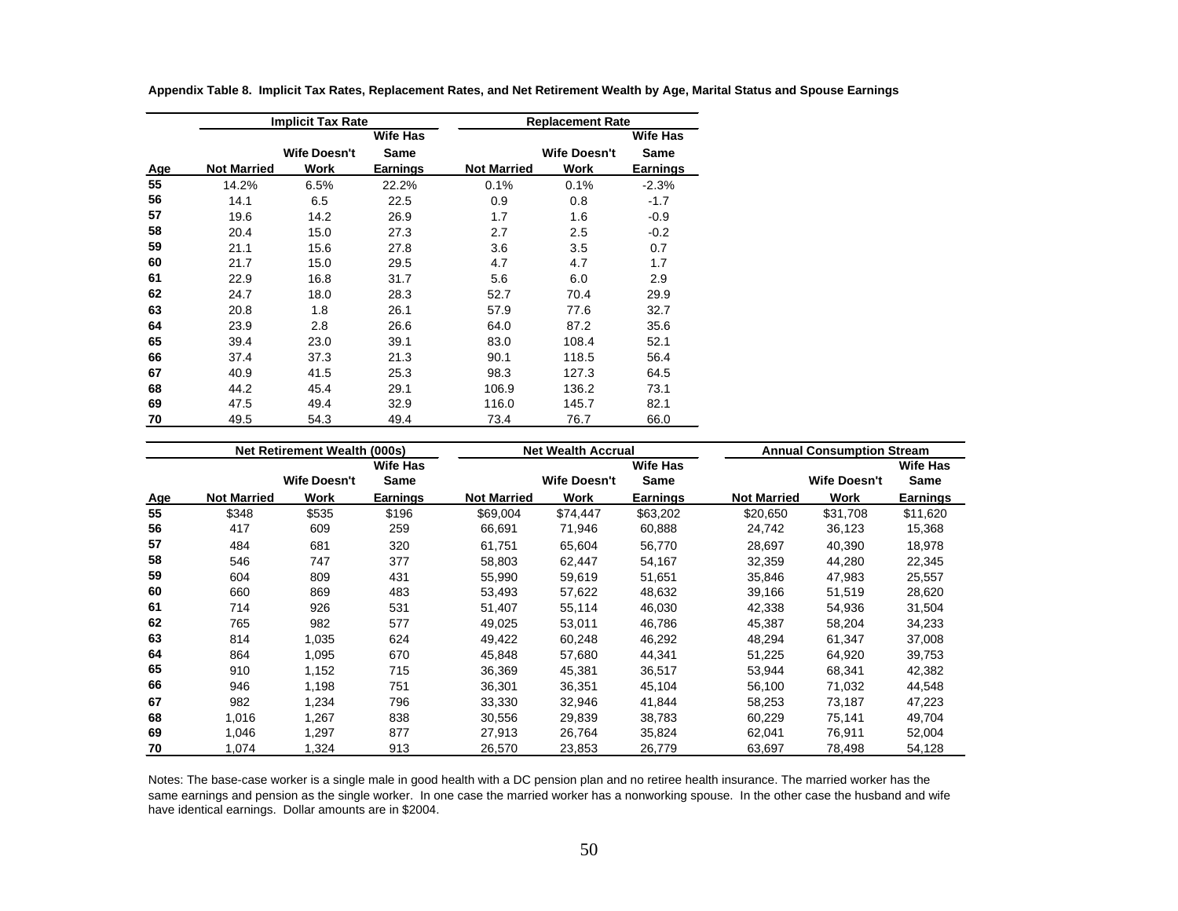**Appendix Table 8. Implicit Tax Rates, Replacement Rates, and Net Retirement Wealth by Age, Marital Status and Spouse Earnings**

| | Implicit Tax Rate | | | Replacement Rate | | |
|---|---|---|---|---|---|---|
| Age | Not Married | Wife Doesn't Work | Wife Has Same Earnings | Not Married | Wife Doesn't Work | Wife Has Same Earnings |
| 55 | 14.2% | 6.5% | 22.2% | 0.1% | 0.1% | -2.3% |
| 56 | 14.1 | 6.5 | 22.5 | 0.9 | 0.8 | -1.7 |
| 57 | 19.6 | 14.2 | 26.9 | 1.7 | 1.6 | -0.9 |
| 58 | 20.4 | 15.0 | 27.3 | 2.7 | 2.5 | -0.2 |
| 59 | 21.1 | 15.6 | 27.8 | 3.6 | 3.5 | 0.7 |
| 60 | 21.7 | 15.0 | 29.5 | 4.7 | 4.7 | 1.7 |
| 61 | 22.9 | 16.8 | 31.7 | 5.6 | 6.0 | 2.9 |
| 62 | 24.7 | 18.0 | 28.3 | 52.7 | 70.4 | 29.9 |
| 63 | 20.8 | 1.8 | 26.1 | 57.9 | 77.6 | 32.7 |
| 64 | 23.9 | 2.8 | 26.6 | 64.0 | 87.2 | 35.6 |
| 65 | 39.4 | 23.0 | 39.1 | 83.0 | 108.4 | 52.1 |
| 66 | 37.4 | 37.3 | 21.3 | 90.1 | 118.5 | 56.4 |
| 67 | 40.9 | 41.5 | 25.3 | 98.3 | 127.3 | 64.5 |
| 68 | 44.2 | 45.4 | 29.1 | 106.9 | 136.2 | 73.1 |
| 69 | 47.5 | 49.4 | 32.9 | 116.0 | 145.7 | 82.1 |
| 70 | 49.5 | 54.3 | 49.4 | 73.4 | 76.7 | 66.0 |

| | Net Retirement Wealth (000s) | | | Net Wealth Accrual | | | Annual Consumption Stream | | |
|---|---|---|---|---|---|---|---|---|---|
| Age | Not Married | Wife Doesn't Work | Wife Has Same Earnings | Not Married | Wife Doesn't Work | Wife Has Same Earnings | Not Married | Wife Doesn't Work | Wife Has Same Earnings |
| 55 | $348 | $535 | $196 | $69,004 | $74,447 | $63,202 | $20,650 | $31,708 | $11,620 |
| 56 | 417 | 609 | 259 | 66,691 | 71,946 | 60,888 | 24,742 | 36,123 | 15,368 |
| 57 | 484 | 681 | 320 | 61,751 | 65,604 | 56,770 | 28,697 | 40,390 | 18,978 |
| 58 | 546 | 747 | 377 | 58,803 | 62,447 | 54,167 | 32,359 | 44,280 | 22,345 |
| 59 | 604 | 809 | 431 | 55,990 | 59,619 | 51,651 | 35,846 | 47,983 | 25,557 |
| 60 | 660 | 869 | 483 | 53,493 | 57,622 | 48,632 | 39,166 | 51,519 | 28,620 |
| 61 | 714 | 926 | 531 | 51,407 | 55,114 | 46,030 | 42,338 | 54,936 | 31,504 |
| 62 | 765 | 982 | 577 | 49,025 | 53,011 | 46,786 | 45,387 | 58,204 | 34,233 |
| 63 | 814 | 1,035 | 624 | 49,422 | 60,248 | 46,292 | 48,294 | 61,347 | 37,008 |
| 64 | 864 | 1,095 | 670 | 45,848 | 57,680 | 44,341 | 51,225 | 64,920 | 39,753 |
| 65 | 910 | 1,152 | 715 | 36,369 | 45,381 | 36,517 | 53,944 | 68,341 | 42,382 |
| 66 | 946 | 1,198 | 751 | 36,301 | 36,351 | 45,104 | 56,100 | 71,032 | 44,548 |
| 67 | 982 | 1,234 | 796 | 33,330 | 32,946 | 41,844 | 58,253 | 73,187 | 47,223 |
| 68 | 1,016 | 1,267 | 838 | 30,556 | 29,839 | 38,783 | 60,229 | 75,141 | 49,704 |
| 69 | 1,046 | 1,297 | 877 | 27,913 | 26,764 | 35,824 | 62,041 | 76,911 | 52,004 |
| 70 | 1,074 | 1,324 | 913 | 26,570 | 23,853 | 26,779 | 63,697 | 78,498 | 54,128 |

Notes: The base-case worker is a single male in good health with a DC pension plan and no retiree health insurance. The married worker has the same earnings and pension as the single worker. In one case the married worker has a nonworking spouse. In the other case the husband and wife have identical earnings. Dollar amounts are in $2004.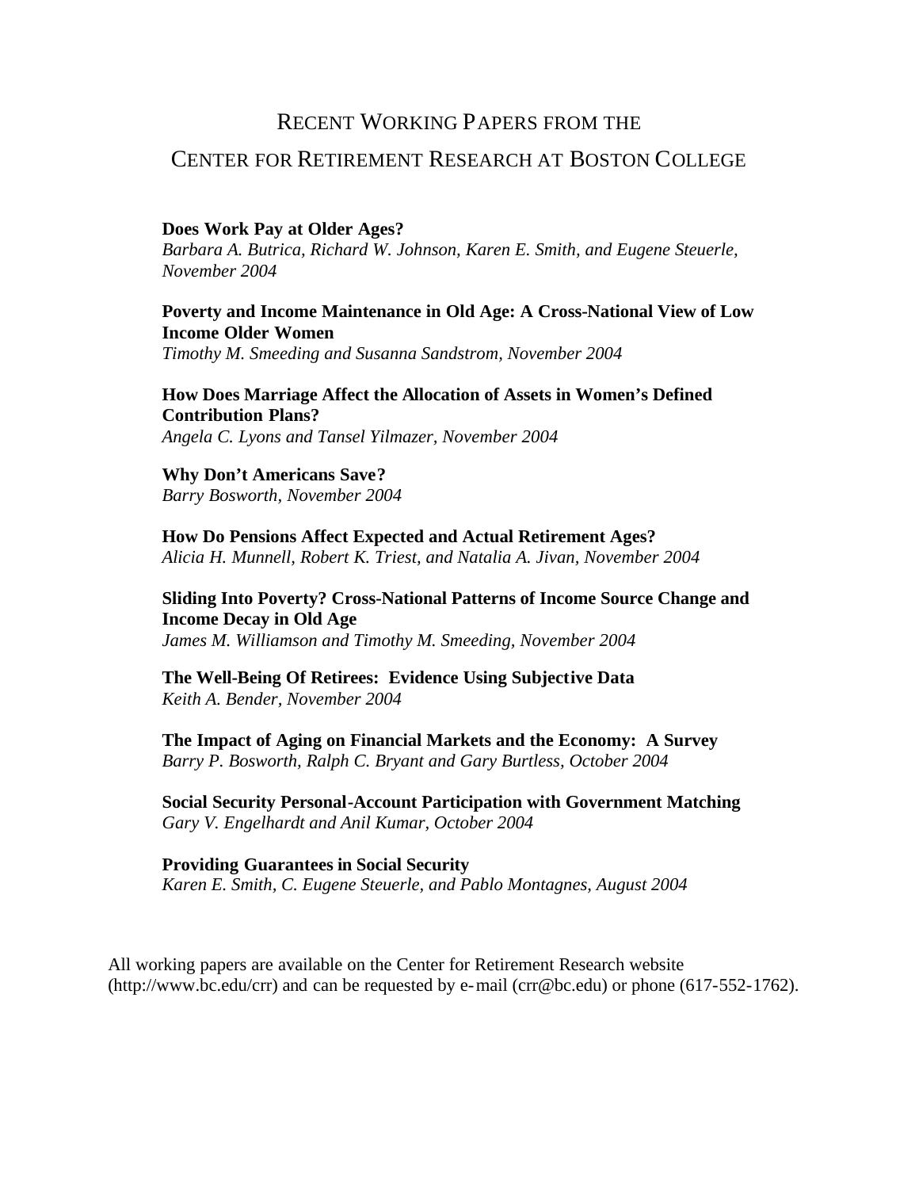# Recent Working Papers from the Center for Retirement Research at Boston College

**Does Work Pay at Older Ages?**
*Barbara A. Butrica, Richard W. Johnson, Karen E. Smith, and Eugene Steuerle, November 2004*

**Poverty and Income Maintenance in Old Age: A Cross-National View of Low Income Older Women**
*Timothy M. Smeeding and Susanna Sandstrom, November 2004*

**How Does Marriage Affect the Allocation of Assets in Women's Defined Contribution Plans?**
*Angela C. Lyons and Tansel Yilmazer, November 2004*

**Why Don't Americans Save?**
*Barry Bosworth, November 2004*

**How Do Pensions Affect Expected and Actual Retirement Ages?**
*Alicia H. Munnell, Robert K. Triest, and Natalia A. Jivan, November 2004*

**Sliding Into Poverty? Cross-National Patterns of Income Source Change and Income Decay in Old Age**
*James M. Williamson and Timothy M. Smeeding, November 2004*

**The Well-Being Of Retirees: Evidence Using Subjective Data**
*Keith A. Bender, November 2004*

**The Impact of Aging on Financial Markets and the Economy: A Survey**
*Barry P. Bosworth, Ralph C. Bryant and Gary Burtless, October 2004*

**Social Security Personal-Account Participation with Government Matching**
*Gary V. Engelhardt and Anil Kumar, October 2004*

**Providing Guarantees in Social Security**
*Karen E. Smith, C. Eugene Steuerle, and Pablo Montagnes, August 2004*

All working papers are available on the Center for Retirement Research website (http://www.bc.edu/crr) and can be requested by e-mail (crr@bc.edu) or phone (617-552-1762).